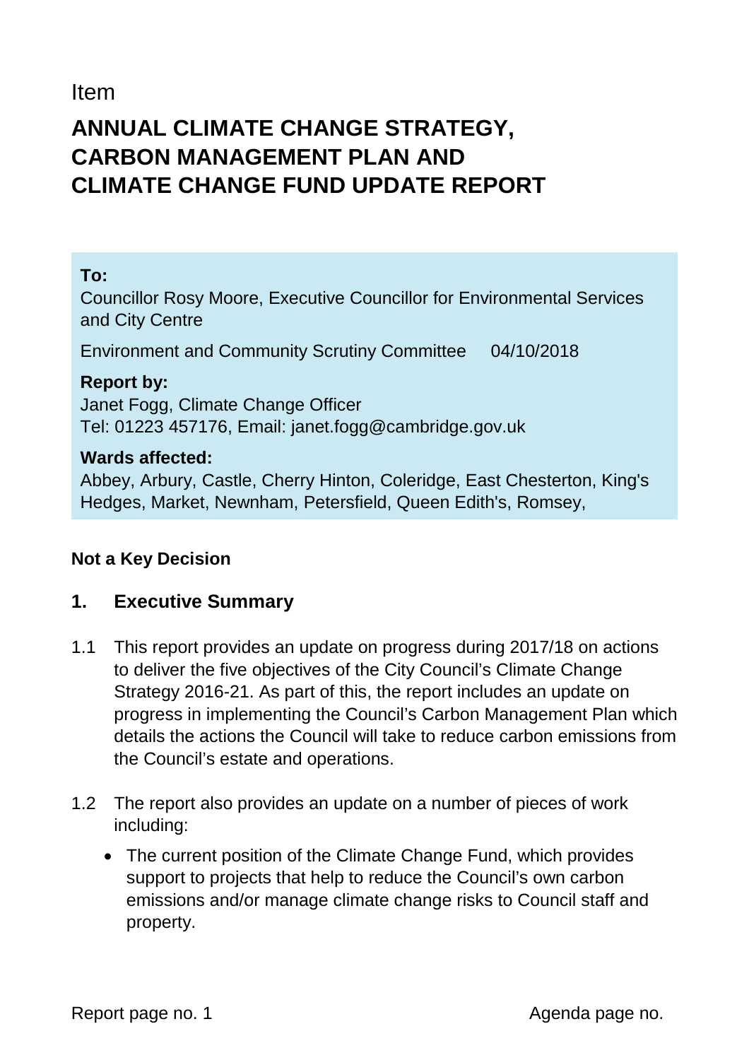Item

# ANNUAL CLIMATE CHANGE STRATEGY, CARBON MANAGEMENT PLAN AND CLIMATE CHANGE FUND UPDATE REPORT

**To:**
Councillor Rosy Moore, Executive Councillor for Environmental Services and City Centre

Environment and Community Scrutiny Committee 04/10/2018

**Report by:**
Janet Fogg, Climate Change Officer
Tel: 01223 457176, Email: janet.fogg@cambridge.gov.uk

**Wards affected:**
Abbey, Arbury, Castle, Cherry Hinton, Coleridge, East Chesterton, King's Hedges, Market, Newnham, Petersfield, Queen Edith's, Romsey,

**Not a Key Decision**

## 1. Executive Summary

1.1 This report provides an update on progress during 2017/18 on actions to deliver the five objectives of the City Council's Climate Change Strategy 2016-21. As part of this, the report includes an update on progress in implementing the Council's Carbon Management Plan which details the actions the Council will take to reduce carbon emissions from the Council's estate and operations.

1.2 The report also provides an update on a number of pieces of work including:

- The current position of the Climate Change Fund, which provides support to projects that help to reduce the Council's own carbon emissions and/or manage climate change risks to Council staff and property.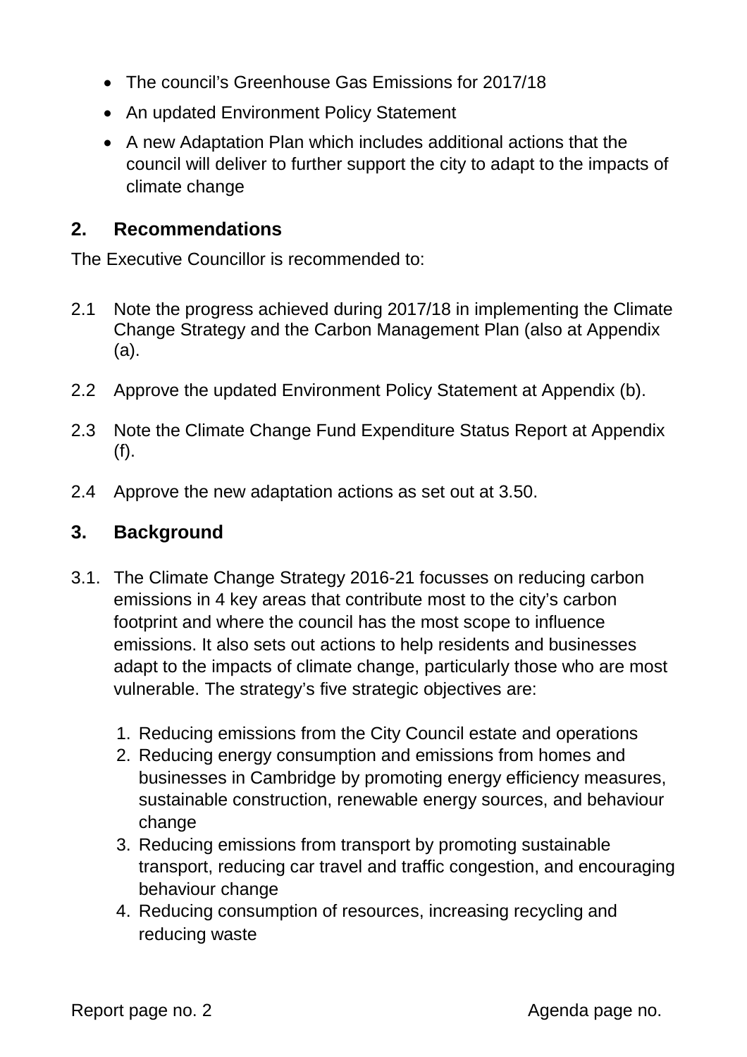- The council's Greenhouse Gas Emissions for 2017/18
- An updated Environment Policy Statement
- A new Adaptation Plan which includes additional actions that the council will deliver to further support the city to adapt to the impacts of climate change

## 2. Recommendations

The Executive Councillor is recommended to:

2.1 Note the progress achieved during 2017/18 in implementing the Climate Change Strategy and the Carbon Management Plan (also at Appendix (a).

2.2 Approve the updated Environment Policy Statement at Appendix (b).

2.3 Note the Climate Change Fund Expenditure Status Report at Appendix (f).

2.4 Approve the new adaptation actions as set out at 3.50.

## 3. Background

3.1. The Climate Change Strategy 2016-21 focusses on reducing carbon emissions in 4 key areas that contribute most to the city's carbon footprint and where the council has the most scope to influence emissions. It also sets out actions to help residents and businesses adapt to the impacts of climate change, particularly those who are most vulnerable. The strategy's five strategic objectives are:

1. Reducing emissions from the City Council estate and operations
2. Reducing energy consumption and emissions from homes and businesses in Cambridge by promoting energy efficiency measures, sustainable construction, renewable energy sources, and behaviour change
3. Reducing emissions from transport by promoting sustainable transport, reducing car travel and traffic congestion, and encouraging behaviour change
4. Reducing consumption of resources, increasing recycling and reducing waste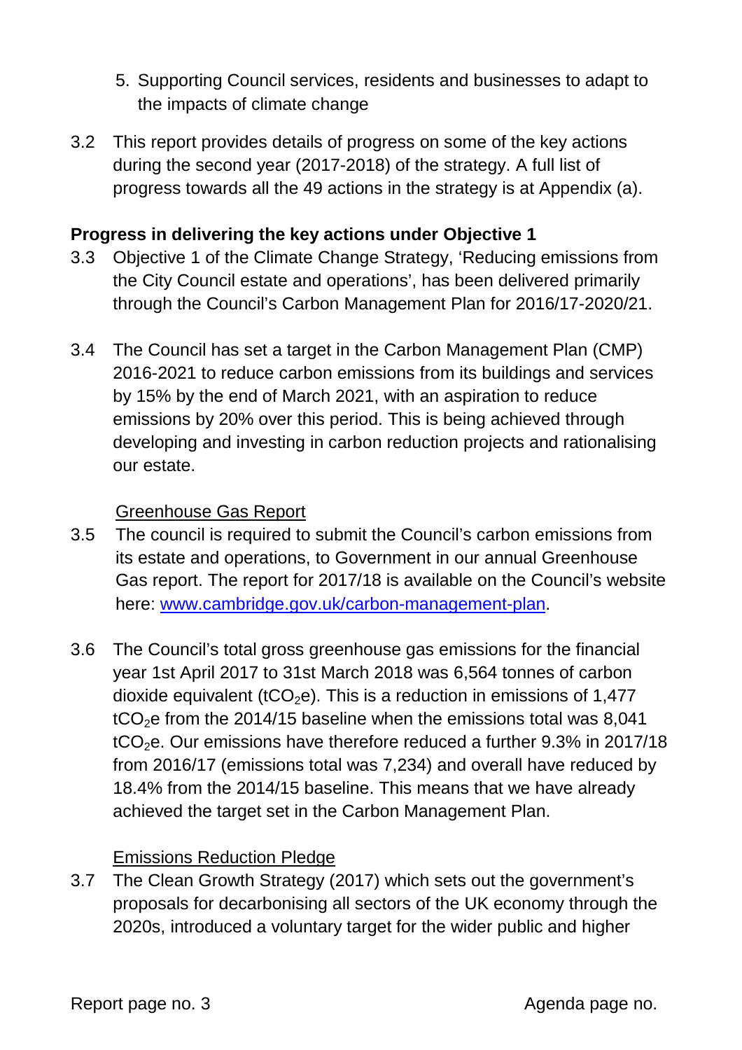5. Supporting Council services, residents and businesses to adapt to the impacts of climate change

3.2 This report provides details of progress on some of the key actions during the second year (2017-2018) of the strategy. A full list of progress towards all the 49 actions in the strategy is at Appendix (a).

**Progress in delivering the key actions under Objective 1**

3.3 Objective 1 of the Climate Change Strategy, 'Reducing emissions from the City Council estate and operations', has been delivered primarily through the Council's Carbon Management Plan for 2016/17-2020/21.

3.4 The Council has set a target in the Carbon Management Plan (CMP) 2016-2021 to reduce carbon emissions from its buildings and services by 15% by the end of March 2021, with an aspiration to reduce emissions by 20% over this period. This is being achieved through developing and investing in carbon reduction projects and rationalising our estate.

<u>Greenhouse Gas Report</u>

3.5 The council is required to submit the Council's carbon emissions from its estate and operations, to Government in our annual Greenhouse Gas report. The report for 2017/18 is available on the Council's website here: [www.cambridge.gov.uk/carbon-management-plan](www.cambridge.gov.uk/carbon-management-plan).

3.6 The Council's total gross greenhouse gas emissions for the financial year 1st April 2017 to 31st March 2018 was 6,564 tonnes of carbon dioxide equivalent ($tCO_2e$). This is a reduction in emissions of 1,477 $tCO_2e$ from the 2014/15 baseline when the emissions total was 8,041 $tCO_2e$. Our emissions have therefore reduced a further 9.3% in 2017/18 from 2016/17 (emissions total was 7,234) and overall have reduced by 18.4% from the 2014/15 baseline. This means that we have already achieved the target set in the Carbon Management Plan.

<u>Emissions Reduction Pledge</u>

3.7 The Clean Growth Strategy (2017) which sets out the government's proposals for decarbonising all sectors of the UK economy through the 2020s, introduced a voluntary target for the wider public and higher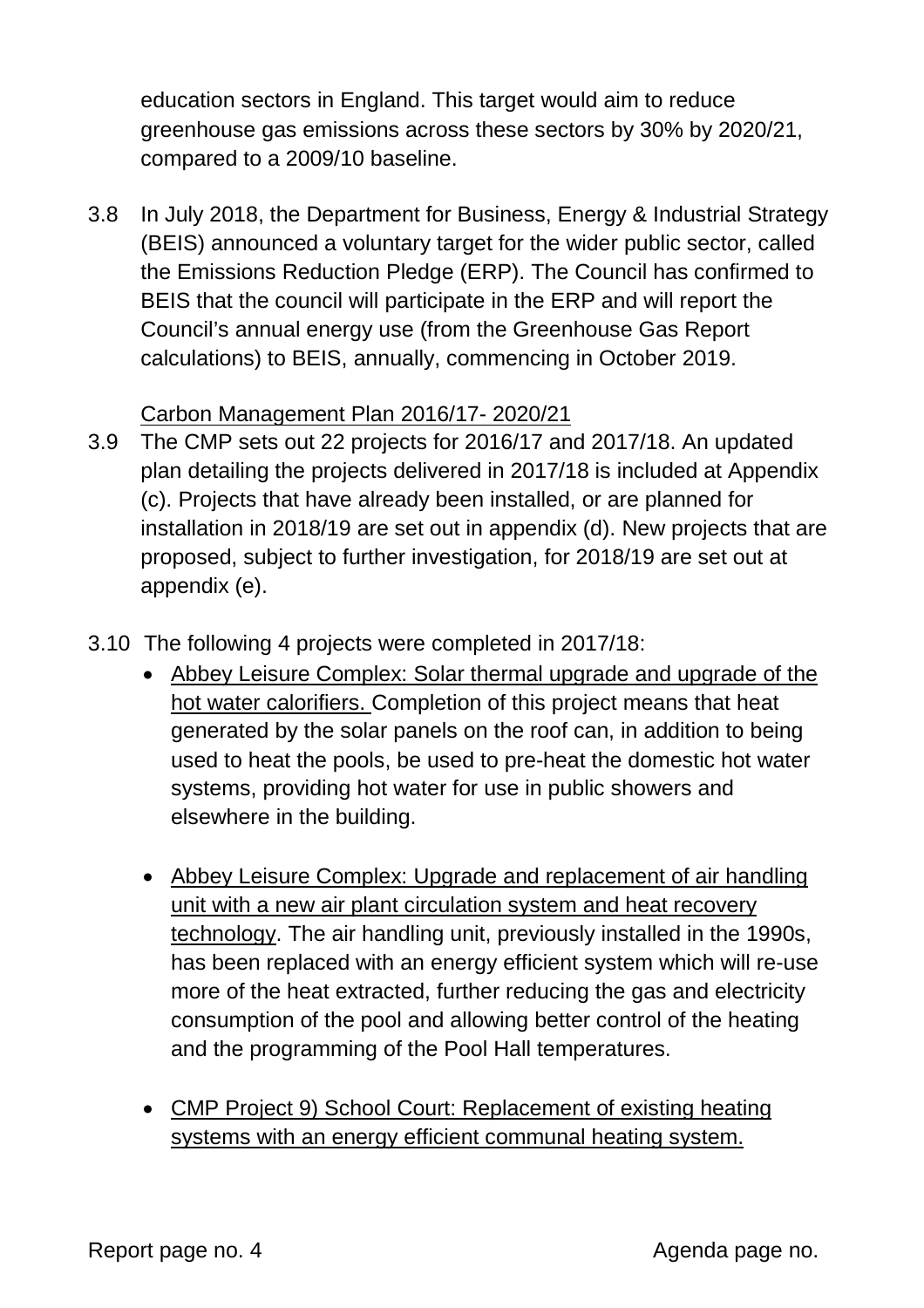education sectors in England. This target would aim to reduce greenhouse gas emissions across these sectors by 30% by 2020/21, compared to a 2009/10 baseline.

3.8 In July 2018, the Department for Business, Energy & Industrial Strategy (BEIS) announced a voluntary target for the wider public sector, called the Emissions Reduction Pledge (ERP). The Council has confirmed to BEIS that the council will participate in the ERP and will report the Council's annual energy use (from the Greenhouse Gas Report calculations) to BEIS, annually, commencing in October 2019.

<u>Carbon Management Plan 2016/17- 2020/21</u>

3.9 The CMP sets out 22 projects for 2016/17 and 2017/18. An updated plan detailing the projects delivered in 2017/18 is included at Appendix (c). Projects that have already been installed, or are planned for installation in 2018/19 are set out in appendix (d). New projects that are proposed, subject to further investigation, for 2018/19 are set out at appendix (e).

3.10 The following 4 projects were completed in 2017/18:

- <u>Abbey Leisure Complex: Solar thermal upgrade and upgrade of the hot water calorifiers.</u> Completion of this project means that heat generated by the solar panels on the roof can, in addition to being used to heat the pools, be used to pre-heat the domestic hot water systems, providing hot water for use in public showers and elsewhere in the building.

- <u>Abbey Leisure Complex: Upgrade and replacement of air handling unit with a new air plant circulation system and heat recovery technology</u>. The air handling unit, previously installed in the 1990s, has been replaced with an energy efficient system which will re-use more of the heat extracted, further reducing the gas and electricity consumption of the pool and allowing better control of the heating and the programming of the Pool Hall temperatures.

- <u>CMP Project 9) School Court: Replacement of existing heating systems with an energy efficient communal heating system.</u>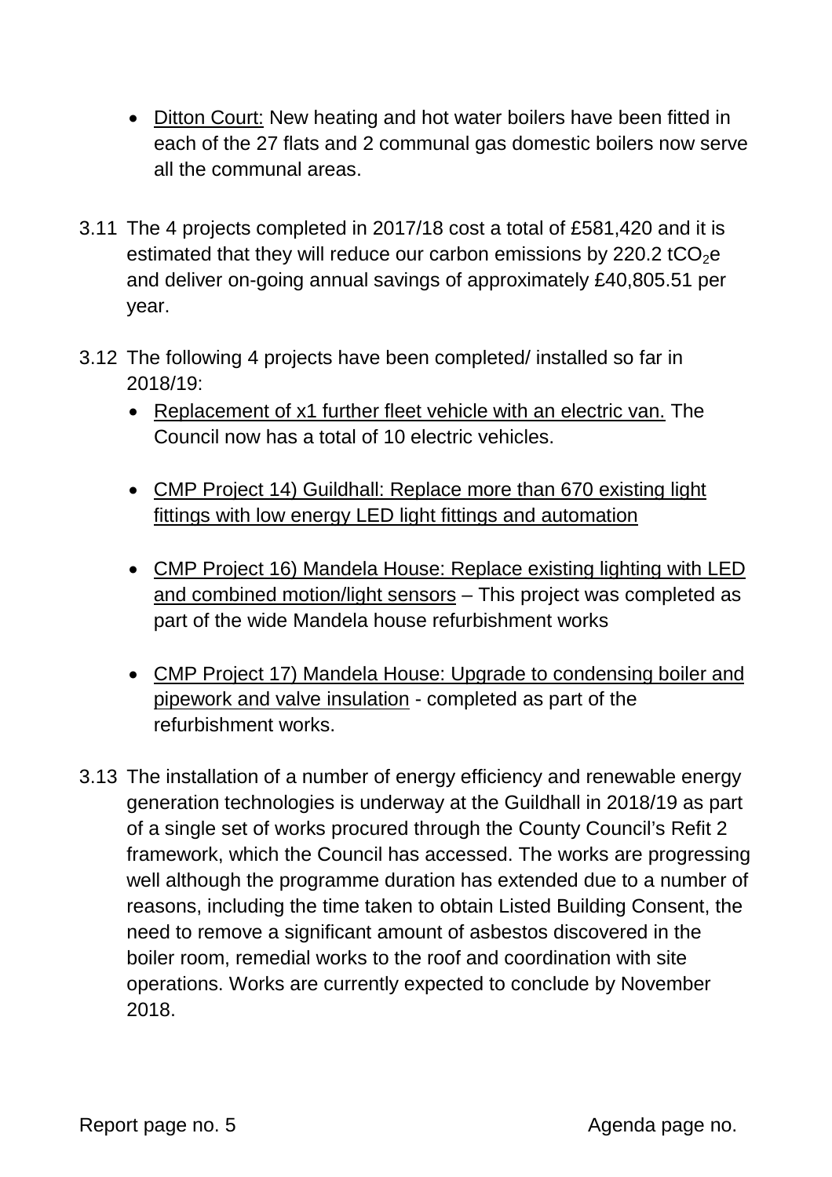- <u>Ditton Court:</u> New heating and hot water boilers have been fitted in each of the 27 flats and 2 communal gas domestic boilers now serve all the communal areas.

3.11 The 4 projects completed in 2017/18 cost a total of £581,420 and it is estimated that they will reduce our carbon emissions by 220.2 $tCO_2e$ and deliver on-going annual savings of approximately £40,805.51 per year.

3.12 The following 4 projects have been completed/ installed so far in 2018/19:

- <u>Replacement of x1 further fleet vehicle with an electric van.</u> The Council now has a total of 10 electric vehicles.

- <u>CMP Project 14) Guildhall: Replace more than 670 existing light fittings with low energy LED light fittings and automation</u>

- <u>CMP Project 16) Mandela House: Replace existing lighting with LED and combined motion/light sensors</u> – This project was completed as part of the wide Mandela house refurbishment works

- <u>CMP Project 17) Mandela House: Upgrade to condensing boiler and pipework and valve insulation</u> - completed as part of the refurbishment works.

3.13 The installation of a number of energy efficiency and renewable energy generation technologies is underway at the Guildhall in 2018/19 as part of a single set of works procured through the County Council's Refit 2 framework, which the Council has accessed. The works are progressing well although the programme duration has extended due to a number of reasons, including the time taken to obtain Listed Building Consent, the need to remove a significant amount of asbestos discovered in the boiler room, remedial works to the roof and coordination with site operations. Works are currently expected to conclude by November 2018.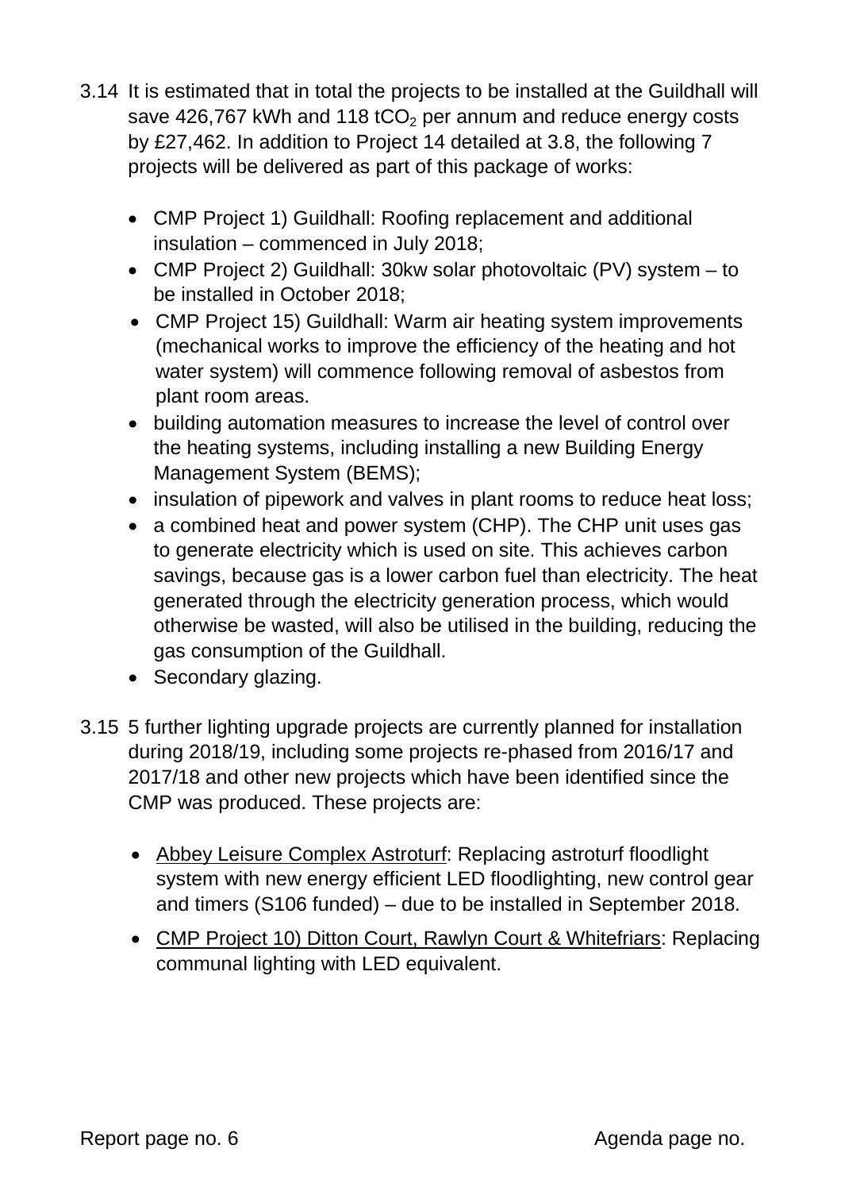3.14 It is estimated that in total the projects to be installed at the Guildhall will save 426,767 kWh and 118 $tCO_2$ per annum and reduce energy costs by £27,462. In addition to Project 14 detailed at 3.8, the following 7 projects will be delivered as part of this package of works:

- CMP Project 1) Guildhall: Roofing replacement and additional insulation – commenced in July 2018;
- CMP Project 2) Guildhall: 30kw solar photovoltaic (PV) system – to be installed in October 2018;
- CMP Project 15) Guildhall: Warm air heating system improvements (mechanical works to improve the efficiency of the heating and hot water system) will commence following removal of asbestos from plant room areas.
- building automation measures to increase the level of control over the heating systems, including installing a new Building Energy Management System (BEMS);
- insulation of pipework and valves in plant rooms to reduce heat loss;
- a combined heat and power system (CHP). The CHP unit uses gas to generate electricity which is used on site. This achieves carbon savings, because gas is a lower carbon fuel than electricity. The heat generated through the electricity generation process, which would otherwise be wasted, will also be utilised in the building, reducing the gas consumption of the Guildhall.
- Secondary glazing.

3.15 5 further lighting upgrade projects are currently planned for installation during 2018/19, including some projects re-phased from 2016/17 and 2017/18 and other new projects which have been identified since the CMP was produced. These projects are:

- Abbey Leisure Complex Astroturf: Replacing astroturf floodlight system with new energy efficient LED floodlighting, new control gear and timers (S106 funded) – due to be installed in September 2018.
- CMP Project 10) Ditton Court, Rawlyn Court & Whitefriars: Replacing communal lighting with LED equivalent.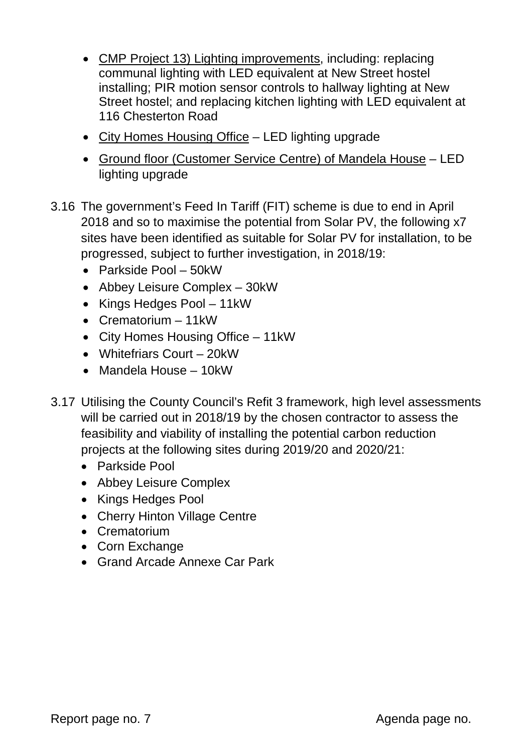- <u>CMP Project 13) Lighting improvements</u>, including: replacing communal lighting with LED equivalent at New Street hostel installing; PIR motion sensor controls to hallway lighting at New Street hostel; and replacing kitchen lighting with LED equivalent at 116 Chesterton Road
- <u>City Homes Housing Office</u> – LED lighting upgrade
- <u>Ground floor (Customer Service Centre) of Mandela House</u> – LED lighting upgrade

3.16 The government's Feed In Tariff (FIT) scheme is due to end in April 2018 and so to maximise the potential from Solar PV, the following x7 sites have been identified as suitable for Solar PV for installation, to be progressed, subject to further investigation, in 2018/19:

- Parkside Pool – 50kW
- Abbey Leisure Complex – 30kW
- Kings Hedges Pool – 11kW
- Crematorium – 11kW
- City Homes Housing Office – 11kW
- Whitefriars Court – 20kW
- Mandela House – 10kW

3.17 Utilising the County Council's Refit 3 framework, high level assessments will be carried out in 2018/19 by the chosen contractor to assess the feasibility and viability of installing the potential carbon reduction projects at the following sites during 2019/20 and 2020/21:

- Parkside Pool
- Abbey Leisure Complex
- Kings Hedges Pool
- Cherry Hinton Village Centre
- Crematorium
- Corn Exchange
- Grand Arcade Annexe Car Park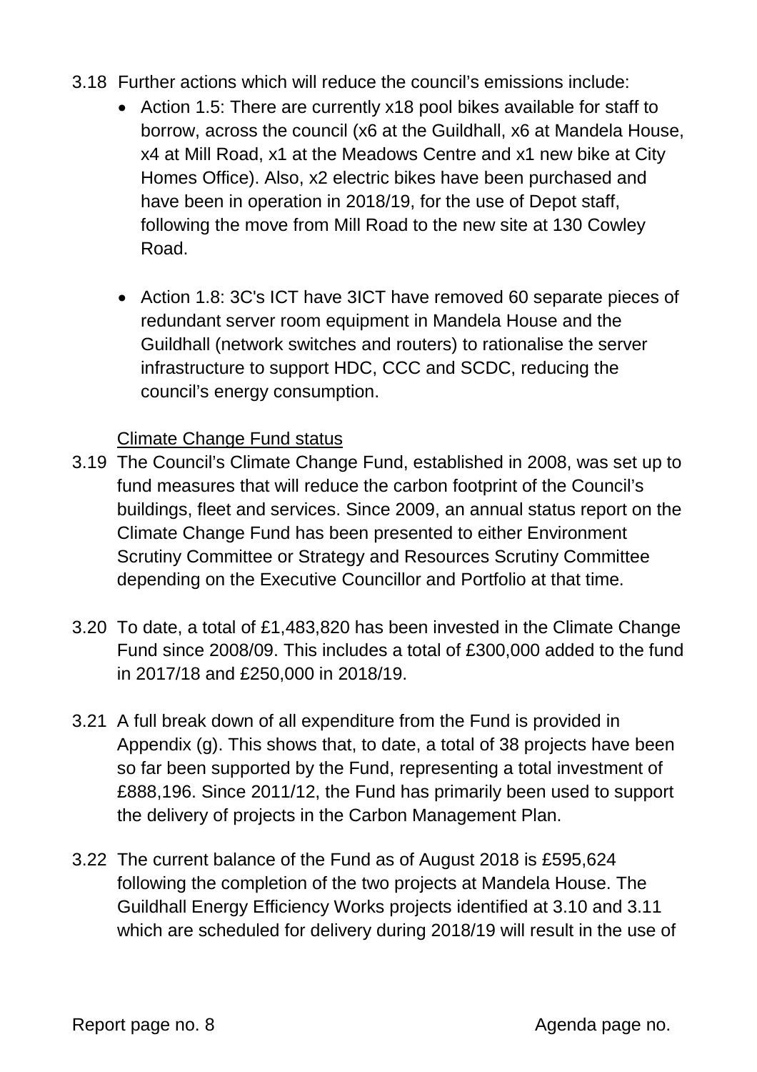3.18 Further actions which will reduce the council's emissions include:

- Action 1.5: There are currently x18 pool bikes available for staff to borrow, across the council (x6 at the Guildhall, x6 at Mandela House, x4 at Mill Road, x1 at the Meadows Centre and x1 new bike at City Homes Office). Also, x2 electric bikes have been purchased and have been in operation in 2018/19, for the use of Depot staff, following the move from Mill Road to the new site at 130 Cowley Road.

- Action 1.8: 3C's ICT have 3ICT have removed 60 separate pieces of redundant server room equipment in Mandela House and the Guildhall (network switches and routers) to rationalise the server infrastructure to support HDC, CCC and SCDC, reducing the council's energy consumption.

Climate Change Fund status

3.19 The Council's Climate Change Fund, established in 2008, was set up to fund measures that will reduce the carbon footprint of the Council's buildings, fleet and services. Since 2009, an annual status report on the Climate Change Fund has been presented to either Environment Scrutiny Committee or Strategy and Resources Scrutiny Committee depending on the Executive Councillor and Portfolio at that time.

3.20 To date, a total of £1,483,820 has been invested in the Climate Change Fund since 2008/09. This includes a total of £300,000 added to the fund in 2017/18 and £250,000 in 2018/19.

3.21 A full break down of all expenditure from the Fund is provided in Appendix (g). This shows that, to date, a total of 38 projects have been so far been supported by the Fund, representing a total investment of £888,196. Since 2011/12, the Fund has primarily been used to support the delivery of projects in the Carbon Management Plan.

3.22 The current balance of the Fund as of August 2018 is £595,624 following the completion of the two projects at Mandela House. The Guildhall Energy Efficiency Works projects identified at 3.10 and 3.11 which are scheduled for delivery during 2018/19 will result in the use of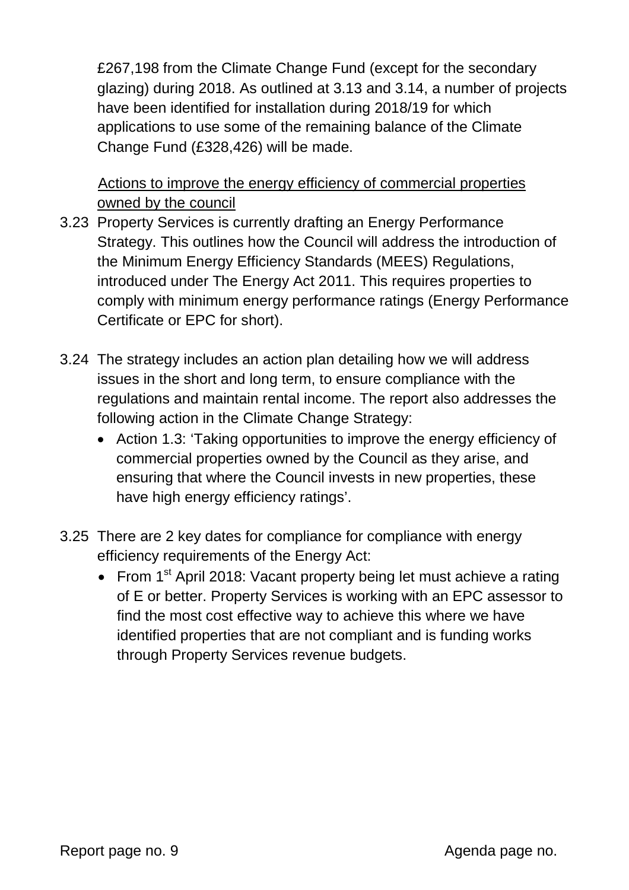£267,198 from the Climate Change Fund (except for the secondary glazing) during 2018. As outlined at 3.13 and 3.14, a number of projects have been identified for installation during 2018/19 for which applications to use some of the remaining balance of the Climate Change Fund (£328,426) will be made.

<u>Actions to improve the energy efficiency of commercial properties owned by the council</u>

3.23 Property Services is currently drafting an Energy Performance Strategy. This outlines how the Council will address the introduction of the Minimum Energy Efficiency Standards (MEES) Regulations, introduced under The Energy Act 2011. This requires properties to comply with minimum energy performance ratings (Energy Performance Certificate or EPC for short).

3.24 The strategy includes an action plan detailing how we will address issues in the short and long term, to ensure compliance with the regulations and maintain rental income. The report also addresses the following action in the Climate Change Strategy:

- Action 1.3: 'Taking opportunities to improve the energy efficiency of commercial properties owned by the Council as they arise, and ensuring that where the Council invests in new properties, these have high energy efficiency ratings'.

3.25 There are 2 key dates for compliance for compliance with energy efficiency requirements of the Energy Act:

- From 1st April 2018: Vacant property being let must achieve a rating of E or better. Property Services is working with an EPC assessor to find the most cost effective way to achieve this where we have identified properties that are not compliant and is funding works through Property Services revenue budgets.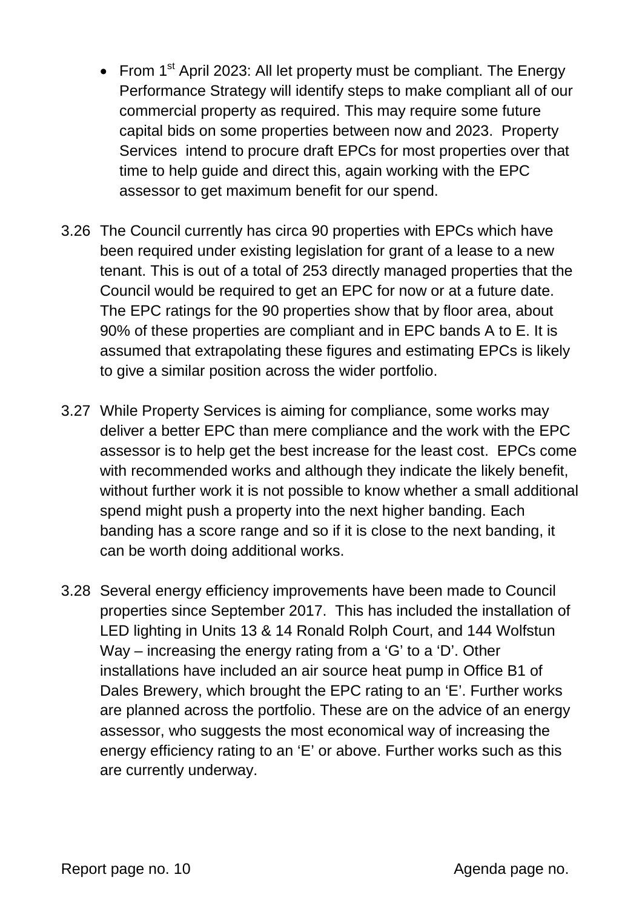- From 1st April 2023: All let property must be compliant. The Energy Performance Strategy will identify steps to make compliant all of our commercial property as required. This may require some future capital bids on some properties between now and 2023. Property Services intend to procure draft EPCs for most properties over that time to help guide and direct this, again working with the EPC assessor to get maximum benefit for our spend.

3.26 The Council currently has circa 90 properties with EPCs which have been required under existing legislation for grant of a lease to a new tenant. This is out of a total of 253 directly managed properties that the Council would be required to get an EPC for now or at a future date. The EPC ratings for the 90 properties show that by floor area, about 90% of these properties are compliant and in EPC bands A to E. It is assumed that extrapolating these figures and estimating EPCs is likely to give a similar position across the wider portfolio.

3.27 While Property Services is aiming for compliance, some works may deliver a better EPC than mere compliance and the work with the EPC assessor is to help get the best increase for the least cost. EPCs come with recommended works and although they indicate the likely benefit, without further work it is not possible to know whether a small additional spend might push a property into the next higher banding. Each banding has a score range and so if it is close to the next banding, it can be worth doing additional works.

3.28 Several energy efficiency improvements have been made to Council properties since September 2017. This has included the installation of LED lighting in Units 13 & 14 Ronald Rolph Court, and 144 Wolfstun Way – increasing the energy rating from a 'G' to a 'D'. Other installations have included an air source heat pump in Office B1 of Dales Brewery, which brought the EPC rating to an 'E'. Further works are planned across the portfolio. These are on the advice of an energy assessor, who suggests the most economical way of increasing the energy efficiency rating to an 'E' or above. Further works such as this are currently underway.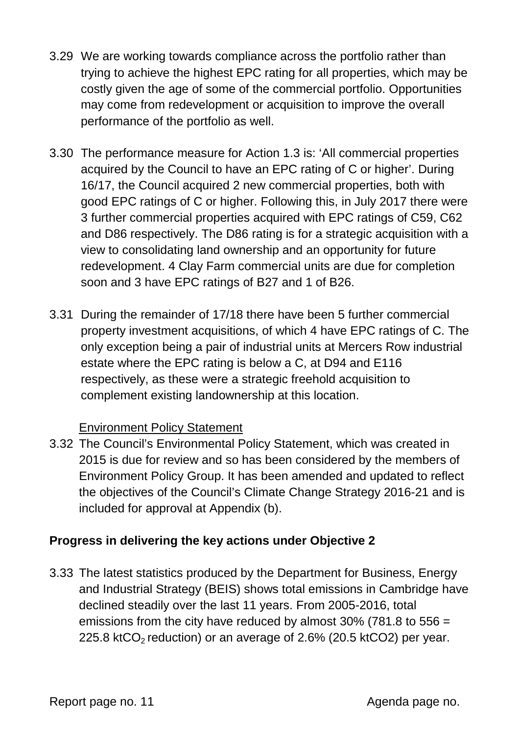3.29 We are working towards compliance across the portfolio rather than trying to achieve the highest EPC rating for all properties, which may be costly given the age of some of the commercial portfolio. Opportunities may come from redevelopment or acquisition to improve the overall performance of the portfolio as well.

3.30 The performance measure for Action 1.3 is: 'All commercial properties acquired by the Council to have an EPC rating of C or higher'. During 16/17, the Council acquired 2 new commercial properties, both with good EPC ratings of C or higher. Following this, in July 2017 there were 3 further commercial properties acquired with EPC ratings of C59, C62 and D86 respectively. The D86 rating is for a strategic acquisition with a view to consolidating land ownership and an opportunity for future redevelopment. 4 Clay Farm commercial units are due for completion soon and 3 have EPC ratings of B27 and 1 of B26.

3.31 During the remainder of 17/18 there have been 5 further commercial property investment acquisitions, of which 4 have EPC ratings of C. The only exception being a pair of industrial units at Mercers Row industrial estate where the EPC rating is below a C, at D94 and E116 respectively, as these were a strategic freehold acquisition to complement existing landownership at this location.

Environment Policy Statement

3.32 The Council's Environmental Policy Statement, which was created in 2015 is due for review and so has been considered by the members of Environment Policy Group. It has been amended and updated to reflect the objectives of the Council's Climate Change Strategy 2016-21 and is included for approval at Appendix (b).

**Progress in delivering the key actions under Objective 2**

3.33 The latest statistics produced by the Department for Business, Energy and Industrial Strategy (BEIS) shows total emissions in Cambridge have declined steadily over the last 11 years. From 2005-2016, total emissions from the city have reduced by almost 30% (781.8 to 556 = 225.8 $ktCO_2$ reduction) or an average of 2.6% (20.5 $ktCO_2$) per year.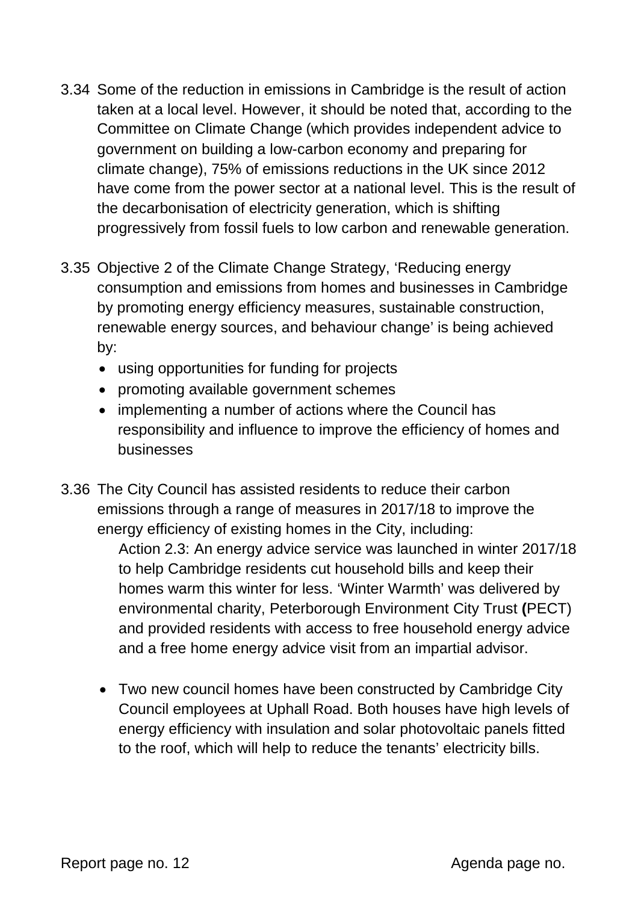3.34 Some of the reduction in emissions in Cambridge is the result of action taken at a local level. However, it should be noted that, according to the Committee on Climate Change (which provides independent advice to government on building a low-carbon economy and preparing for climate change), 75% of emissions reductions in the UK since 2012 have come from the power sector at a national level. This is the result of the decarbonisation of electricity generation, which is shifting progressively from fossil fuels to low carbon and renewable generation.

3.35 Objective 2 of the Climate Change Strategy, 'Reducing energy consumption and emissions from homes and businesses in Cambridge by promoting energy efficiency measures, sustainable construction, renewable energy sources, and behaviour change' is being achieved by:

- using opportunities for funding for projects
- promoting available government schemes
- implementing a number of actions where the Council has responsibility and influence to improve the efficiency of homes and businesses

3.36 The City Council has assisted residents to reduce their carbon emissions through a range of measures in 2017/18 to improve the energy efficiency of existing homes in the City, including:

Action 2.3: An energy advice service was launched in winter 2017/18 to help Cambridge residents cut household bills and keep their homes warm this winter for less. 'Winter Warmth' was delivered by environmental charity, Peterborough Environment City Trust **(**PECT) and provided residents with access to free household energy advice and a free home energy advice visit from an impartial advisor.

- Two new council homes have been constructed by Cambridge City Council employees at Uphall Road. Both houses have high levels of energy efficiency with insulation and solar photovoltaic panels fitted to the roof, which will help to reduce the tenants' electricity bills.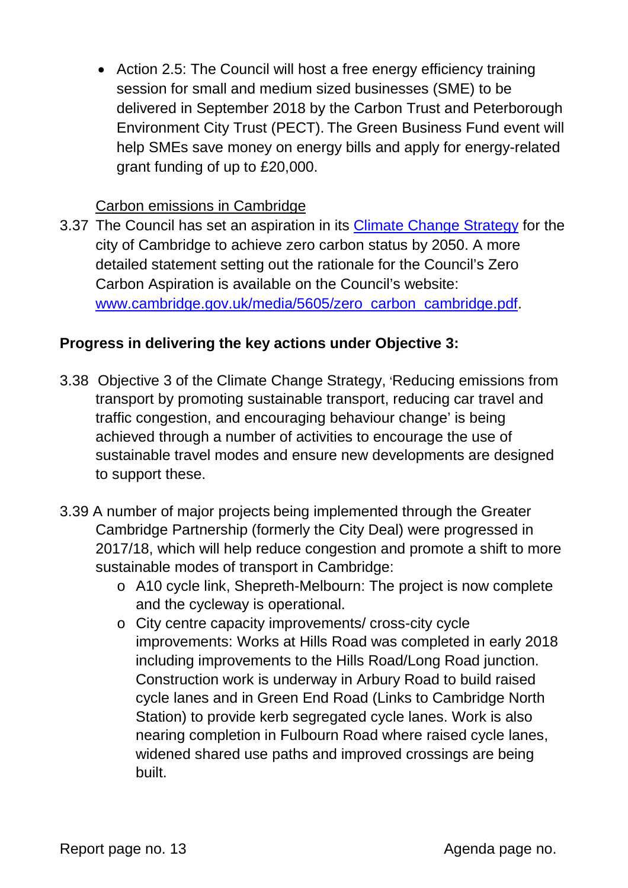- Action 2.5: The Council will host a free energy efficiency training session for small and medium sized businesses (SME) to be delivered in September 2018 by the Carbon Trust and Peterborough Environment City Trust (PECT). The Green Business Fund event will help SMEs save money on energy bills and apply for energy-related grant funding of up to £20,000.

<u>Carbon emissions in Cambridge</u>

3.37 The Council has set an aspiration in its [Climate Change Strategy]() for the city of Cambridge to achieve zero carbon status by 2050. A more detailed statement setting out the rationale for the Council's Zero Carbon Aspiration is available on the Council's website: [www.cambridge.gov.uk/media/5605/zero_carbon_cambridge.pdf](www.cambridge.gov.uk/media/5605/zero_carbon_cambridge.pdf).

**Progress in delivering the key actions under Objective 3:**

3.38 Objective 3 of the Climate Change Strategy, 'Reducing emissions from transport by promoting sustainable transport, reducing car travel and traffic congestion, and encouraging behaviour change' is being achieved through a number of activities to encourage the use of sustainable travel modes and ensure new developments are designed to support these.

3.39 A number of major projects being implemented through the Greater Cambridge Partnership (formerly the City Deal) were progressed in 2017/18, which will help reduce congestion and promote a shift to more sustainable modes of transport in Cambridge:

- A10 cycle link, Shepreth-Melbourn: The project is now complete and the cycleway is operational.
- City centre capacity improvements/ cross-city cycle improvements: Works at Hills Road was completed in early 2018 including improvements to the Hills Road/Long Road junction. Construction work is underway in Arbury Road to build raised cycle lanes and in Green End Road (Links to Cambridge North Station) to provide kerb segregated cycle lanes. Work is also nearing completion in Fulbourn Road where raised cycle lanes, widened shared use paths and improved crossings are being built.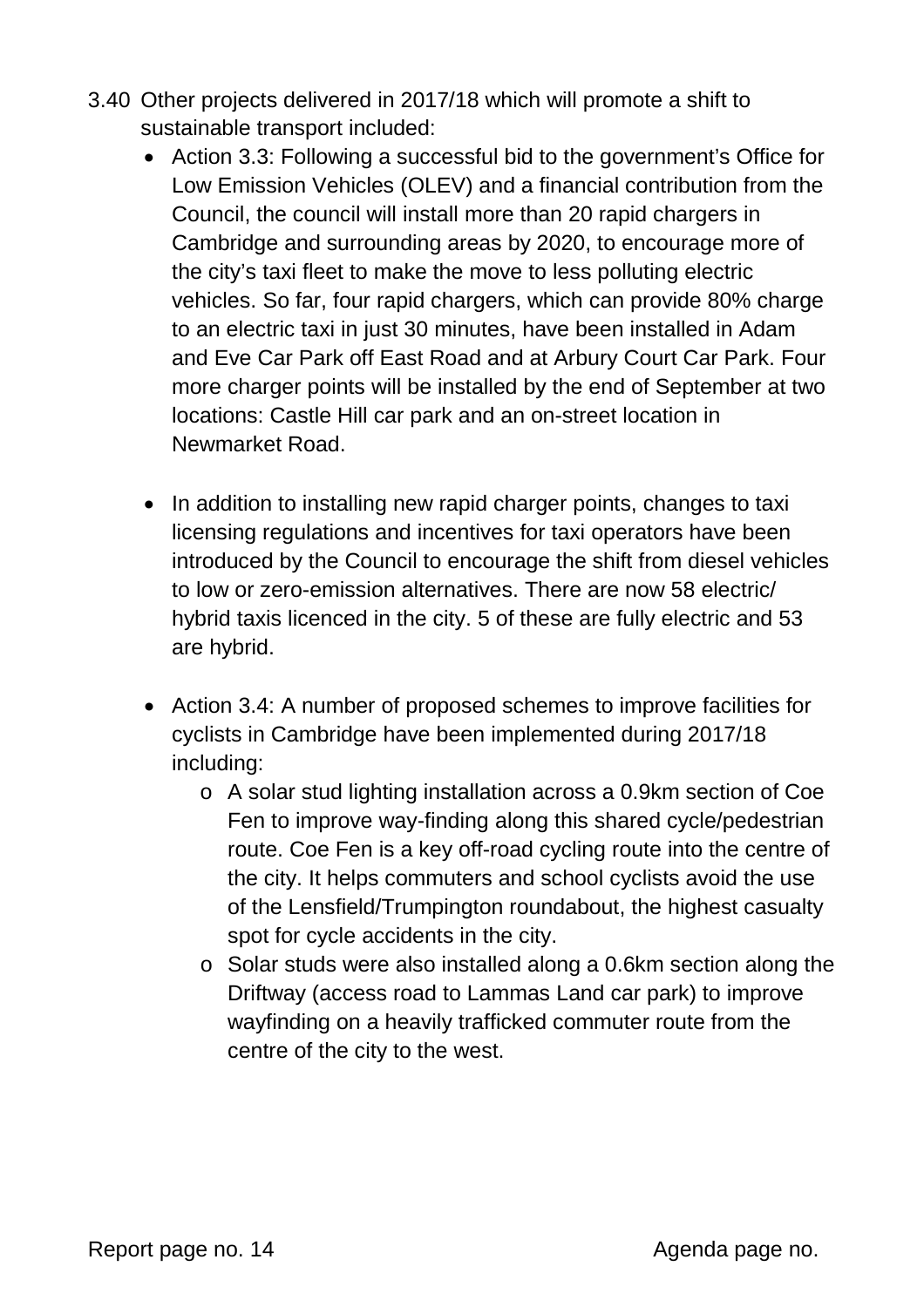3.40 Other projects delivered in 2017/18 which will promote a shift to sustainable transport included:

- Action 3.3: Following a successful bid to the government's Office for Low Emission Vehicles (OLEV) and a financial contribution from the Council, the council will install more than 20 rapid chargers in Cambridge and surrounding areas by 2020, to encourage more of the city's taxi fleet to make the move to less polluting electric vehicles. So far, four rapid chargers, which can provide 80% charge to an electric taxi in just 30 minutes, have been installed in Adam and Eve Car Park off East Road and at Arbury Court Car Park. Four more charger points will be installed by the end of September at two locations: Castle Hill car park and an on-street location in Newmarket Road.

- In addition to installing new rapid charger points, changes to taxi licensing regulations and incentives for taxi operators have been introduced by the Council to encourage the shift from diesel vehicles to low or zero-emission alternatives. There are now 58 electric/ hybrid taxis licenced in the city. 5 of these are fully electric and 53 are hybrid.

- Action 3.4: A number of proposed schemes to improve facilities for cyclists in Cambridge have been implemented during 2017/18 including:
  - A solar stud lighting installation across a 0.9km section of Coe Fen to improve way-finding along this shared cycle/pedestrian route. Coe Fen is a key off-road cycling route into the centre of the city. It helps commuters and school cyclists avoid the use of the Lensfield/Trumpington roundabout, the highest casualty spot for cycle accidents in the city.
  - Solar studs were also installed along a 0.6km section along the Driftway (access road to Lammas Land car park) to improve wayfinding on a heavily trafficked commuter route from the centre of the city to the west.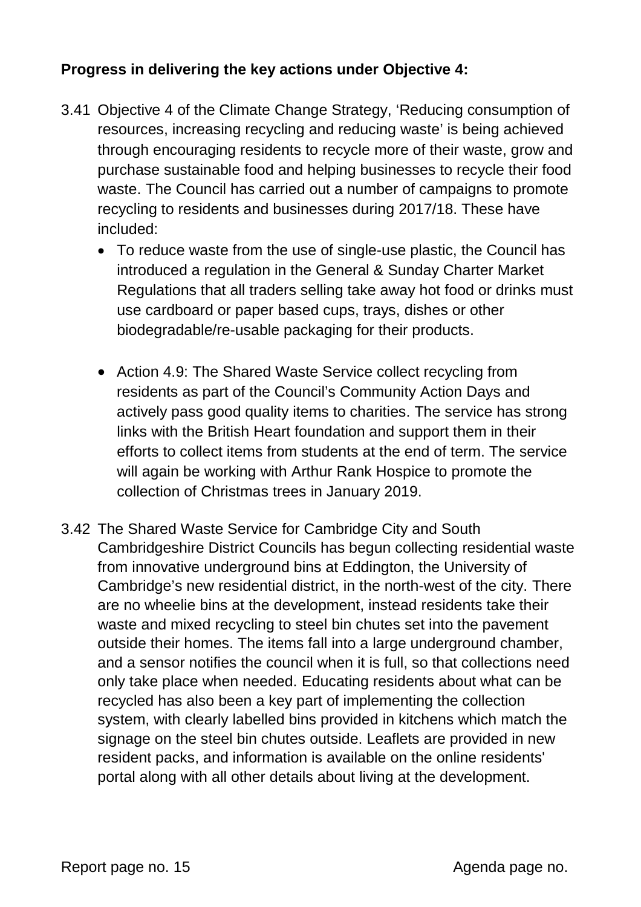**Progress in delivering the key actions under Objective 4:**

3.41 Objective 4 of the Climate Change Strategy, 'Reducing consumption of resources, increasing recycling and reducing waste' is being achieved through encouraging residents to recycle more of their waste, grow and purchase sustainable food and helping businesses to recycle their food waste. The Council has carried out a number of campaigns to promote recycling to residents and businesses during 2017/18. These have included:

- To reduce waste from the use of single-use plastic, the Council has introduced a regulation in the General & Sunday Charter Market Regulations that all traders selling take away hot food or drinks must use cardboard or paper based cups, trays, dishes or other biodegradable/re-usable packaging for their products.

- Action 4.9: The Shared Waste Service collect recycling from residents as part of the Council's Community Action Days and actively pass good quality items to charities. The service has strong links with the British Heart foundation and support them in their efforts to collect items from students at the end of term. The service will again be working with Arthur Rank Hospice to promote the collection of Christmas trees in January 2019.

3.42 The Shared Waste Service for Cambridge City and South Cambridgeshire District Councils has begun collecting residential waste from innovative underground bins at Eddington, the University of Cambridge's new residential district, in the north-west of the city. There are no wheelie bins at the development, instead residents take their waste and mixed recycling to steel bin chutes set into the pavement outside their homes. The items fall into a large underground chamber, and a sensor notifies the council when it is full, so that collections need only take place when needed. Educating residents about what can be recycled has also been a key part of implementing the collection system, with clearly labelled bins provided in kitchens which match the signage on the steel bin chutes outside. Leaflets are provided in new resident packs, and information is available on the online residents' portal along with all other details about living at the development.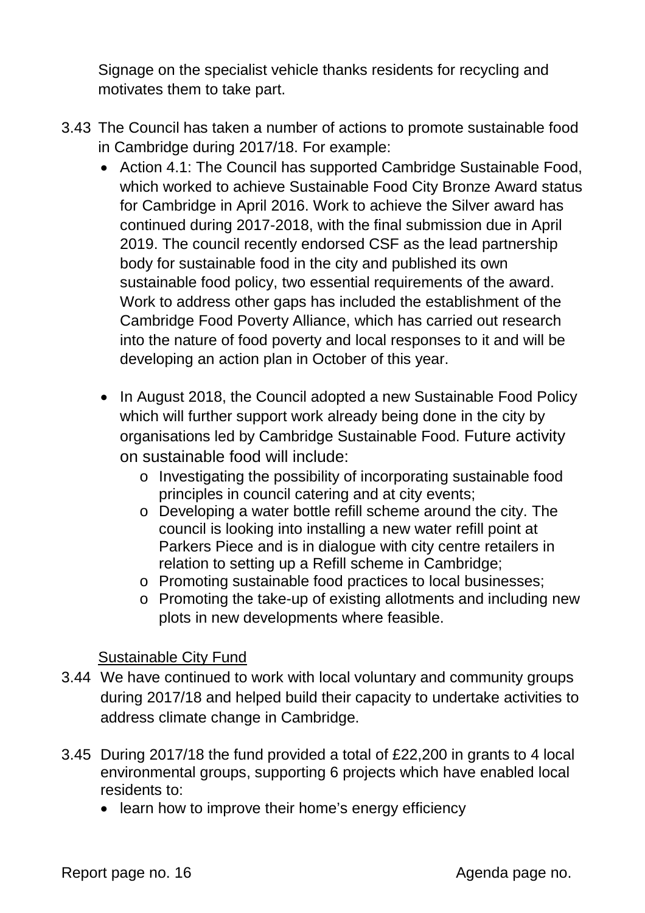Signage on the specialist vehicle thanks residents for recycling and motivates them to take part.

3.43 The Council has taken a number of actions to promote sustainable food in Cambridge during 2017/18. For example:

- Action 4.1: The Council has supported Cambridge Sustainable Food, which worked to achieve Sustainable Food City Bronze Award status for Cambridge in April 2016. Work to achieve the Silver award has continued during 2017-2018, with the final submission due in April 2019. The council recently endorsed CSF as the lead partnership body for sustainable food in the city and published its own sustainable food policy, two essential requirements of the award. Work to address other gaps has included the establishment of the Cambridge Food Poverty Alliance, which has carried out research into the nature of food poverty and local responses to it and will be developing an action plan in October of this year.

- In August 2018, the Council adopted a new Sustainable Food Policy which will further support work already being done in the city by organisations led by Cambridge Sustainable Food. Future activity on sustainable food will include:
  - Investigating the possibility of incorporating sustainable food principles in council catering and at city events;
  - Developing a water bottle refill scheme around the city. The council is looking into installing a new water refill point at Parkers Piece and is in dialogue with city centre retailers in relation to setting up a Refill scheme in Cambridge;
  - Promoting sustainable food practices to local businesses;
  - Promoting the take-up of existing allotments and including new plots in new developments where feasible.

Sustainable City Fund

3.44 We have continued to work with local voluntary and community groups during 2017/18 and helped build their capacity to undertake activities to address climate change in Cambridge.

3.45 During 2017/18 the fund provided a total of £22,200 in grants to 4 local environmental groups, supporting 6 projects which have enabled local residents to:

- learn how to improve their home's energy efficiency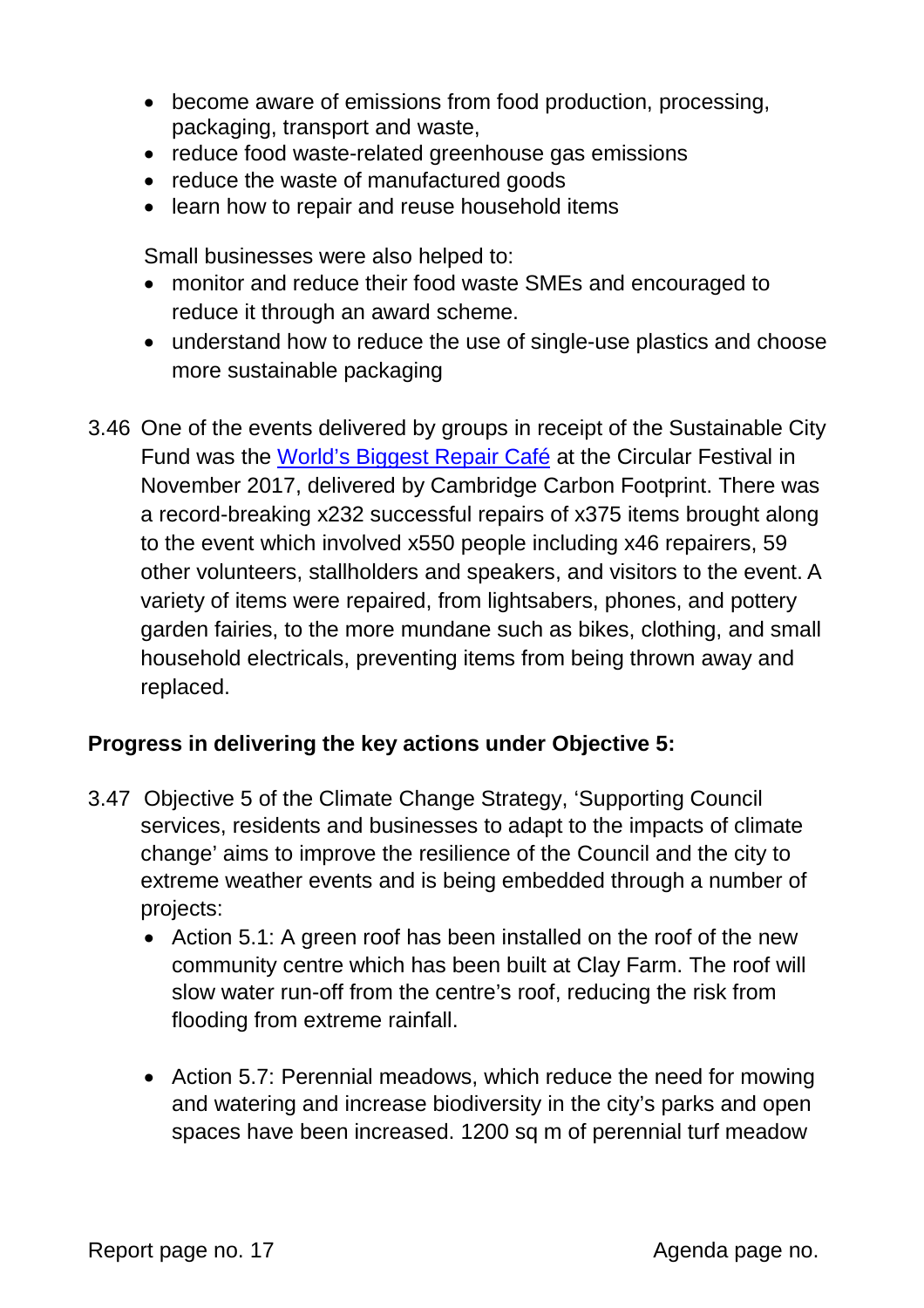- become aware of emissions from food production, processing, packaging, transport and waste,
- reduce food waste-related greenhouse gas emissions
- reduce the waste of manufactured goods
- learn how to repair and reuse household items

Small businesses were also helped to:

- monitor and reduce their food waste SMEs and encouraged to reduce it through an award scheme.
- understand how to reduce the use of single-use plastics and choose more sustainable packaging

3.46 One of the events delivered by groups in receipt of the Sustainable City Fund was the [World's Biggest Repair Café] at the Circular Festival in November 2017, delivered by Cambridge Carbon Footprint. There was a record-breaking x232 successful repairs of x375 items brought along to the event which involved x550 people including x46 repairers, 59 other volunteers, stallholders and speakers, and visitors to the event. A variety of items were repaired, from lightsabers, phones, and pottery garden fairies, to the more mundane such as bikes, clothing, and small household electricals, preventing items from being thrown away and replaced.

**Progress in delivering the key actions under Objective 5:**

3.47 Objective 5 of the Climate Change Strategy, 'Supporting Council services, residents and businesses to adapt to the impacts of climate change' aims to improve the resilience of the Council and the city to extreme weather events and is being embedded through a number of projects:

- Action 5.1: A green roof has been installed on the roof of the new community centre which has been built at Clay Farm. The roof will slow water run-off from the centre's roof, reducing the risk from flooding from extreme rainfall.

- Action 5.7: Perennial meadows, which reduce the need for mowing and watering and increase biodiversity in the city's parks and open spaces have been increased. 1200 sq m of perennial turf meadow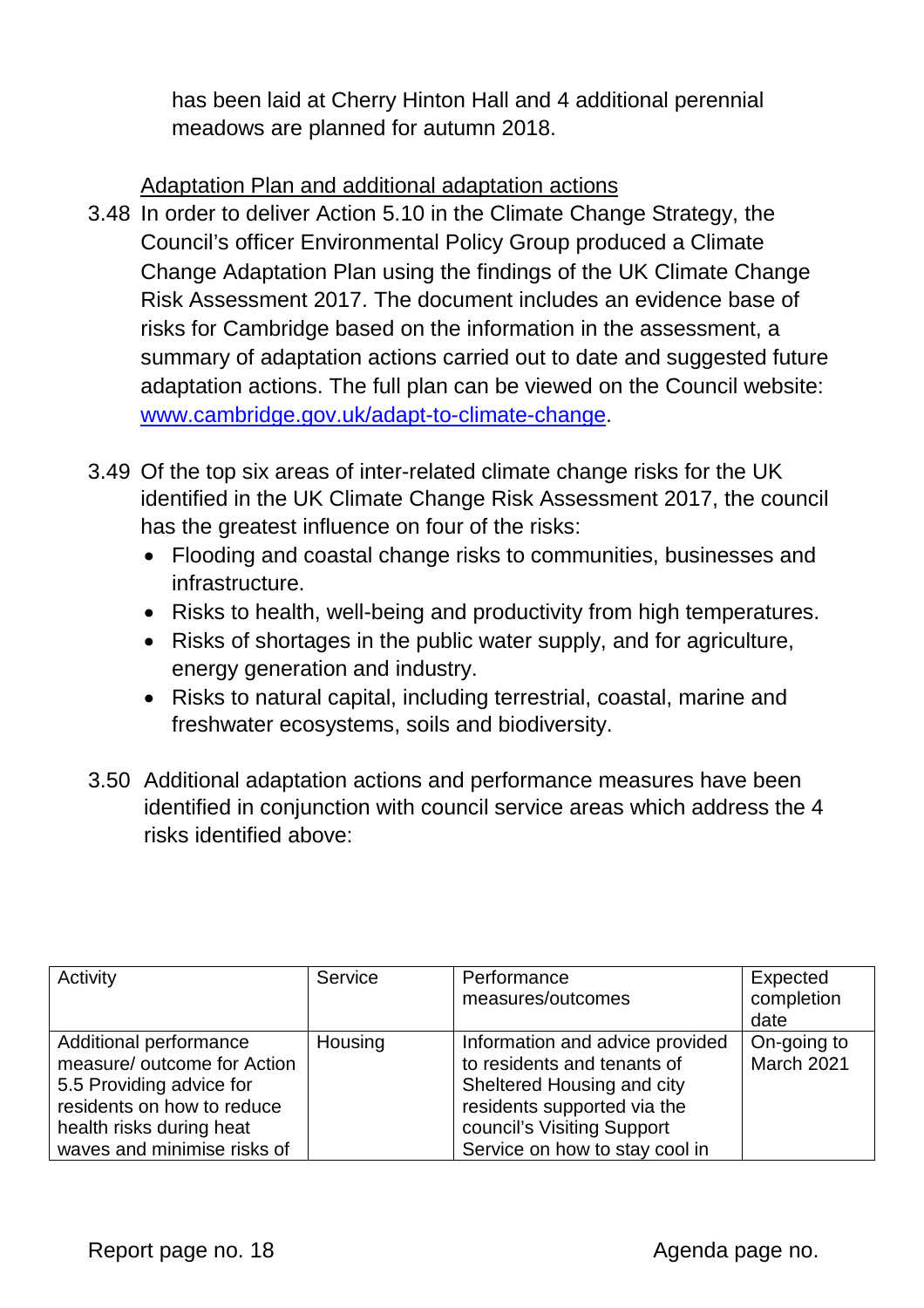has been laid at Cherry Hinton Hall and 4 additional perennial meadows are planned for autumn 2018.

Adaptation Plan and additional adaptation actions

3.48 In order to deliver Action 5.10 in the Climate Change Strategy, the Council's officer Environmental Policy Group produced a Climate Change Adaptation Plan using the findings of the UK Climate Change Risk Assessment 2017. The document includes an evidence base of risks for Cambridge based on the information in the assessment, a summary of adaptation actions carried out to date and suggested future adaptation actions. The full plan can be viewed on the Council website: [www.cambridge.gov.uk/adapt-to-climate-change](www.cambridge.gov.uk/adapt-to-climate-change).

3.49 Of the top six areas of inter-related climate change risks for the UK identified in the UK Climate Change Risk Assessment 2017, the council has the greatest influence on four of the risks:

- Flooding and coastal change risks to communities, businesses and infrastructure.
- Risks to health, well-being and productivity from high temperatures.
- Risks of shortages in the public water supply, and for agriculture, energy generation and industry.
- Risks to natural capital, including terrestrial, coastal, marine and freshwater ecosystems, soils and biodiversity.

3.50 Additional adaptation actions and performance measures have been identified in conjunction with council service areas which address the 4 risks identified above:

| Activity | Service | Performance measures/outcomes | Expected completion date |
|---|---|---|---|
| Additional performance measure/ outcome for Action 5.5 Providing advice for residents on how to reduce health risks during heat waves and minimise risks of | Housing | Information and advice provided to residents and tenants of Sheltered Housing and city residents supported via the council's Visiting Support Service on how to stay cool in | On-going to March 2021 |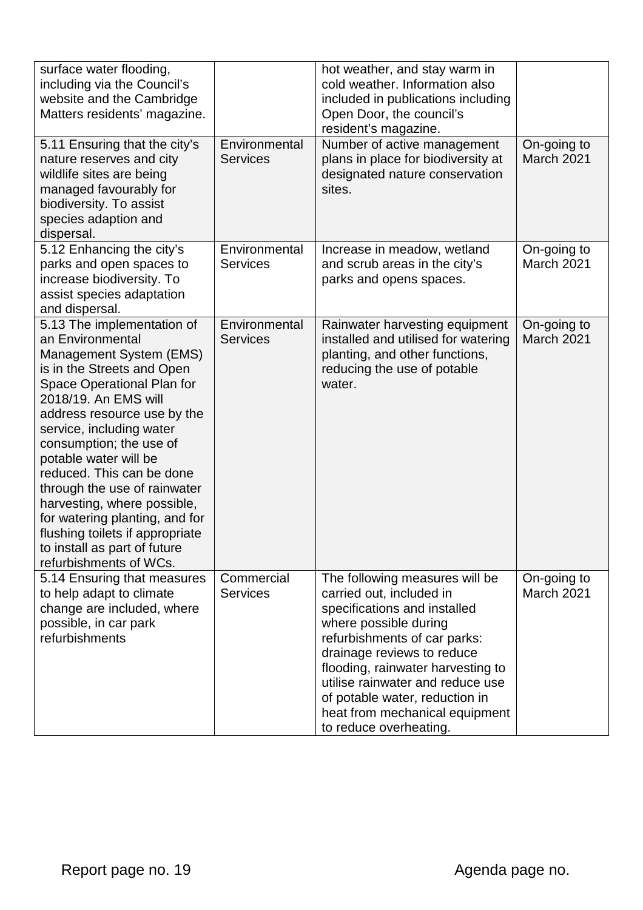| | | | |
|---|---|---|---|
| surface water flooding, including via the Council's website and the Cambridge Matters residents' magazine. | | hot weather, and stay warm in cold weather. Information also included in publications including Open Door, the council's resident's magazine. | |
| 5.11 Ensuring that the city's nature reserves and city wildlife sites are being managed favourably for biodiversity. To assist species adaption and dispersal. | Environmental Services | Number of active management plans in place for biodiversity at designated nature conservation sites. | On-going to March 2021 |
| 5.12 Enhancing the city's parks and open spaces to increase biodiversity. To assist species adaptation and dispersal. | Environmental Services | Increase in meadow, wetland and scrub areas in the city's parks and opens spaces. | On-going to March 2021 |
| 5.13 The implementation of an Environmental Management System (EMS) is in the Streets and Open Space Operational Plan for 2018/19. An EMS will address resource use by the service, including water consumption; the use of potable water will be reduced. This can be done through the use of rainwater harvesting, where possible, for watering planting, and for flushing toilets if appropriate to install as part of future refurbishments of WCs. | Environmental Services | Rainwater harvesting equipment installed and utilised for watering planting, and other functions, reducing the use of potable water. | On-going to March 2021 |
| 5.14 Ensuring that measures to help adapt to climate change are included, where possible, in car park refurbishments | Commercial Services | The following measures will be carried out, included in specifications and installed where possible during refurbishments of car parks: drainage reviews to reduce flooding, rainwater harvesting to utilise rainwater and reduce use of potable water, reduction in heat from mechanical equipment to reduce overheating. | On-going to March 2021 |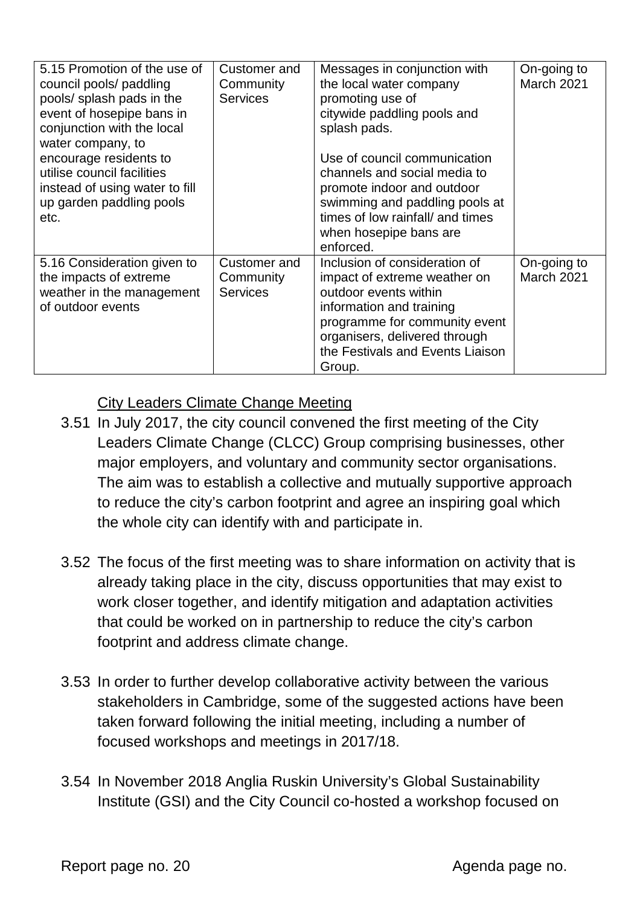| 5.15 Promotion of the use of council pools/ paddling pools/ splash pads in the event of hosepipe bans in conjunction with the local water company, to encourage residents to utilise council facilities instead of using water to fill up garden paddling pools etc. | Customer and Community Services | Messages in conjunction with the local water company promoting use of citywide paddling pools and splash pads.<br><br>Use of council communication channels and social media to promote indoor and outdoor swimming and paddling pools at times of low rainfall/ and times when hosepipe bans are enforced. | On-going to March 2021 |
|---|---|---|---|
| 5.16 Consideration given to the impacts of extreme weather in the management of outdoor events | Customer and Community Services | Inclusion of consideration of impact of extreme weather on outdoor events within information and training programme for community event organisers, delivered through the Festivals and Events Liaison Group. | On-going to March 2021 |

<u>City Leaders Climate Change Meeting</u>

3.51 In July 2017, the city council convened the first meeting of the City Leaders Climate Change (CLCC) Group comprising businesses, other major employers, and voluntary and community sector organisations. The aim was to establish a collective and mutually supportive approach to reduce the city's carbon footprint and agree an inspiring goal which the whole city can identify with and participate in.

3.52 The focus of the first meeting was to share information on activity that is already taking place in the city, discuss opportunities that may exist to work closer together, and identify mitigation and adaptation activities that could be worked on in partnership to reduce the city's carbon footprint and address climate change.

3.53 In order to further develop collaborative activity between the various stakeholders in Cambridge, some of the suggested actions have been taken forward following the initial meeting, including a number of focused workshops and meetings in 2017/18.

3.54 In November 2018 Anglia Ruskin University's Global Sustainability Institute (GSI) and the City Council co-hosted a workshop focused on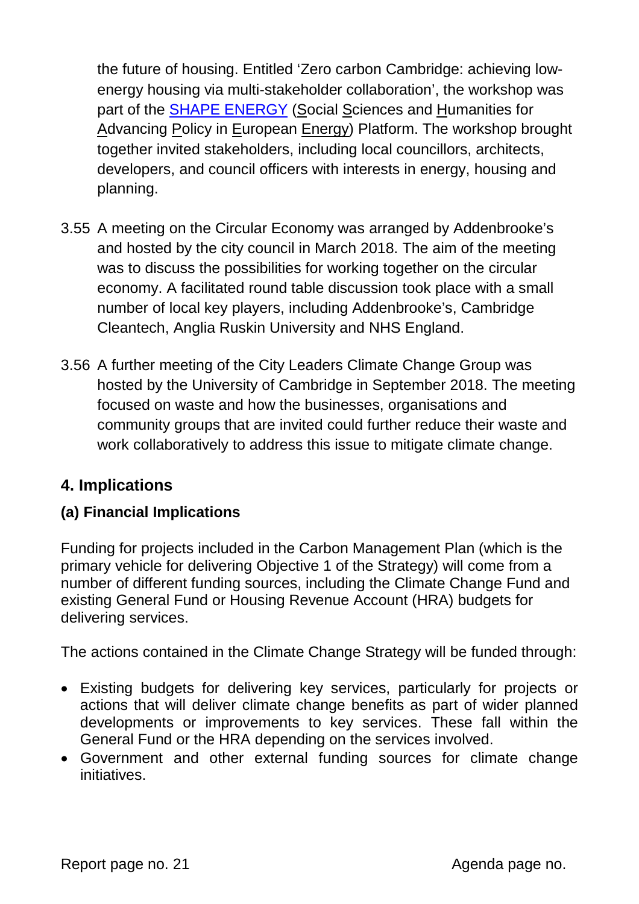the future of housing. Entitled 'Zero carbon Cambridge: achieving low-energy housing via multi-stakeholder collaboration', the workshop was part of the [SHAPE ENERGY](#) (Social Sciences and Humanities for Advancing Policy in European Energy) Platform. The workshop brought together invited stakeholders, including local councillors, architects, developers, and council officers with interests in energy, housing and planning.

3.55 A meeting on the Circular Economy was arranged by Addenbrooke's and hosted by the city council in March 2018. The aim of the meeting was to discuss the possibilities for working together on the circular economy. A facilitated round table discussion took place with a small number of local key players, including Addenbrooke's, Cambridge Cleantech, Anglia Ruskin University and NHS England.

3.56 A further meeting of the City Leaders Climate Change Group was hosted by the University of Cambridge in September 2018. The meeting focused on waste and how the businesses, organisations and community groups that are invited could further reduce their waste and work collaboratively to address this issue to mitigate climate change.

## 4. Implications

### (a) Financial Implications

Funding for projects included in the Carbon Management Plan (which is the primary vehicle for delivering Objective 1 of the Strategy) will come from a number of different funding sources, including the Climate Change Fund and existing General Fund or Housing Revenue Account (HRA) budgets for delivering services.

The actions contained in the Climate Change Strategy will be funded through:

- Existing budgets for delivering key services, particularly for projects or actions that will deliver climate change benefits as part of wider planned developments or improvements to key services. These fall within the General Fund or the HRA depending on the services involved.
- Government and other external funding sources for climate change initiatives.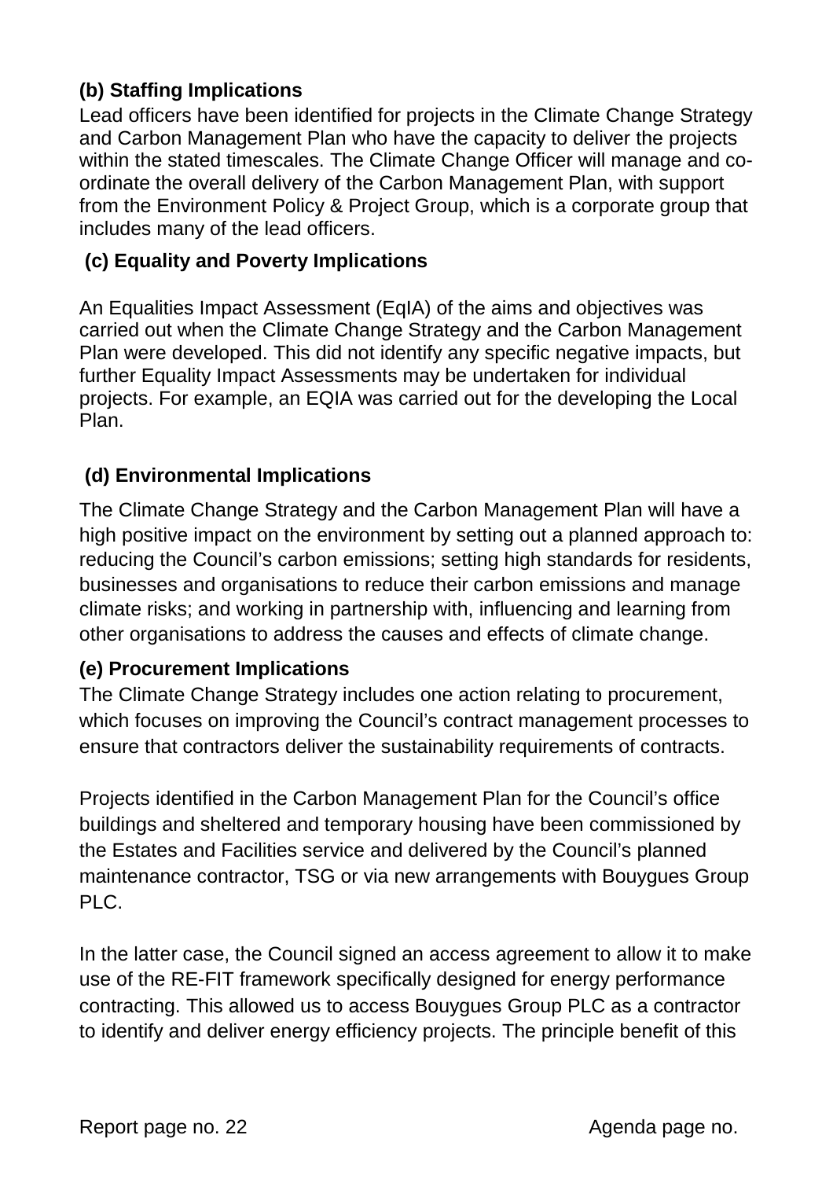**(b) Staffing Implications**

Lead officers have been identified for projects in the Climate Change Strategy and Carbon Management Plan who have the capacity to deliver the projects within the stated timescales. The Climate Change Officer will manage and co-ordinate the overall delivery of the Carbon Management Plan, with support from the Environment Policy & Project Group, which is a corporate group that includes many of the lead officers.

**(c) Equality and Poverty Implications**

An Equalities Impact Assessment (EqIA) of the aims and objectives was carried out when the Climate Change Strategy and the Carbon Management Plan were developed. This did not identify any specific negative impacts, but further Equality Impact Assessments may be undertaken for individual projects. For example, an EQIA was carried out for the developing the Local Plan.

**(d) Environmental Implications**

The Climate Change Strategy and the Carbon Management Plan will have a high positive impact on the environment by setting out a planned approach to: reducing the Council's carbon emissions; setting high standards for residents, businesses and organisations to reduce their carbon emissions and manage climate risks; and working in partnership with, influencing and learning from other organisations to address the causes and effects of climate change.

**(e) Procurement Implications**

The Climate Change Strategy includes one action relating to procurement, which focuses on improving the Council's contract management processes to ensure that contractors deliver the sustainability requirements of contracts.

Projects identified in the Carbon Management Plan for the Council's office buildings and sheltered and temporary housing have been commissioned by the Estates and Facilities service and delivered by the Council's planned maintenance contractor, TSG or via new arrangements with Bouygues Group PLC.

In the latter case, the Council signed an access agreement to allow it to make use of the RE-FIT framework specifically designed for energy performance contracting. This allowed us to access Bouygues Group PLC as a contractor to identify and deliver energy efficiency projects. The principle benefit of this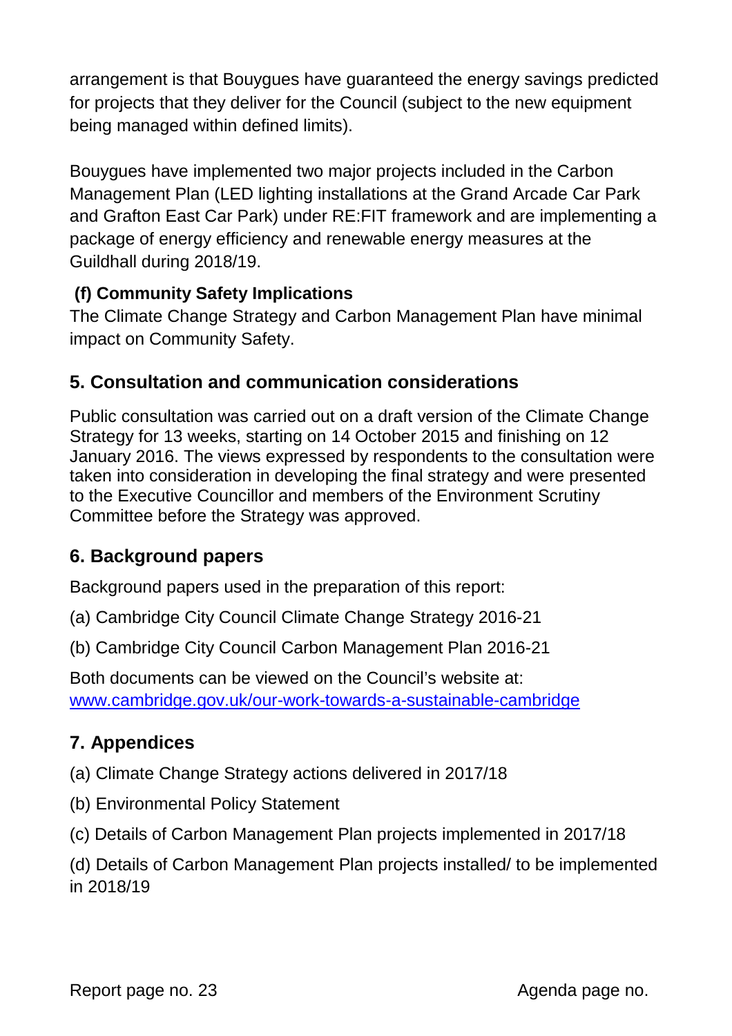arrangement is that Bouygues have guaranteed the energy savings predicted for projects that they deliver for the Council (subject to the new equipment being managed within defined limits).

Bouygues have implemented two major projects included in the Carbon Management Plan (LED lighting installations at the Grand Arcade Car Park and Grafton East Car Park) under RE:FIT framework and are implementing a package of energy efficiency and renewable energy measures at the Guildhall during 2018/19.

**(f) Community Safety Implications**

The Climate Change Strategy and Carbon Management Plan have minimal impact on Community Safety.

## 5. Consultation and communication considerations

Public consultation was carried out on a draft version of the Climate Change Strategy for 13 weeks, starting on 14 October 2015 and finishing on 12 January 2016. The views expressed by respondents to the consultation were taken into consideration in developing the final strategy and were presented to the Executive Councillor and members of the Environment Scrutiny Committee before the Strategy was approved.

## 6. Background papers

Background papers used in the preparation of this report:

(a) Cambridge City Council Climate Change Strategy 2016-21

(b) Cambridge City Council Carbon Management Plan 2016-21

Both documents can be viewed on the Council's website at: [www.cambridge.gov.uk/our-work-towards-a-sustainable-cambridge](http://www.cambridge.gov.uk/our-work-towards-a-sustainable-cambridge)

## 7. Appendices

(a) Climate Change Strategy actions delivered in 2017/18

(b) Environmental Policy Statement

(c) Details of Carbon Management Plan projects implemented in 2017/18

(d) Details of Carbon Management Plan projects installed/ to be implemented in 2018/19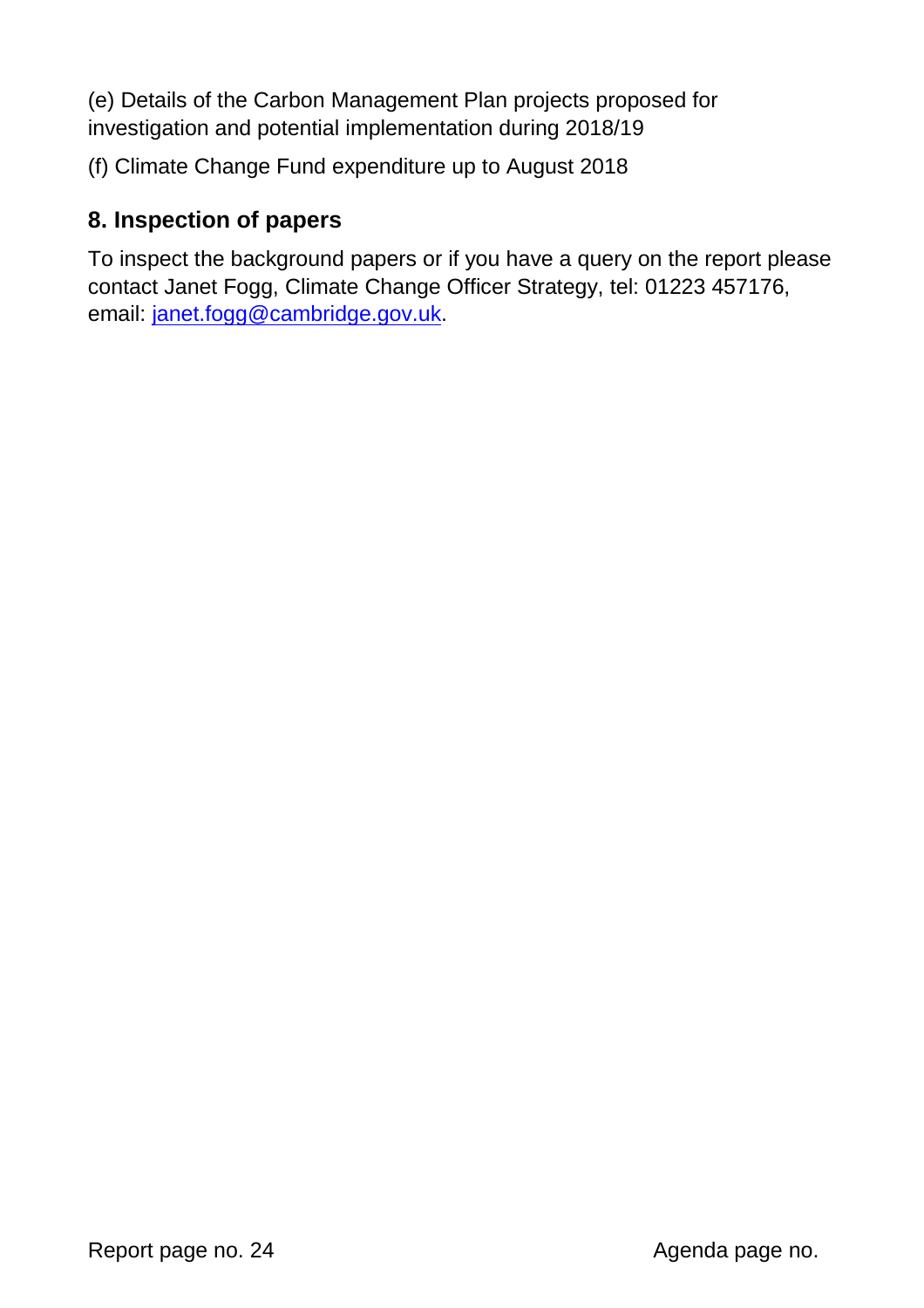(e) Details of the Carbon Management Plan projects proposed for investigation and potential implementation during 2018/19

(f) Climate Change Fund expenditure up to August 2018

## 8. Inspection of papers

To inspect the background papers or if you have a query on the report please contact Janet Fogg, Climate Change Officer Strategy, tel: 01223 457176, email: janet.fogg@cambridge.gov.uk.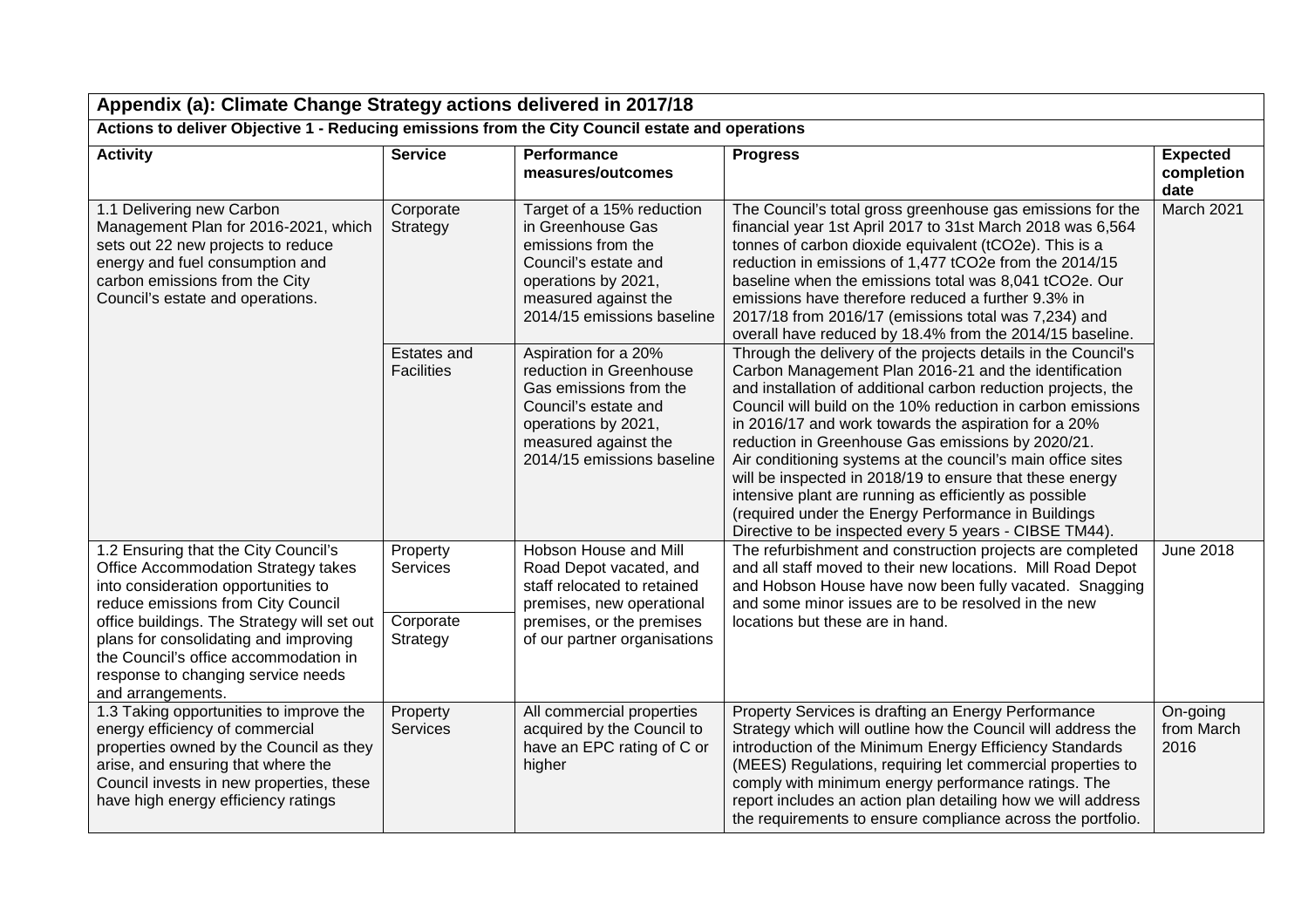## Appendix (a): Climate Change Strategy actions delivered in 2017/18

### Actions to deliver Objective 1 - Reducing emissions from the City Council estate and operations

| Activity | Service | Performance measures/outcomes | Progress | Expected completion date |
|---|---|---|---|---|
| 1.1 Delivering new Carbon Management Plan for 2016-2021, which sets out 22 new projects to reduce energy and fuel consumption and carbon emissions from the City Council's estate and operations. | Corporate Strategy | Target of a 15% reduction in Greenhouse Gas emissions from the Council's estate and operations by 2021, measured against the 2014/15 emissions baseline | The Council's total gross greenhouse gas emissions for the financial year 1st April 2017 to 31st March 2018 was 6,564 tonnes of carbon dioxide equivalent (tCO2e). This is a reduction in emissions of 1,477 tCO2e from the 2014/15 baseline when the emissions total was 8,041 tCO2e. Our emissions have therefore reduced a further 9.3% in 2017/18 from 2016/17 (emissions total was 7,234) and overall have reduced by 18.4% from the 2014/15 baseline. | March 2021 |
| | Estates and Facilities | Aspiration for a 20% reduction in Greenhouse Gas emissions from the Council's estate and operations by 2021, measured against the 2014/15 emissions baseline | Through the delivery of the projects details in the Council's Carbon Management Plan 2016-21 and the identification and installation of additional carbon reduction projects, the Council will build on the 10% reduction in carbon emissions in 2016/17 and work towards the aspiration for a 20% reduction in Greenhouse Gas emissions by 2020/21. Air conditioning systems at the council's main office sites will be inspected in 2018/19 to ensure that these energy intensive plant are running as efficiently as possible (required under the Energy Performance in Buildings Directive to be inspected every 5 years - CIBSE TM44). | |
| 1.2 Ensuring that the City Council's Office Accommodation Strategy takes into consideration opportunities to reduce emissions from City Council office buildings. The Strategy will set out plans for consolidating and improving the Council's office accommodation in response to changing service needs and arrangements. | Property Services<br>Corporate Strategy | Hobson House and Mill Road Depot vacated, and staff relocated to retained premises, new operational premises, or the premises of our partner organisations | The refurbishment and construction projects are completed and all staff moved to their new locations. Mill Road Depot and Hobson House have now been fully vacated. Snagging and some minor issues are to be resolved in the new locations but these are in hand. | June 2018 |
| 1.3 Taking opportunities to improve the energy efficiency of commercial properties owned by the Council as they arise, and ensuring that where the Council invests in new properties, these have high energy efficiency ratings | Property Services | All commercial properties acquired by the Council to have an EPC rating of C or higher | Property Services is drafting an Energy Performance Strategy which will outline how the Council will address the introduction of the Minimum Energy Efficiency Standards (MEES) Regulations, requiring let commercial properties to comply with minimum energy performance ratings. The report includes an action plan detailing how we will address the requirements to ensure compliance across the portfolio. | On-going from March 2016 |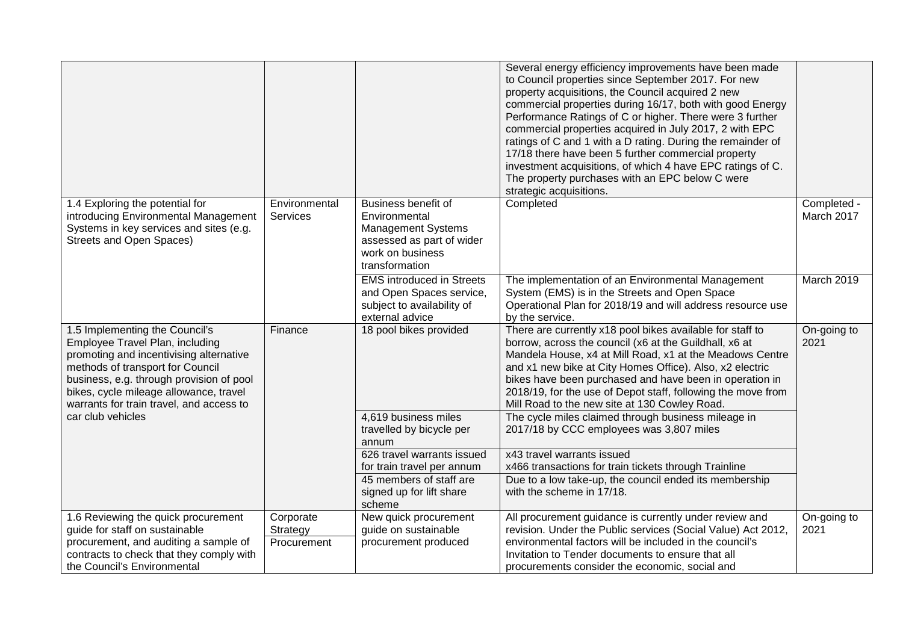| | | | | |
|---|---|---|---|---|
| | | | Several energy efficiency improvements have been made to Council properties since September 2017. For new property acquisitions, the Council acquired 2 new commercial properties during 16/17, both with good Energy Performance Ratings of C or higher. There were 3 further commercial properties acquired in July 2017, 2 with EPC ratings of C and 1 with a D rating. During the remainder of 17/18 there have been 5 further commercial property investment acquisitions, of which 4 have EPC ratings of C. The property purchases with an EPC below C were strategic acquisitions. | |
| 1.4 Exploring the potential for introducing Environmental Management Systems in key services and sites (e.g. Streets and Open Spaces) | Environmental Services | Business benefit of Environmental Management Systems assessed as part of wider work on business transformation | Completed | Completed - March 2017 |
| | | EMS introduced in Streets and Open Spaces service, subject to availability of external advice | The implementation of an Environmental Management System (EMS) is in the Streets and Open Space Operational Plan for 2018/19 and will address resource use by the service. | March 2019 |
| 1.5 Implementing the Council's Employee Travel Plan, including promoting and incentivising alternative methods of transport for Council business, e.g. through provision of pool bikes, cycle mileage allowance, travel warrants for train travel, and access to car club vehicles | Finance | 18 pool bikes provided | There are currently x18 pool bikes available for staff to borrow, across the council (x6 at the Guildhall, x6 at Mandela House, x4 at Mill Road, x1 at the Meadows Centre and x1 new bike at City Homes Office). Also, x2 electric bikes have been purchased and have been in operation in 2018/19, for the use of Depot staff, following the move from Mill Road to the new site at 130 Cowley Road. | On-going to 2021 |
| | | 4,619 business miles travelled by bicycle per annum | The cycle miles claimed through business mileage in 2017/18 by CCC employees was 3,807 miles | |
| | | 626 travel warrants issued for train travel per annum | x43 travel warrants issued<br>x466 transactions for train tickets through Trainline | |
| | | 45 members of staff are signed up for lift share scheme | Due to a low take-up, the council ended its membership with the scheme in 17/18. | |
| 1.6 Reviewing the quick procurement guide for staff on sustainable procurement, and auditing a sample of contracts to check that they comply with the Council's Environmental | Corporate Strategy Procurement | New quick procurement guide on sustainable procurement produced | All procurement guidance is currently under review and revision. Under the Public services (Social Value) Act 2012, environmental factors will be included in the council's Invitation to Tender documents to ensure that all procurements consider the economic, social and | On-going to 2021 |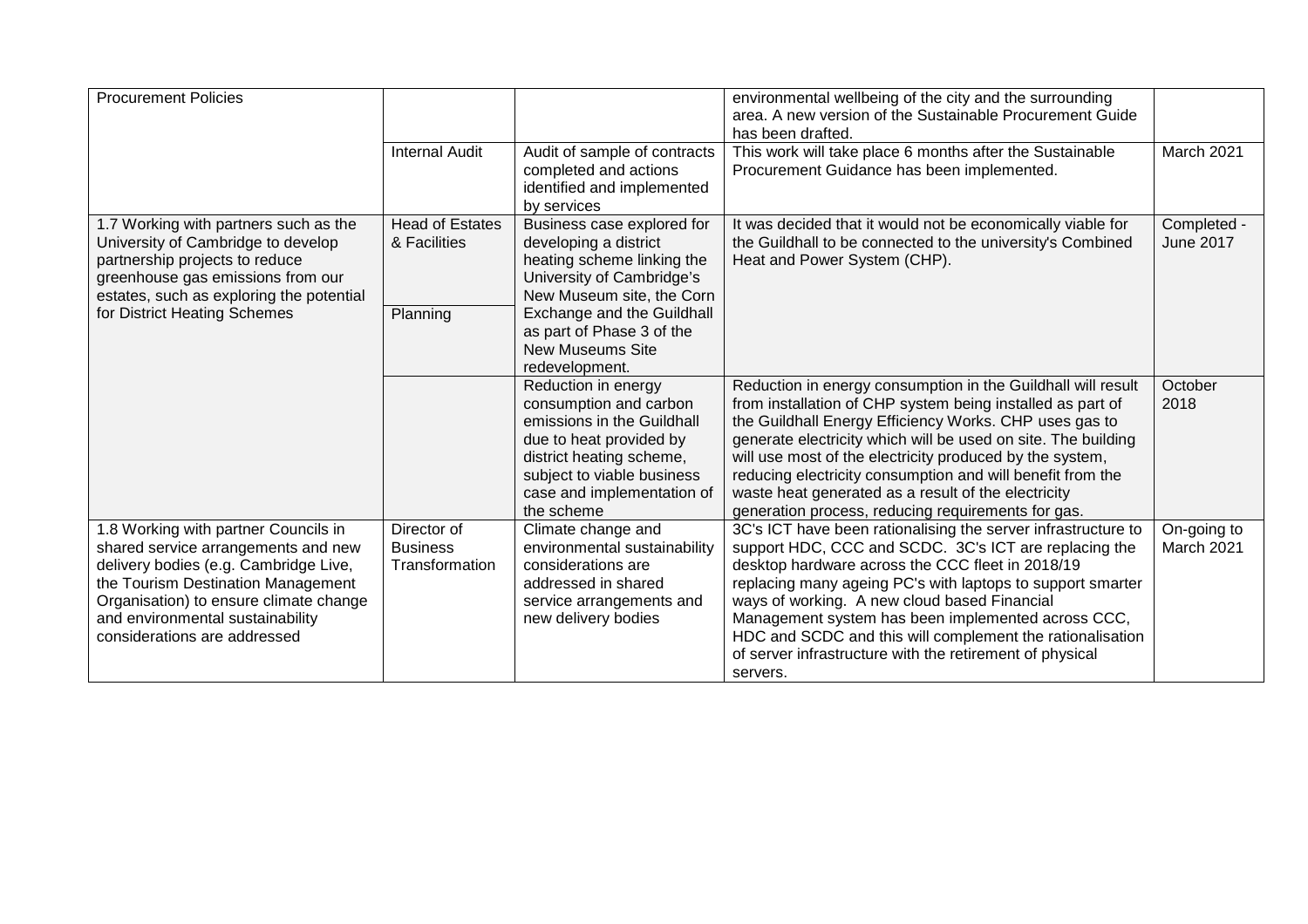| | | | | |
|---|---|---|---|---|
| Procurement Policies | | | environmental wellbeing of the city and the surrounding area. A new version of the Sustainable Procurement Guide has been drafted. | |
| | Internal Audit | Audit of sample of contracts completed and actions identified and implemented by services | This work will take place 6 months after the Sustainable Procurement Guidance has been implemented. | March 2021 |
| 1.7 Working with partners such as the University of Cambridge to develop partnership projects to reduce greenhouse gas emissions from our estates, such as exploring the potential for District Heating Schemes | Head of Estates & Facilities<br><br>Planning | Business case explored for developing a district heating scheme linking the University of Cambridge's New Museum site, the Corn Exchange and the Guildhall as part of Phase 3 of the New Museums Site redevelopment. | It was decided that it would not be economically viable for the Guildhall to be connected to the university's Combined Heat and Power System (CHP). | Completed - June 2017 |
| | | Reduction in energy consumption and carbon emissions in the Guildhall due to heat provided by district heating scheme, subject to viable business case and implementation of the scheme | Reduction in energy consumption in the Guildhall will result from installation of CHP system being installed as part of the Guildhall Energy Efficiency Works. CHP uses gas to generate electricity which will be used on site. The building will use most of the electricity produced by the system, reducing electricity consumption and will benefit from the waste heat generated as a result of the electricity generation process, reducing requirements for gas. | October 2018 |
| 1.8 Working with partner Councils in shared service arrangements and new delivery bodies (e.g. Cambridge Live, the Tourism Destination Management Organisation) to ensure climate change and environmental sustainability considerations are addressed | Director of Business Transformation | Climate change and environmental sustainability considerations are addressed in shared service arrangements and new delivery bodies | 3C's ICT have been rationalising the server infrastructure to support HDC, CCC and SCDC. 3C's ICT are replacing the desktop hardware across the CCC fleet in 2018/19 replacing many ageing PC's with laptops to support smarter ways of working. A new cloud based Financial Management system has been implemented across CCC, HDC and SCDC and this will complement the rationalisation of server infrastructure with the retirement of physical servers. | On-going to March 2021 |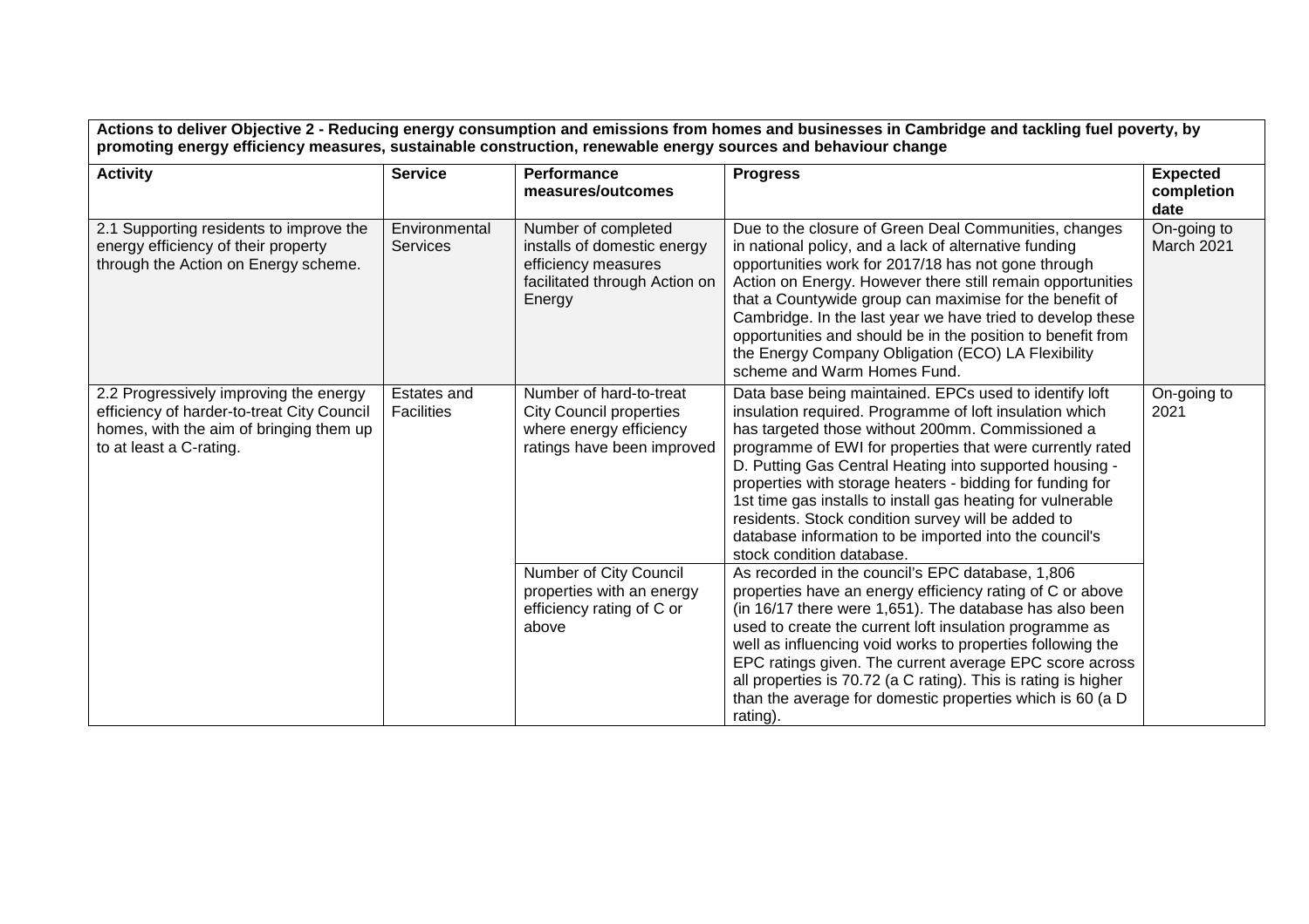| Actions to deliver Objective 2 - Reducing energy consumption and emissions from homes and businesses in Cambridge and tackling fuel poverty, by promoting energy efficiency measures, sustainable construction, renewable energy sources and behaviour change | | | | |
|---|---|---|---|---|
| **Activity** | **Service** | **Performance measures/outcomes** | **Progress** | **Expected completion date** |
| 2.1 Supporting residents to improve the energy efficiency of their property through the Action on Energy scheme. | Environmental Services | Number of completed installs of domestic energy efficiency measures facilitated through Action on Energy | Due to the closure of Green Deal Communities, changes in national policy, and a lack of alternative funding opportunities work for 2017/18 has not gone through Action on Energy. However there still remain opportunities that a Countywide group can maximise for the benefit of Cambridge. In the last year we have tried to develop these opportunities and should be in the position to benefit from the Energy Company Obligation (ECO) LA Flexibility scheme and Warm Homes Fund. | On-going to March 2021 |
| 2.2 Progressively improving the energy efficiency of harder-to-treat City Council homes, with the aim of bringing them up to at least a C-rating. | Estates and Facilities | Number of hard-to-treat City Council properties where energy efficiency ratings have been improved | Data base being maintained. EPCs used to identify loft insulation required. Programme of loft insulation which has targeted those without 200mm. Commissioned a programme of EWI for properties that were currently rated D. Putting Gas Central Heating into supported housing - properties with storage heaters - bidding for funding for 1st time gas installs to install gas heating for vulnerable residents. Stock condition survey will be added to database information to be imported into the council's stock condition database. | On-going to 2021 |
| | | Number of City Council properties with an energy efficiency rating of C or above | As recorded in the council's EPC database, 1,806 properties have an energy efficiency rating of C or above (in 16/17 there were 1,651). The database has also been used to create the current loft insulation programme as well as influencing void works to properties following the EPC ratings given. The current average EPC score across all properties is 70.72 (a C rating). This is rating is higher than the average for domestic properties which is 60 (a D rating). | |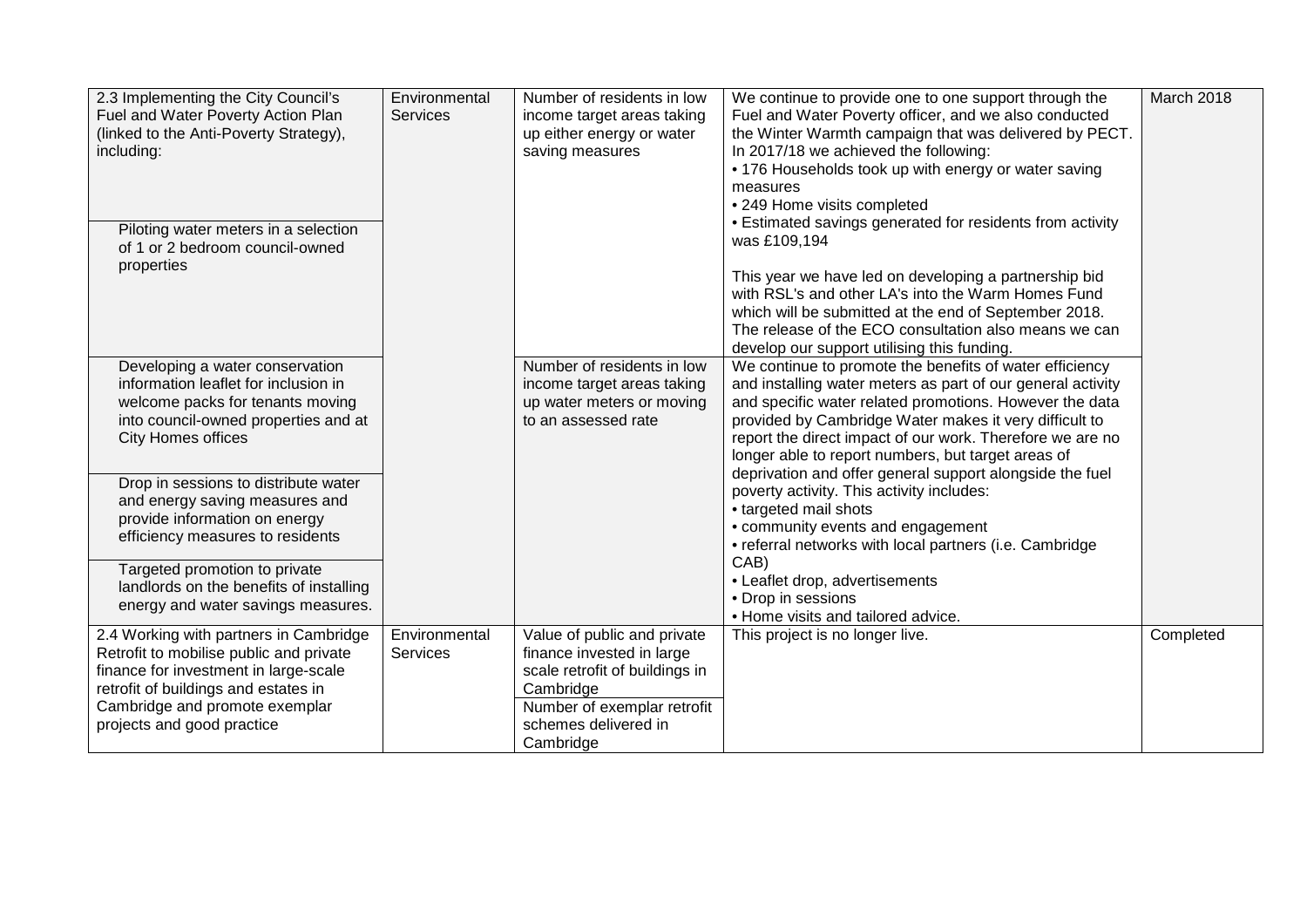| | | | | |
|---|---|---|---|---|
| 2.3 Implementing the City Council's Fuel and Water Poverty Action Plan (linked to the Anti-Poverty Strategy), including:<br><br>Piloting water meters in a selection of 1 or 2 bedroom council-owned properties | Environmental Services | Number of residents in low income target areas taking up either energy or water saving measures | We continue to provide one to one support through the Fuel and Water Poverty officer, and we also conducted the Winter Warmth campaign that was delivered by PECT. In 2017/18 we achieved the following:<br>• 176 Households took up with energy or water saving measures<br>• 249 Home visits completed<br>• Estimated savings generated for residents from activity was £109,194<br><br>This year we have led on developing a partnership bid with RSL's and other LA's into the Warm Homes Fund which will be submitted at the end of September 2018. The release of the ECO consultation also means we can develop our support utilising this funding. | March 2018 |
| Developing a water conservation information leaflet for inclusion in welcome packs for tenants moving into council-owned properties and at City Homes offices<br><br>Drop in sessions to distribute water and energy saving measures and provide information on energy efficiency measures to residents<br><br>Targeted promotion to private landlords on the benefits of installing energy and water savings measures. | | Number of residents in low income target areas taking up water meters or moving to an assessed rate | We continue to promote the benefits of water efficiency and installing water meters as part of our general activity and specific water related promotions. However the data provided by Cambridge Water makes it very difficult to report the direct impact of our work. Therefore we are no longer able to report numbers, but target areas of deprivation and offer general support alongside the fuel poverty activity. This activity includes:<br>• targeted mail shots<br>• community events and engagement<br>• referral networks with local partners (i.e. Cambridge CAB)<br>• Leaflet drop, advertisements<br>• Drop in sessions<br>• Home visits and tailored advice. | |
| 2.4 Working with partners in Cambridge Retrofit to mobilise public and private finance for investment in large-scale retrofit of buildings and estates in Cambridge and promote exemplar projects and good practice | Environmental Services | Value of public and private finance invested in large scale retrofit of buildings in Cambridge<br><br>Number of exemplar retrofit schemes delivered in Cambridge | This project is no longer live. | Completed |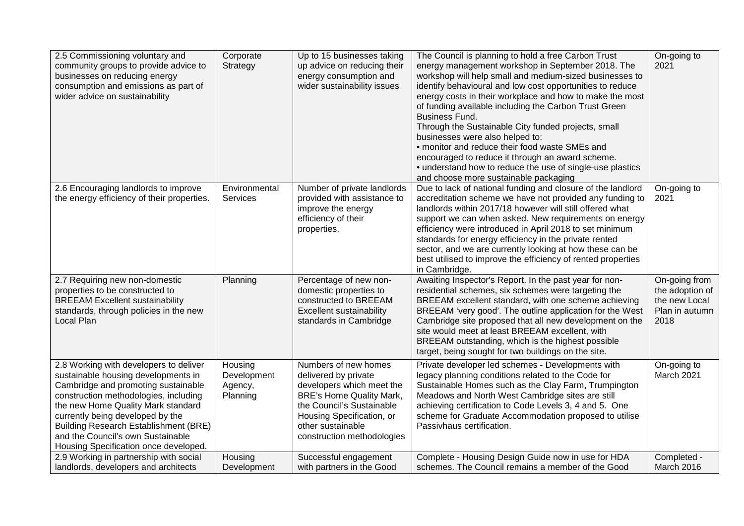| | | | | |
|---|---|---|---|---|
| 2.5 Commissioning voluntary and community groups to provide advice to businesses on reducing energy consumption and emissions as part of wider advice on sustainability | Corporate Strategy | Up to 15 businesses taking up advice on reducing their energy consumption and wider sustainability issues | The Council is planning to hold a free Carbon Trust energy management workshop in September 2018. The workshop will help small and medium-sized businesses to identify behavioural and low cost opportunities to reduce energy costs in their workplace and how to make the most of funding available including the Carbon Trust Green Business Fund.<br>Through the Sustainable City funded projects, small businesses were also helped to:<br>• monitor and reduce their food waste SMEs and encouraged to reduce it through an award scheme.<br>• understand how to reduce the use of single-use plastics and choose more sustainable packaging | On-going to 2021 |
| 2.6 Encouraging landlords to improve the energy efficiency of their properties. | Environmental Services | Number of private landlords provided with assistance to improve the energy efficiency of their properties. | Due to lack of national funding and closure of the landlord accreditation scheme we have not provided any funding to landlords within 2017/18 however will still offered what support we can when asked. New requirements on energy efficiency were introduced in April 2018 to set minimum standards for energy efficiency in the private rented sector, and we are currently looking at how these can be best utilised to improve the efficiency of rented properties in Cambridge. | On-going to 2021 |
| 2.7 Requiring new non-domestic properties to be constructed to BREEAM Excellent sustainability standards, through policies in the new Local Plan | Planning | Percentage of new non-domestic properties to constructed to BREEAM Excellent sustainability standards in Cambridge | Awaiting Inspector's Report. In the past year for non-residential schemes, six schemes were targeting the BREEAM excellent standard, with one scheme achieving BREEAM 'very good'. The outline application for the West Cambridge site proposed that all new development on the site would meet at least BREEAM excellent, with BREEAM outstanding, which is the highest possible target, being sought for two buildings on the site. | On-going from the adoption of the new Local Plan in autumn 2018 |
| 2.8 Working with developers to deliver sustainable housing developments in Cambridge and promoting sustainable construction methodologies, including the new Home Quality Mark standard currently being developed by the Building Research Establishment (BRE) and the Council's own Sustainable Housing Specification once developed. | Housing Development Agency, Planning | Numbers of new homes delivered by private developers which meet the BRE's Home Quality Mark, the Council's Sustainable Housing Specification, or other sustainable construction methodologies | Private developer led schemes - Developments with legacy planning conditions related to the Code for Sustainable Homes such as the Clay Farm, Trumpington Meadows and North West Cambridge sites are still achieving certification to Code Levels 3, 4 and 5. One scheme for Graduate Accommodation proposed to utilise Passivhaus certification. | On-going to March 2021 |
| 2.9 Working in partnership with social landlords, developers and architects | Housing Development | Successful engagement with partners in the Good | Complete - Housing Design Guide now in use for HDA schemes. The Council remains a member of the Good | Completed - March 2016 |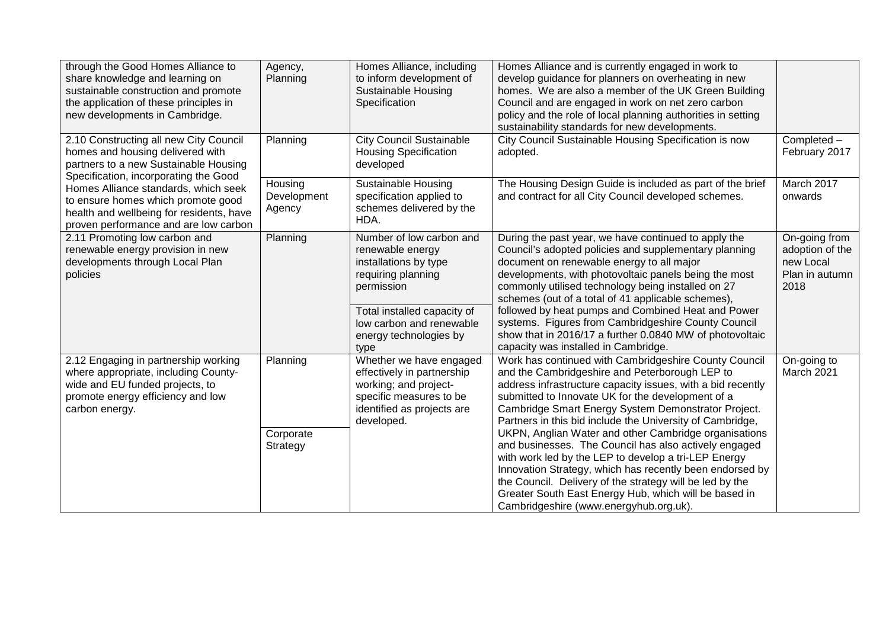| | | | | |
|---|---|---|---|---|
| through the Good Homes Alliance to share knowledge and learning on sustainable construction and promote the application of these principles in new developments in Cambridge. | Agency, Planning | Homes Alliance, including to inform development of Sustainable Housing Specification | Homes Alliance and is currently engaged in work to develop guidance for planners on overheating in new homes. We are also a member of the UK Green Building Council and are engaged in work on net zero carbon policy and the role of local planning authorities in setting sustainability standards for new developments. | |
| 2.10 Constructing all new City Council homes and housing delivered with partners to a new Sustainable Housing Specification, incorporating the Good Homes Alliance standards, which seek to ensure homes which promote good health and wellbeing for residents, have proven performance and are low carbon | Planning | City Council Sustainable Housing Specification developed | City Council Sustainable Housing Specification is now adopted. | Completed – February 2017 |
| | Housing Development Agency | Sustainable Housing specification applied to schemes delivered by the HDA. | The Housing Design Guide is included as part of the brief and contract for all City Council developed schemes. | March 2017 onwards |
| 2.11 Promoting low carbon and renewable energy provision in new developments through Local Plan policies | Planning | Number of low carbon and renewable energy installations by type requiring planning permission<br><br>Total installed capacity of low carbon and renewable energy technologies by type | During the past year, we have continued to apply the Council's adopted policies and supplementary planning document on renewable energy to all major developments, with photovoltaic panels being the most commonly utilised technology being installed on 27 schemes (out of a total of 41 applicable schemes), followed by heat pumps and Combined Heat and Power systems. Figures from Cambridgeshire County Council show that in 2016/17 a further 0.0840 MW of photovoltaic capacity was installed in Cambridge. | On-going from adoption of the new Local Plan in autumn 2018 |
| 2.12 Engaging in partnership working where appropriate, including County-wide and EU funded projects, to promote energy efficiency and low carbon energy. | Planning<br><br>Corporate Strategy | Whether we have engaged effectively in partnership working; and project-specific measures to be identified as projects are developed. | Work has continued with Cambridgeshire County Council and the Cambridgeshire and Peterborough LEP to address infrastructure capacity issues, with a bid recently submitted to Innovate UK for the development of a Cambridge Smart Energy System Demonstrator Project. Partners in this bid include the University of Cambridge, UKPN, Anglian Water and other Cambridge organisations and businesses. The Council has also actively engaged with work led by the LEP to develop a tri-LEP Energy Innovation Strategy, which has recently been endorsed by the Council. Delivery of the strategy will be led by the Greater South East Energy Hub, which will be based in Cambridgeshire (www.energyhub.org.uk). | On-going to March 2021 |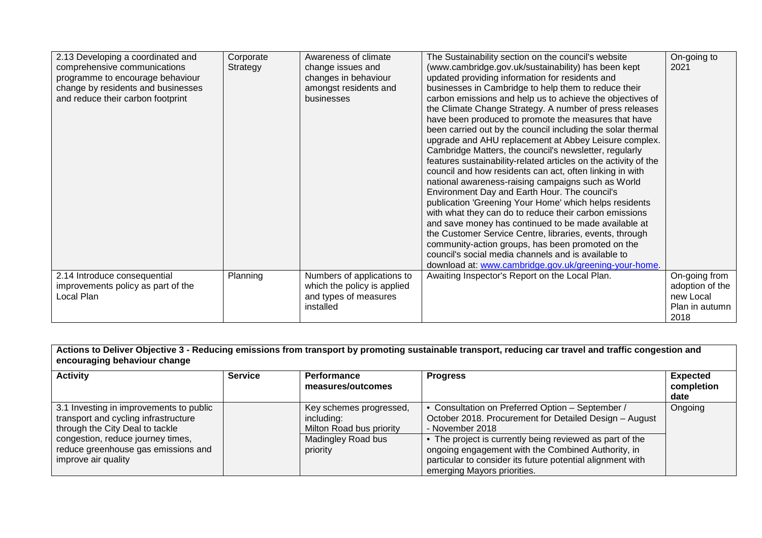| | | | | |
|---|---|---|---|---|
| 2.13 Developing a coordinated and comprehensive communications programme to encourage behaviour change by residents and businesses and reduce their carbon footprint | Corporate Strategy | Awareness of climate change issues and changes in behaviour amongst residents and businesses | The Sustainability section on the council's website (www.cambridge.gov.uk/sustainability) has been kept updated providing information for residents and businesses in Cambridge to help them to reduce their carbon emissions and help us to achieve the objectives of the Climate Change Strategy. A number of press releases have been produced to promote the measures that have been carried out by the council including the solar thermal upgrade and AHU replacement at Abbey Leisure complex. Cambridge Matters, the council's newsletter, regularly features sustainability-related articles on the activity of the council and how residents can act, often linking in with national awareness-raising campaigns such as World Environment Day and Earth Hour. The council's publication 'Greening Your Home' which helps residents with what they can do to reduce their carbon emissions and save money has continued to be made available at the Customer Service Centre, libraries, events, through community-action groups, has been promoted on the council's social media channels and is available to download at: www.cambridge.gov.uk/greening-your-home. | On-going to 2021 |
| 2.14 Introduce consequential improvements policy as part of the Local Plan | Planning | Numbers of applications to which the policy is applied and types of measures installed | Awaiting Inspector's Report on the Local Plan. | On-going from adoption of the new Local Plan in autumn 2018 |

**Actions to Deliver Objective 3 - Reducing emissions from transport by promoting sustainable transport, reducing car travel and traffic congestion and encouraging behaviour change**

| Activity | Service | Performance measures/outcomes | Progress | Expected completion date |
|---|---|---|---|---|
| 3.1 Investing in improvements to public transport and cycling infrastructure through the City Deal to tackle congestion, reduce journey times, reduce greenhouse gas emissions and improve air quality | | Key schemes progressed, including:<br>Milton Road bus priority<br>Madingley Road bus priority | • Consultation on Preferred Option – September / October 2018. Procurement for Detailed Design – August - November 2018<br>• The project is currently being reviewed as part of the ongoing engagement with the Combined Authority, in particular to consider its future potential alignment with emerging Mayors priorities. | Ongoing |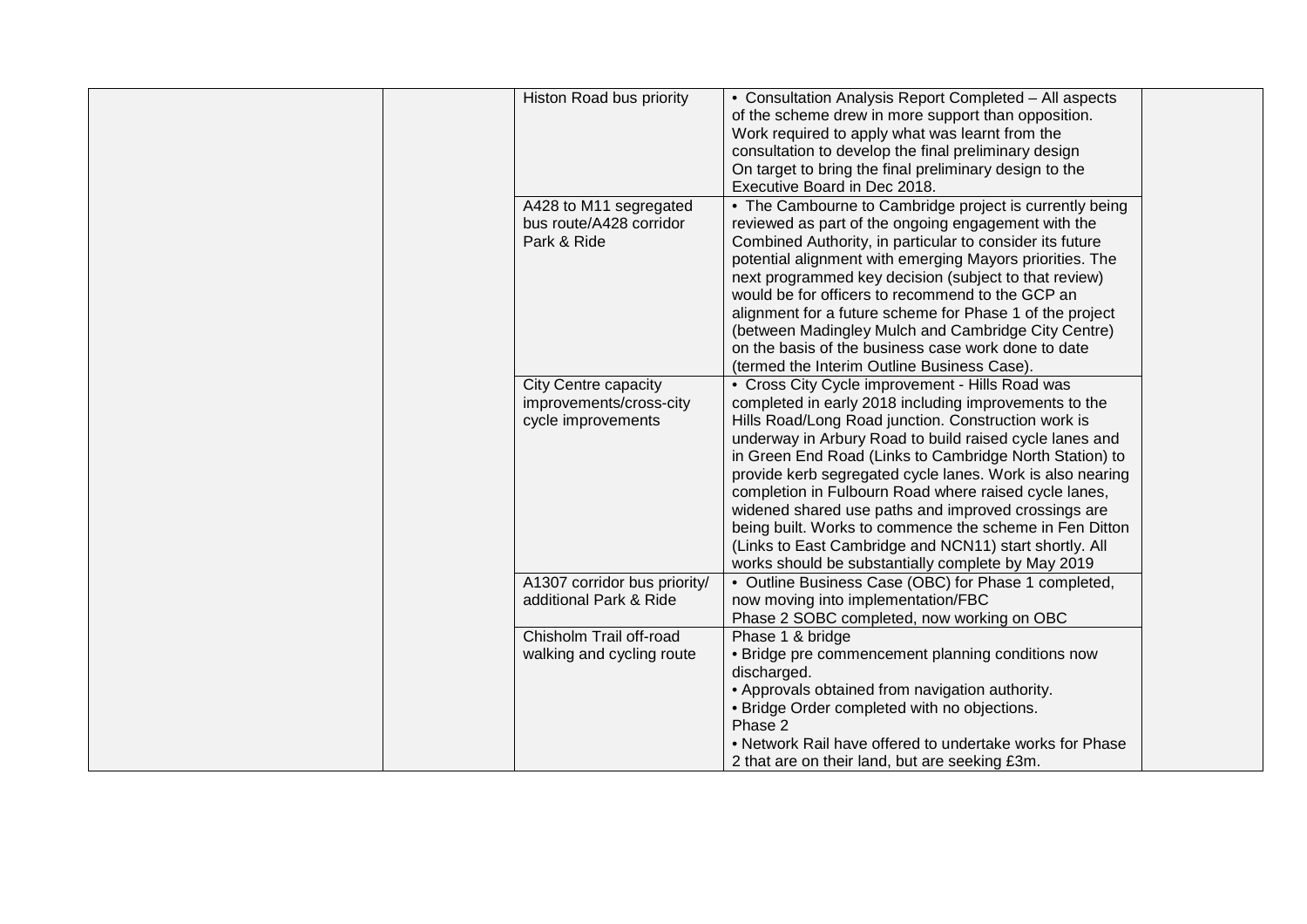| | | | | |
|---|---|---|---|---|
| | | Histon Road bus priority | • Consultation Analysis Report Completed – All aspects of the scheme drew in more support than opposition. Work required to apply what was learnt from the consultation to develop the final preliminary design On target to bring the final preliminary design to the Executive Board in Dec 2018. | |
| | | A428 to M11 segregated bus route/A428 corridor Park & Ride | • The Cambourne to Cambridge project is currently being reviewed as part of the ongoing engagement with the Combined Authority, in particular to consider its future potential alignment with emerging Mayors priorities. The next programmed key decision (subject to that review) would be for officers to recommend to the GCP an alignment for a future scheme for Phase 1 of the project (between Madingley Mulch and Cambridge City Centre) on the basis of the business case work done to date (termed the Interim Outline Business Case). | |
| | | City Centre capacity improvements/cross-city cycle improvements | • Cross City Cycle improvement - Hills Road was completed in early 2018 including improvements to the Hills Road/Long Road junction. Construction work is underway in Arbury Road to build raised cycle lanes and in Green End Road (Links to Cambridge North Station) to provide kerb segregated cycle lanes. Work is also nearing completion in Fulbourn Road where raised cycle lanes, widened shared use paths and improved crossings are being built. Works to commence the scheme in Fen Ditton (Links to East Cambridge and NCN11) start shortly. All works should be substantially complete by May 2019 | |
| | | A1307 corridor bus priority/ additional Park & Ride | • Outline Business Case (OBC) for Phase 1 completed, now moving into implementation/FBC Phase 2 SOBC completed, now working on OBC | |
| | | Chisholm Trail off-road walking and cycling route | Phase 1 & bridge<br>• Bridge pre commencement planning conditions now discharged.<br>• Approvals obtained from navigation authority.<br>• Bridge Order completed with no objections.<br>Phase 2<br>• Network Rail have offered to undertake works for Phase 2 that are on their land, but are seeking £3m. | |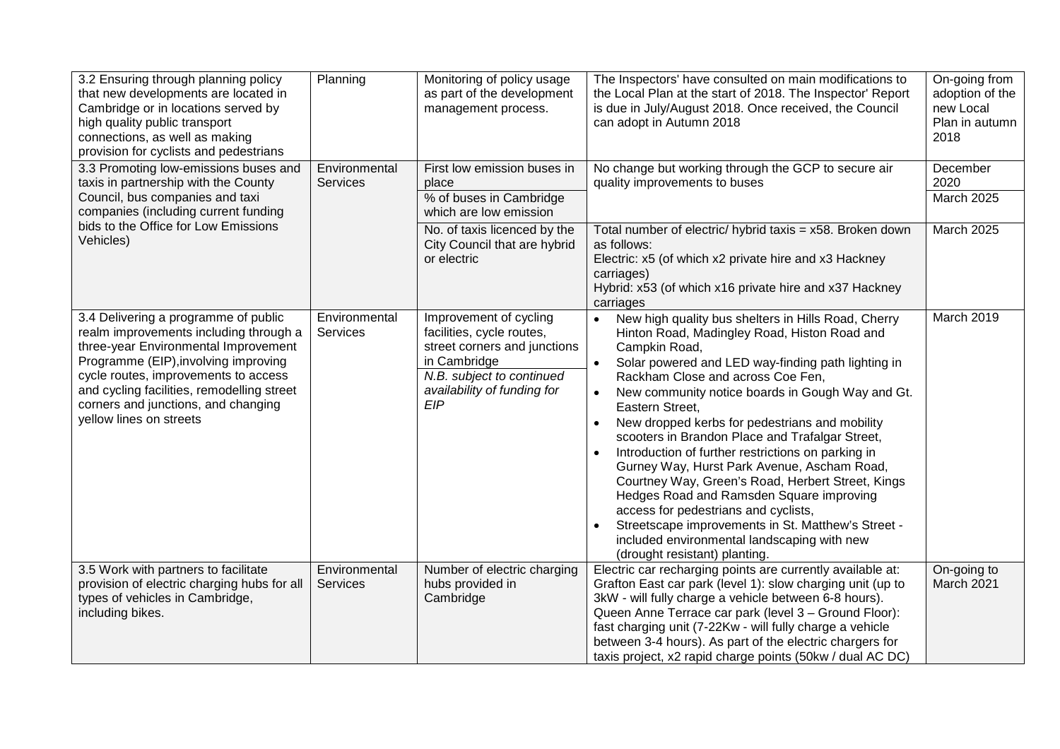| 3.2 Ensuring through planning policy that new developments are located in Cambridge or in locations served by high quality public transport connections, as well as making provision for cyclists and pedestrians | Planning | Monitoring of policy usage as part of the development management process. | The Inspectors' have consulted on main modifications to the Local Plan at the start of 2018. The Inspector' Report is due in July/August 2018. Once received, the Council can adopt in Autumn 2018 | On-going from adoption of the new Local Plan in autumn 2018 |
|---|---|---|---|---|
| 3.3 Promoting low-emissions buses and taxis in partnership with the County Council, bus companies and taxi companies (including current funding bids to the Office for Low Emissions Vehicles) | Environmental Services | First low emission buses in place | No change but working through the GCP to secure air quality improvements to buses | December 2020 |
| | | % of buses in Cambridge which are low emission | | March 2025 |
| | | No. of taxis licenced by the City Council that are hybrid or electric | Total number of electric/ hybrid taxis = x58. Broken down as follows:<br>Electric: x5 (of which x2 private hire and x3 Hackney carriages)<br>Hybrid: x53 (of which x16 private hire and x37 Hackney carriages | March 2025 |
| 3.4 Delivering a programme of public realm improvements including through a three-year Environmental Improvement Programme (EIP),involving improving cycle routes, improvements to access and cycling facilities, remodelling street corners and junctions, and changing yellow lines on streets | Environmental Services | Improvement of cycling facilities, cycle routes, street corners and junctions in Cambridge<br>*N.B. subject to continued availability of funding for EIP* | • New high quality bus shelters in Hills Road, Cherry Hinton Road, Madingley Road, Histon Road and Campkin Road,<br>• Solar powered and LED way-finding path lighting in Rackham Close and across Coe Fen,<br>• New community notice boards in Gough Way and Gt. Eastern Street,<br>• New dropped kerbs for pedestrians and mobility scooters in Brandon Place and Trafalgar Street,<br>• Introduction of further restrictions on parking in Gurney Way, Hurst Park Avenue, Ascham Road, Courtney Way, Green's Road, Herbert Street, Kings Hedges Road and Ramsden Square improving access for pedestrians and cyclists,<br>• Streetscape improvements in St. Matthew's Street - included environmental landscaping with new (drought resistant) planting. | March 2019 |
| 3.5 Work with partners to facilitate provision of electric charging hubs for all types of vehicles in Cambridge, including bikes. | Environmental Services | Number of electric charging hubs provided in Cambridge | Electric car recharging points are currently available at: Grafton East car park (level 1): slow charging unit (up to 3kW - will fully charge a vehicle between 6-8 hours). Queen Anne Terrace car park (level 3 – Ground Floor): fast charging unit (7-22Kw - will fully charge a vehicle between 3-4 hours). As part of the electric chargers for taxis project, x2 rapid charge points (50kw / dual AC DC) | On-going to March 2021 |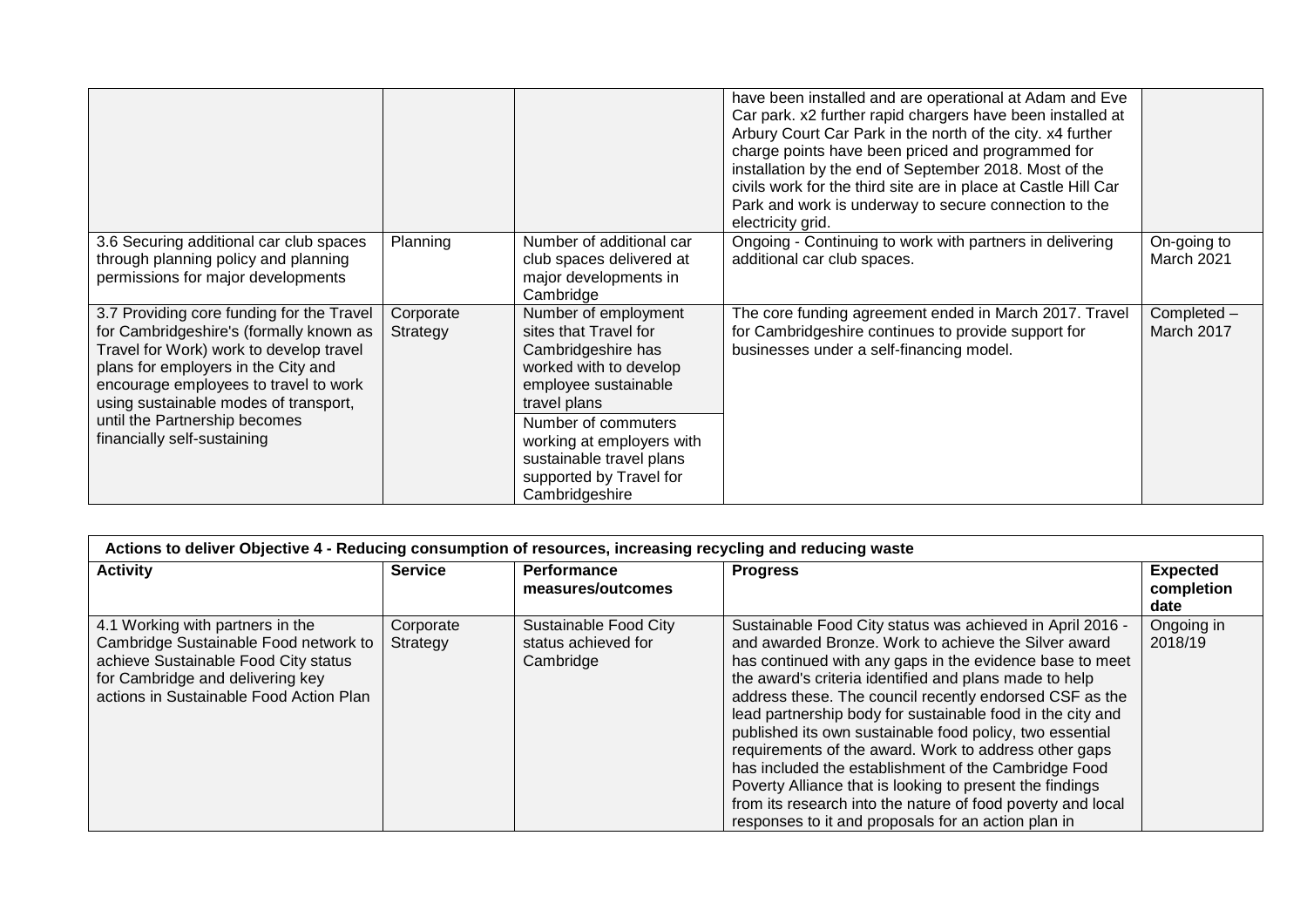| | | | | |
|---|---|---|---|---|
| | | | have been installed and are operational at Adam and Eve Car park. x2 further rapid chargers have been installed at Arbury Court Car Park in the north of the city. x4 further charge points have been priced and programmed for installation by the end of September 2018. Most of the civils work for the third site are in place at Castle Hill Car Park and work is underway to secure connection to the electricity grid. | |
| 3.6 Securing additional car club spaces through planning policy and planning permissions for major developments | Planning | Number of additional car club spaces delivered at major developments in Cambridge | Ongoing - Continuing to work with partners in delivering additional car club spaces. | On-going to March 2021 |
| 3.7 Providing core funding for the Travel for Cambridgeshire's (formally known as Travel for Work) work to develop travel plans for employers in the City and encourage employees to travel to work using sustainable modes of transport, until the Partnership becomes financially self-sustaining | Corporate Strategy | Number of employment sites that Travel for Cambridgeshire has worked with to develop employee sustainable travel plans<br><br>Number of commuters working at employers with sustainable travel plans supported by Travel for Cambridgeshire | The core funding agreement ended in March 2017. Travel for Cambridgeshire continues to provide support for businesses under a self-financing model. | Completed – March 2017 |

**Actions to deliver Objective 4 - Reducing consumption of resources, increasing recycling and reducing waste**

| Activity | Service | Performance measures/outcomes | Progress | Expected completion date |
|---|---|---|---|---|
| 4.1 Working with partners in the Cambridge Sustainable Food network to achieve Sustainable Food City status for Cambridge and delivering key actions in Sustainable Food Action Plan | Corporate Strategy | Sustainable Food City status achieved for Cambridge | Sustainable Food City status was achieved in April 2016 - and awarded Bronze. Work to achieve the Silver award has continued with any gaps in the evidence base to meet the award's criteria identified and plans made to help address these. The council recently endorsed CSF as the lead partnership body for sustainable food in the city and published its own sustainable food policy, two essential requirements of the award. Work to address other gaps has included the establishment of the Cambridge Food Poverty Alliance that is looking to present the findings from its research into the nature of food poverty and local responses to it and proposals for an action plan in | Ongoing in 2018/19 |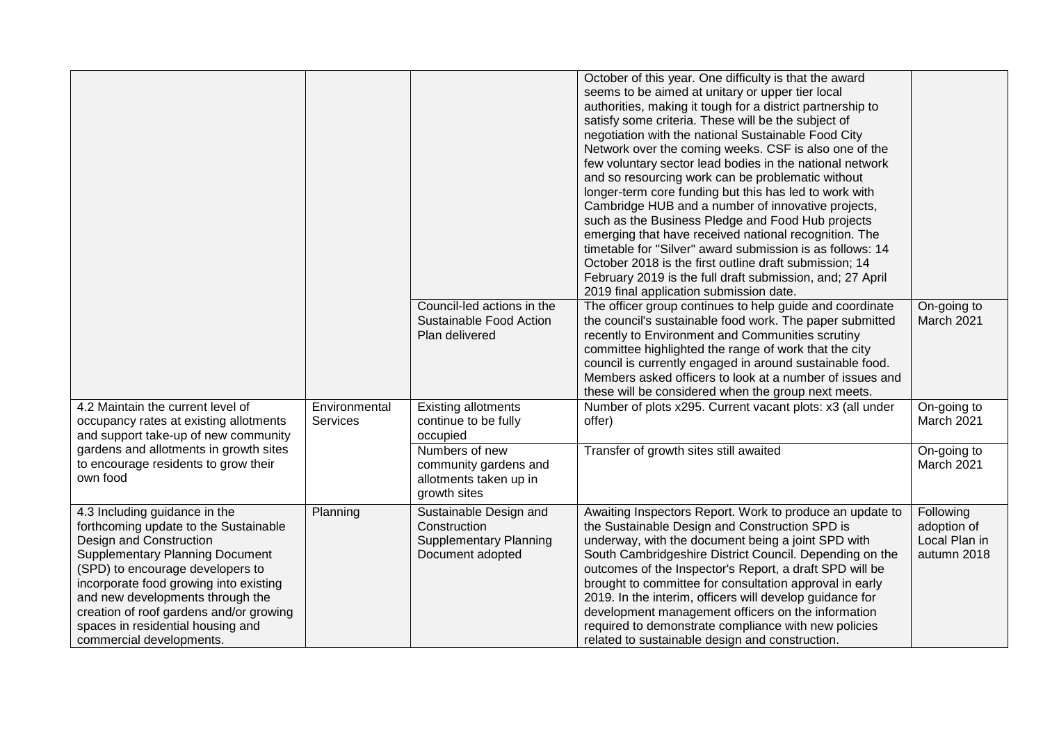| | | | | |
|---|---|---|---|---|
| | | | October of this year. One difficulty is that the award seems to be aimed at unitary or upper tier local authorities, making it tough for a district partnership to satisfy some criteria. These will be the subject of negotiation with the national Sustainable Food City Network over the coming weeks. CSF is also one of the few voluntary sector lead bodies in the national network and so resourcing work can be problematic without longer-term core funding but this has led to work with Cambridge HUB and a number of innovative projects, such as the Business Pledge and Food Hub projects emerging that have received national recognition. The timetable for "Silver" award submission is as follows: 14 October 2018 is the first outline draft submission; 14 February 2019 is the full draft submission, and; 27 April 2019 final application submission date. | |
| | | Council-led actions in the Sustainable Food Action Plan delivered | The officer group continues to help guide and coordinate the council's sustainable food work. The paper submitted recently to Environment and Communities scrutiny committee highlighted the range of work that the city council is currently engaged in around sustainable food. Members asked officers to look at a number of issues and these will be considered when the group next meets. | On-going to March 2021 |
| 4.2 Maintain the current level of occupancy rates at existing allotments and support take-up of new community gardens and allotments in growth sites to encourage residents to grow their own food | Environmental Services | Existing allotments continue to be fully occupied | Number of plots x295. Current vacant plots: x3 (all under offer) | On-going to March 2021 |
| | | Numbers of new community gardens and allotments taken up in growth sites | Transfer of growth sites still awaited | On-going to March 2021 |
| 4.3 Including guidance in the forthcoming update to the Sustainable Design and Construction Supplementary Planning Document (SPD) to encourage developers to incorporate food growing into existing and new developments through the creation of roof gardens and/or growing spaces in residential housing and commercial developments. | Planning | Sustainable Design and Construction Supplementary Planning Document adopted | Awaiting Inspectors Report. Work to produce an update to the Sustainable Design and Construction SPD is underway, with the document being a joint SPD with South Cambridgeshire District Council. Depending on the outcomes of the Inspector's Report, a draft SPD will be brought to committee for consultation approval in early 2019. In the interim, officers will develop guidance for development management officers on the information required to demonstrate compliance with new policies related to sustainable design and construction. | Following adoption of Local Plan in autumn 2018 |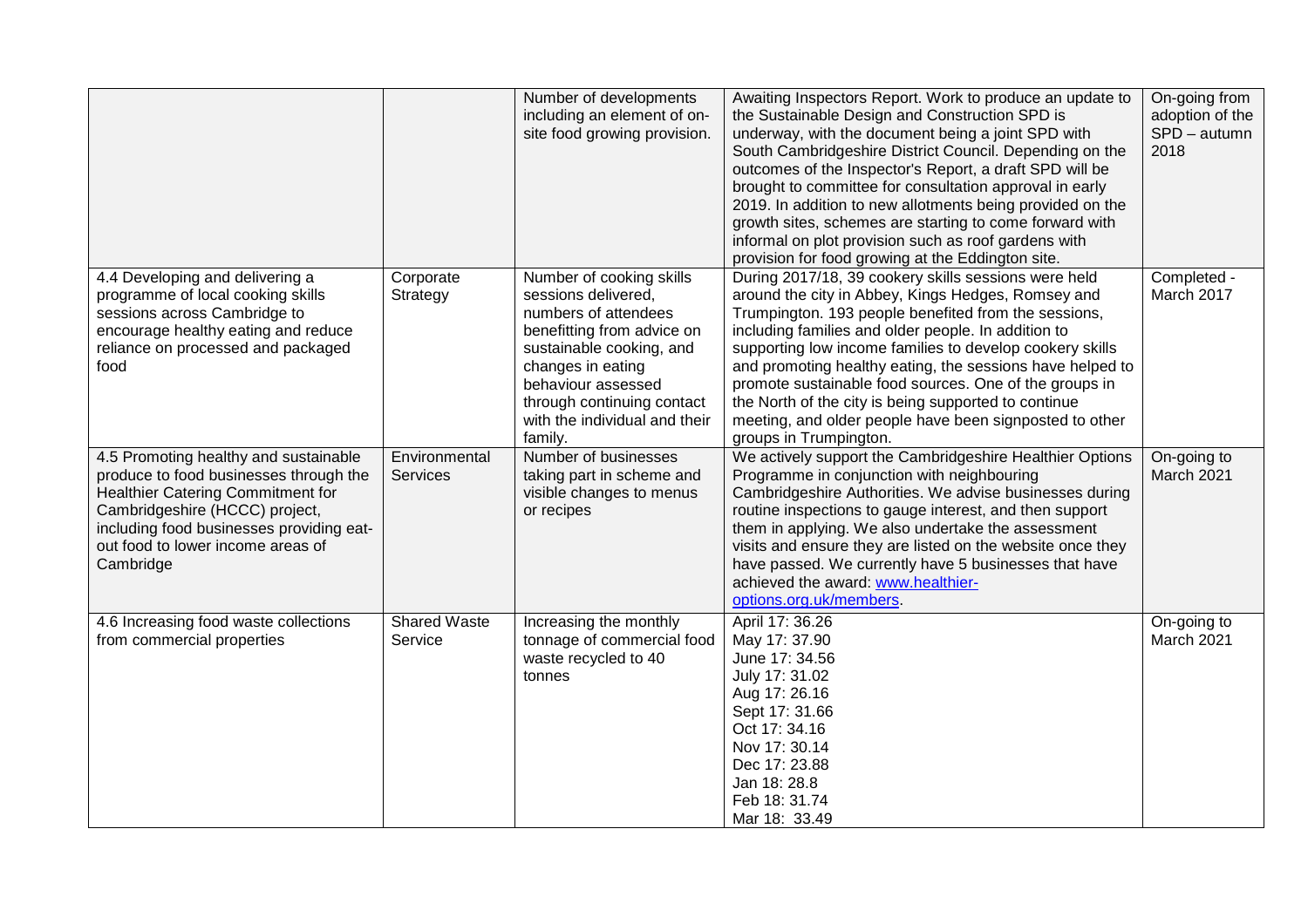| | | | | |
|---|---|---|---|---|
| | | Number of developments including an element of on-site food growing provision. | Awaiting Inspectors Report. Work to produce an update to the Sustainable Design and Construction SPD is underway, with the document being a joint SPD with South Cambridgeshire District Council. Depending on the outcomes of the Inspector's Report, a draft SPD will be brought to committee for consultation approval in early 2019. In addition to new allotments being provided on the growth sites, schemes are starting to come forward with informal on plot provision such as roof gardens with provision for food growing at the Eddington site. | On-going from adoption of the SPD – autumn 2018 |
| 4.4 Developing and delivering a programme of local cooking skills sessions across Cambridge to encourage healthy eating and reduce reliance on processed and packaged food | Corporate Strategy | Number of cooking skills sessions delivered, numbers of attendees benefitting from advice on sustainable cooking, and changes in eating behaviour assessed through continuing contact with the individual and their family. | During 2017/18, 39 cookery skills sessions were held around the city in Abbey, Kings Hedges, Romsey and Trumpington. 193 people benefited from the sessions, including families and older people. In addition to supporting low income families to develop cookery skills and promoting healthy eating, the sessions have helped to promote sustainable food sources. One of the groups in the North of the city is being supported to continue meeting, and older people have been signposted to other groups in Trumpington. | Completed - March 2017 |
| 4.5 Promoting healthy and sustainable produce to food businesses through the Healthier Catering Commitment for Cambridgeshire (HCCC) project, including food businesses providing eat-out food to lower income areas of Cambridge | Environmental Services | Number of businesses taking part in scheme and visible changes to menus or recipes | We actively support the Cambridgeshire Healthier Options Programme in conjunction with neighbouring Cambridgeshire Authorities. We advise businesses during routine inspections to gauge interest, and then support them in applying. We also undertake the assessment visits and ensure they are listed on the website once they have passed. We currently have 5 businesses that have achieved the award: [www.healthier-options.org.uk/members](www.healthier-options.org.uk/members). | On-going to March 2021 |
| 4.6 Increasing food waste collections from commercial properties | Shared Waste Service | Increasing the monthly tonnage of commercial food waste recycled to 40 tonnes | April 17: 36.26<br>May 17: 37.90<br>June 17: 34.56<br>July 17: 31.02<br>Aug 17: 26.16<br>Sept 17: 31.66<br>Oct 17: 34.16<br>Nov 17: 30.14<br>Dec 17: 23.88<br>Jan 18: 28.8<br>Feb 18: 31.74<br>Mar 18: 33.49 | On-going to March 2021 |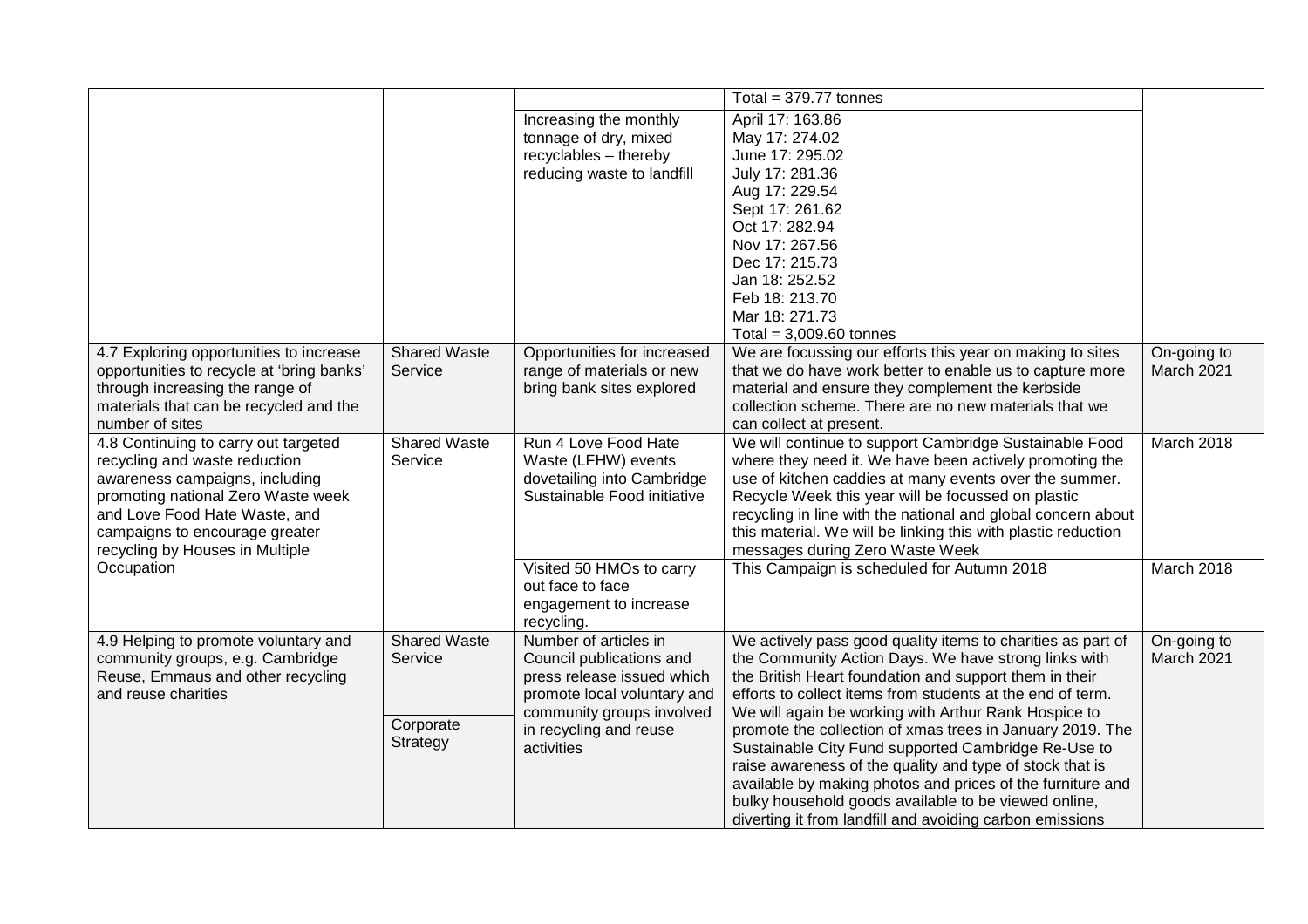| | | | | |
|---|---|---|---|---|
| | | | Total = 379.77 tonnes | |
| | | Increasing the monthly tonnage of dry, mixed recyclables – thereby reducing waste to landfill | April 17: 163.86<br>May 17: 274.02<br>June 17: 295.02<br>July 17: 281.36<br>Aug 17: 229.54<br>Sept 17: 261.62<br>Oct 17: 282.94<br>Nov 17: 267.56<br>Dec 17: 215.73<br>Jan 18: 252.52<br>Feb 18: 213.70<br>Mar 18: 271.73<br>Total = 3,009.60 tonnes | |
| 4.7 Exploring opportunities to increase opportunities to recycle at 'bring banks' through increasing the range of materials that can be recycled and the number of sites | Shared Waste Service | Opportunities for increased range of materials or new bring bank sites explored | We are focussing our efforts this year on making to sites that we do have work better to enable us to capture more material and ensure they complement the kerbside collection scheme. There are no new materials that we can collect at present. | On-going to March 2021 |
| 4.8 Continuing to carry out targeted recycling and waste reduction awareness campaigns, including promoting national Zero Waste week and Love Food Hate Waste, and campaigns to encourage greater recycling by Houses in Multiple Occupation | Shared Waste Service | Run 4 Love Food Hate Waste (LFHW) events dovetailing into Cambridge Sustainable Food initiative | We will continue to support Cambridge Sustainable Food where they need it. We have been actively promoting the use of kitchen caddies at many events over the summer. Recycle Week this year will be focussed on plastic recycling in line with the national and global concern about this material. We will be linking this with plastic reduction messages during Zero Waste Week | March 2018 |
| | | Visited 50 HMOs to carry out face to face engagement to increase recycling. | This Campaign is scheduled for Autumn 2018 | March 2018 |
| 4.9 Helping to promote voluntary and community groups, e.g. Cambridge Reuse, Emmaus and other recycling and reuse charities | Shared Waste Service<br><br>Corporate Strategy | Number of articles in Council publications and press release issued which promote local voluntary and community groups involved in recycling and reuse activities | We actively pass good quality items to charities as part of the Community Action Days. We have strong links with the British Heart foundation and support them in their efforts to collect items from students at the end of term. We will again be working with Arthur Rank Hospice to promote the collection of xmas trees in January 2019. The Sustainable City Fund supported Cambridge Re-Use to raise awareness of the quality and type of stock that is available by making photos and prices of the furniture and bulky household goods available to be viewed online, diverting it from landfill and avoiding carbon emissions | On-going to March 2021 |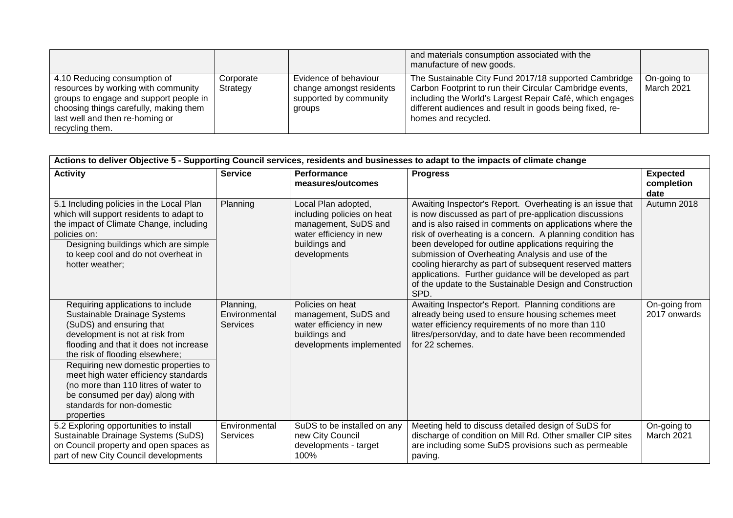| | | | and materials consumption associated with the manufacture of new goods. | |
|---|---|---|---|---|
| 4.10 Reducing consumption of resources by working with community groups to engage and support people in choosing things carefully, making them last well and then re-homing or recycling them. | Corporate Strategy | Evidence of behaviour change amongst residents supported by community groups | The Sustainable City Fund 2017/18 supported Cambridge Carbon Footprint to run their Circular Cambridge events, including the World's Largest Repair Café, which engages different audiences and result in goods being fixed, re-homes and recycled. | On-going to March 2021 |

| Actions to deliver Objective 5 - Supporting Council services, residents and businesses to adapt to the impacts of climate change | | | | |
|---|---|---|---|---|
| **Activity** | **Service** | **Performance measures/outcomes** | **Progress** | **Expected completion date** |
| 5.1 Including policies in the Local Plan which will support residents to adapt to the impact of Climate Change, including policies on:<br>Designing buildings which are simple to keep cool and do not overheat in hotter weather; | Planning | Local Plan adopted, including policies on heat management, SuDS and water efficiency in new buildings and developments | Awaiting Inspector's Report. Overheating is an issue that is now discussed as part of pre-application discussions and is also raised in comments on applications where the risk of overheating is a concern. A planning condition has been developed for outline applications requiring the submission of Overheating Analysis and use of the cooling hierarchy as part of subsequent reserved matters applications. Further guidance will be developed as part of the update to the Sustainable Design and Construction SPD. | Autumn 2018 |
| Requiring applications to include Sustainable Drainage Systems (SuDS) and ensuring that development is not at risk from flooding and that it does not increase the risk of flooding elsewhere;<br>Requiring new domestic properties to meet high water efficiency standards (no more than 110 litres of water to be consumed per day) along with standards for non-domestic properties | Planning, Environmental Services | Policies on heat management, SuDS and water efficiency in new buildings and developments implemented | Awaiting Inspector's Report. Planning conditions are already being used to ensure housing schemes meet water efficiency requirements of no more than 110 litres/person/day, and to date have been recommended for 22 schemes. | On-going from 2017 onwards |
| 5.2 Exploring opportunities to install Sustainable Drainage Systems (SuDS) on Council property and open spaces as part of new City Council developments | Environmental Services | SuDS to be installed on any new City Council developments - target 100% | Meeting held to discuss detailed design of SuDS for discharge of condition on Mill Rd. Other smaller CIP sites are including some SuDS provisions such as permeable paving. | On-going to March 2021 |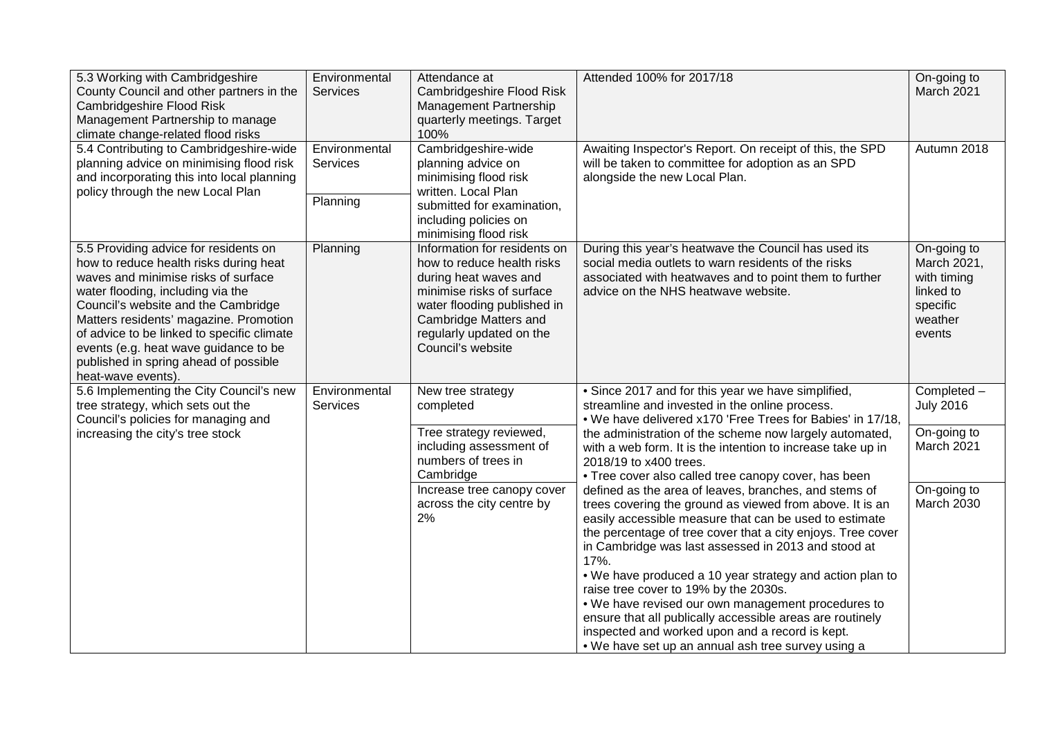| | | | | |
|---|---|---|---|---|
| 5.3 Working with Cambridgeshire County Council and other partners in the Cambridgeshire Flood Risk Management Partnership to manage climate change-related flood risks | Environmental Services | Attendance at Cambridgeshire Flood Risk Management Partnership quarterly meetings. Target 100% | Attended 100% for 2017/18 | On-going to March 2021 |
| 5.4 Contributing to Cambridgeshire-wide planning advice on minimising flood risk and incorporating this into local planning policy through the new Local Plan | Environmental Services<br><br>Planning | Cambridgeshire-wide planning advice on minimising flood risk written. Local Plan submitted for examination, including policies on minimising flood risk | Awaiting Inspector's Report. On receipt of this, the SPD will be taken to committee for adoption as an SPD alongside the new Local Plan. | Autumn 2018 |
| 5.5 Providing advice for residents on how to reduce health risks during heat waves and minimise risks of surface water flooding, including via the Council's website and the Cambridge Matters residents' magazine. Promotion of advice to be linked to specific climate events (e.g. heat wave guidance to be published in spring ahead of possible heat-wave events). | Planning | Information for residents on how to reduce health risks during heat waves and minimise risks of surface water flooding published in Cambridge Matters and regularly updated on the Council's website | During this year's heatwave the Council has used its social media outlets to warn residents of the risks associated with heatwaves and to point them to further advice on the NHS heatwave website. | On-going to March 2021, with timing linked to specific weather events |
| 5.6 Implementing the City Council's new tree strategy, which sets out the Council's policies for managing and increasing the city's tree stock | Environmental Services | New tree strategy completed<br><br>Tree strategy reviewed, including assessment of numbers of trees in Cambridge<br><br>Increase tree canopy cover across the city centre by 2% | • Since 2017 and for this year we have simplified, streamline and invested in the online process.<br>• We have delivered x170 'Free Trees for Babies' in 17/18, the administration of the scheme now largely automated, with a web form. It is the intention to increase take up in 2018/19 to x400 trees.<br>• Tree cover also called tree canopy cover, has been defined as the area of leaves, branches, and stems of trees covering the ground as viewed from above. It is an easily accessible measure that can be used to estimate the percentage of tree cover that a city enjoys. Tree cover in Cambridge was last assessed in 2013 and stood at 17%.<br>• We have produced a 10 year strategy and action plan to raise tree cover to 19% by the 2030s.<br>• We have revised our own management procedures to ensure that all publically accessible areas are routinely inspected and worked upon and a record is kept.<br>• We have set up an annual ash tree survey using a | Completed – July 2016<br><br>On-going to March 2021<br><br>On-going to March 2030 |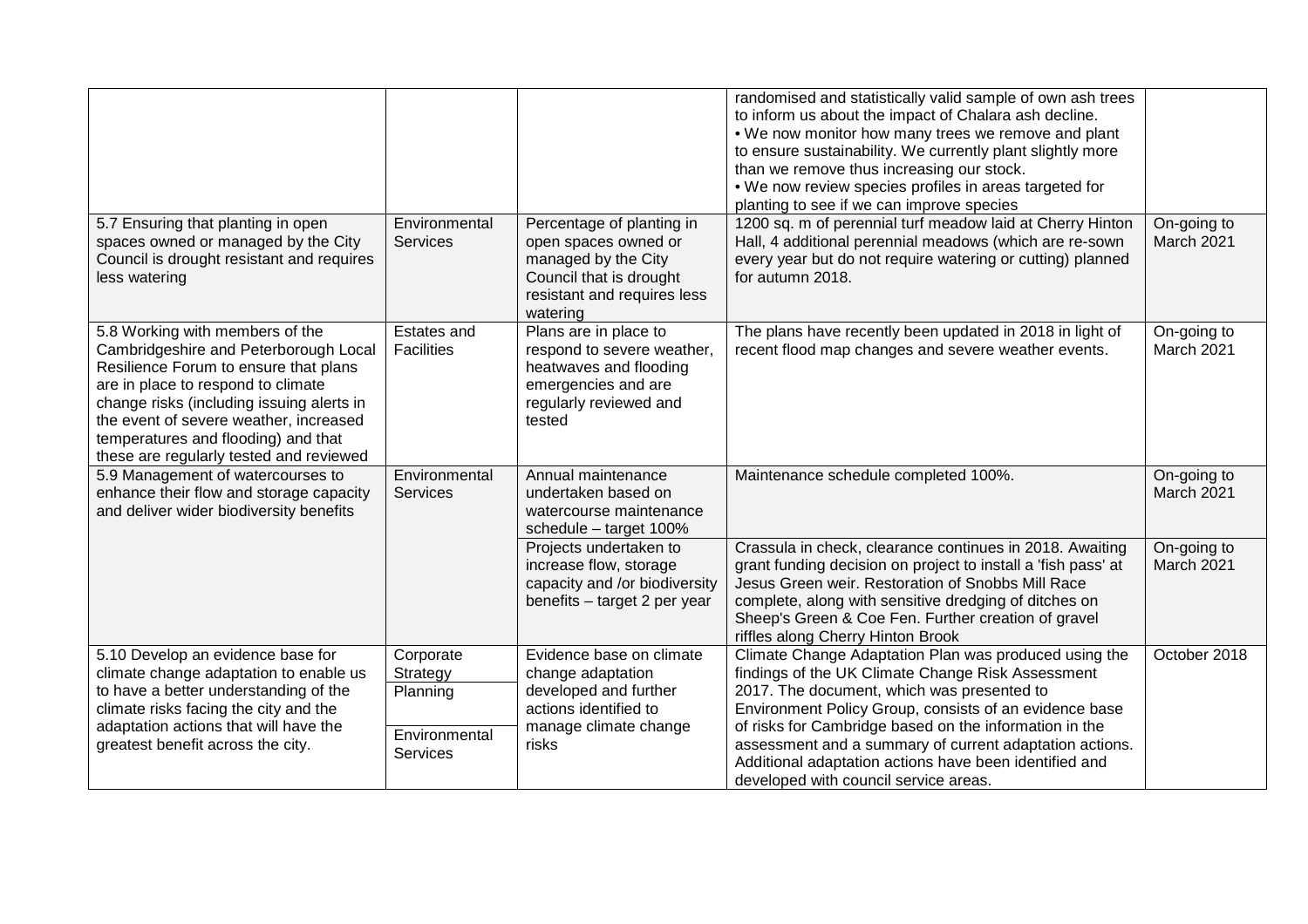| | | | | |
|---|---|---|---|---|
| | | | randomised and statistically valid sample of own ash trees to inform us about the impact of Chalara ash decline.<br>• We now monitor how many trees we remove and plant to ensure sustainability. We currently plant slightly more than we remove thus increasing our stock.<br>• We now review species profiles in areas targeted for planting to see if we can improve species | |
| 5.7 Ensuring that planting in open spaces owned or managed by the City Council is drought resistant and requires less watering | Environmental Services | Percentage of planting in open spaces owned or managed by the City Council that is drought resistant and requires less watering | 1200 sq. m of perennial turf meadow laid at Cherry Hinton Hall, 4 additional perennial meadows (which are re-sown every year but do not require watering or cutting) planned for autumn 2018. | On-going to March 2021 |
| 5.8 Working with members of the Cambridgeshire and Peterborough Local Resilience Forum to ensure that plans are in place to respond to climate change risks (including issuing alerts in the event of severe weather, increased temperatures and flooding) and that these are regularly tested and reviewed | Estates and Facilities | Plans are in place to respond to severe weather, heatwaves and flooding emergencies and are regularly reviewed and tested | The plans have recently been updated in 2018 in light of recent flood map changes and severe weather events. | On-going to March 2021 |
| 5.9 Management of watercourses to enhance their flow and storage capacity and deliver wider biodiversity benefits | Environmental Services | Annual maintenance undertaken based on watercourse maintenance schedule – target 100% | Maintenance schedule completed 100%. | On-going to March 2021 |
| | | Projects undertaken to increase flow, storage capacity and /or biodiversity benefits – target 2 per year | Crassula in check, clearance continues in 2018. Awaiting grant funding decision on project to install a 'fish pass' at Jesus Green weir. Restoration of Snobbs Mill Race complete, along with sensitive dredging of ditches on Sheep's Green & Coe Fen. Further creation of gravel riffles along Cherry Hinton Brook | On-going to March 2021 |
| 5.10 Develop an evidence base for climate change adaptation to enable us to have a better understanding of the climate risks facing the city and the adaptation actions that will have the greatest benefit across the city. | Corporate Strategy<br>Planning<br>Environmental Services | Evidence base on climate change adaptation developed and further actions identified to manage climate change risks | Climate Change Adaptation Plan was produced using the findings of the UK Climate Change Risk Assessment 2017. The document, which was presented to Environment Policy Group, consists of an evidence base of risks for Cambridge based on the information in the assessment and a summary of current adaptation actions. Additional adaptation actions have been identified and developed with council service areas. | October 2018 |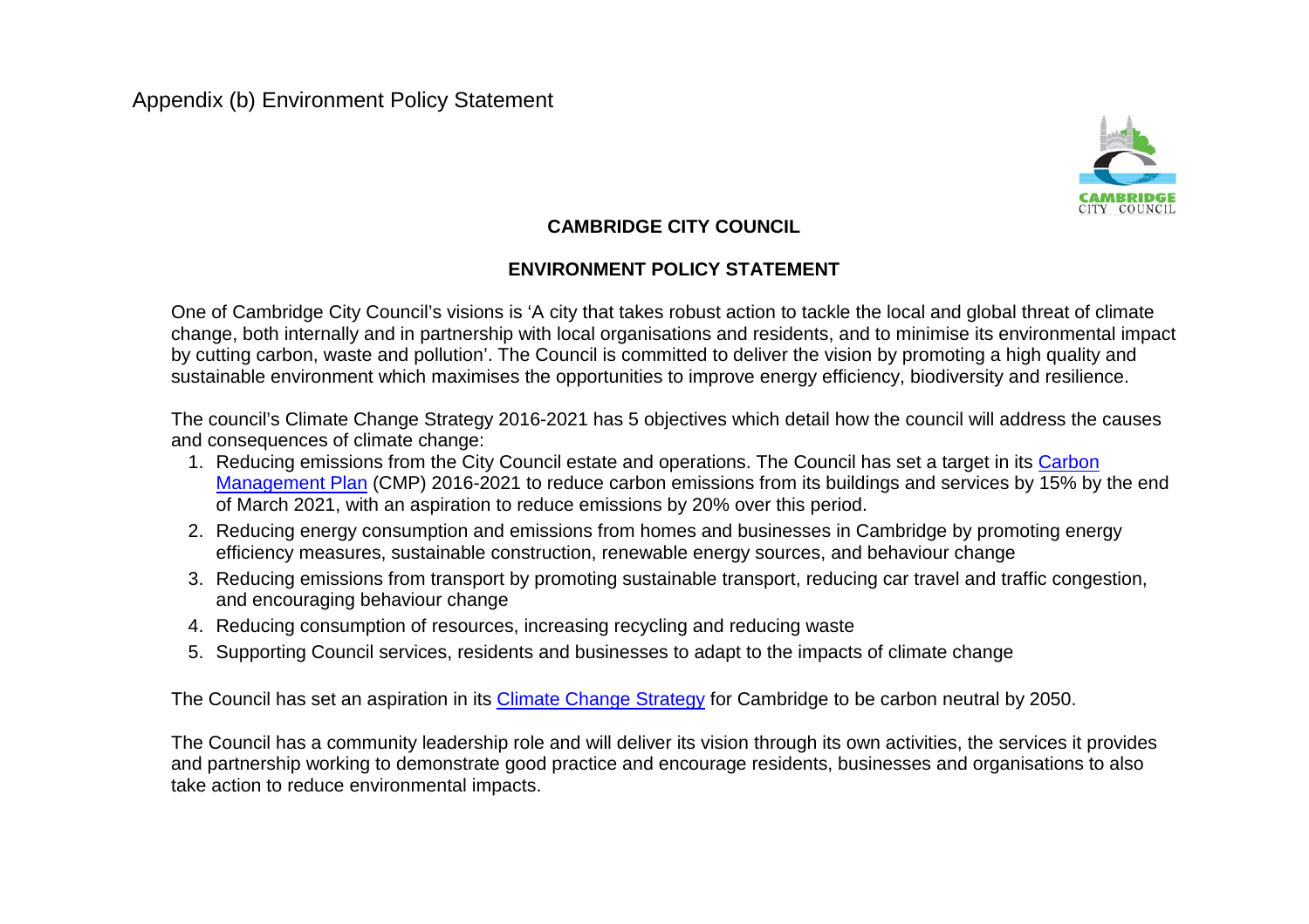Appendix (b) Environment Policy Statement

**CAMBRIDGE CITY COUNCIL**

**ENVIRONMENT POLICY STATEMENT**

One of Cambridge City Council's visions is 'A city that takes robust action to tackle the local and global threat of climate change, both internally and in partnership with local organisations and residents, and to minimise its environmental impact by cutting carbon, waste and pollution'. The Council is committed to deliver the vision by promoting a high quality and sustainable environment which maximises the opportunities to improve energy efficiency, biodiversity and resilience.

The council's Climate Change Strategy 2016-2021 has 5 objectives which detail how the council will address the causes and consequences of climate change:

1. Reducing emissions from the City Council estate and operations. The Council has set a target in its Carbon Management Plan (CMP) 2016-2021 to reduce carbon emissions from its buildings and services by 15% by the end of March 2021, with an aspiration to reduce emissions by 20% over this period.
2. Reducing energy consumption and emissions from homes and businesses in Cambridge by promoting energy efficiency measures, sustainable construction, renewable energy sources, and behaviour change
3. Reducing emissions from transport by promoting sustainable transport, reducing car travel and traffic congestion, and encouraging behaviour change
4. Reducing consumption of resources, increasing recycling and reducing waste
5. Supporting Council services, residents and businesses to adapt to the impacts of climate change

The Council has set an aspiration in its Climate Change Strategy for Cambridge to be carbon neutral by 2050.

The Council has a community leadership role and will deliver its vision through its own activities, the services it provides and partnership working to demonstrate good practice and encourage residents, businesses and organisations to also take action to reduce environmental impacts.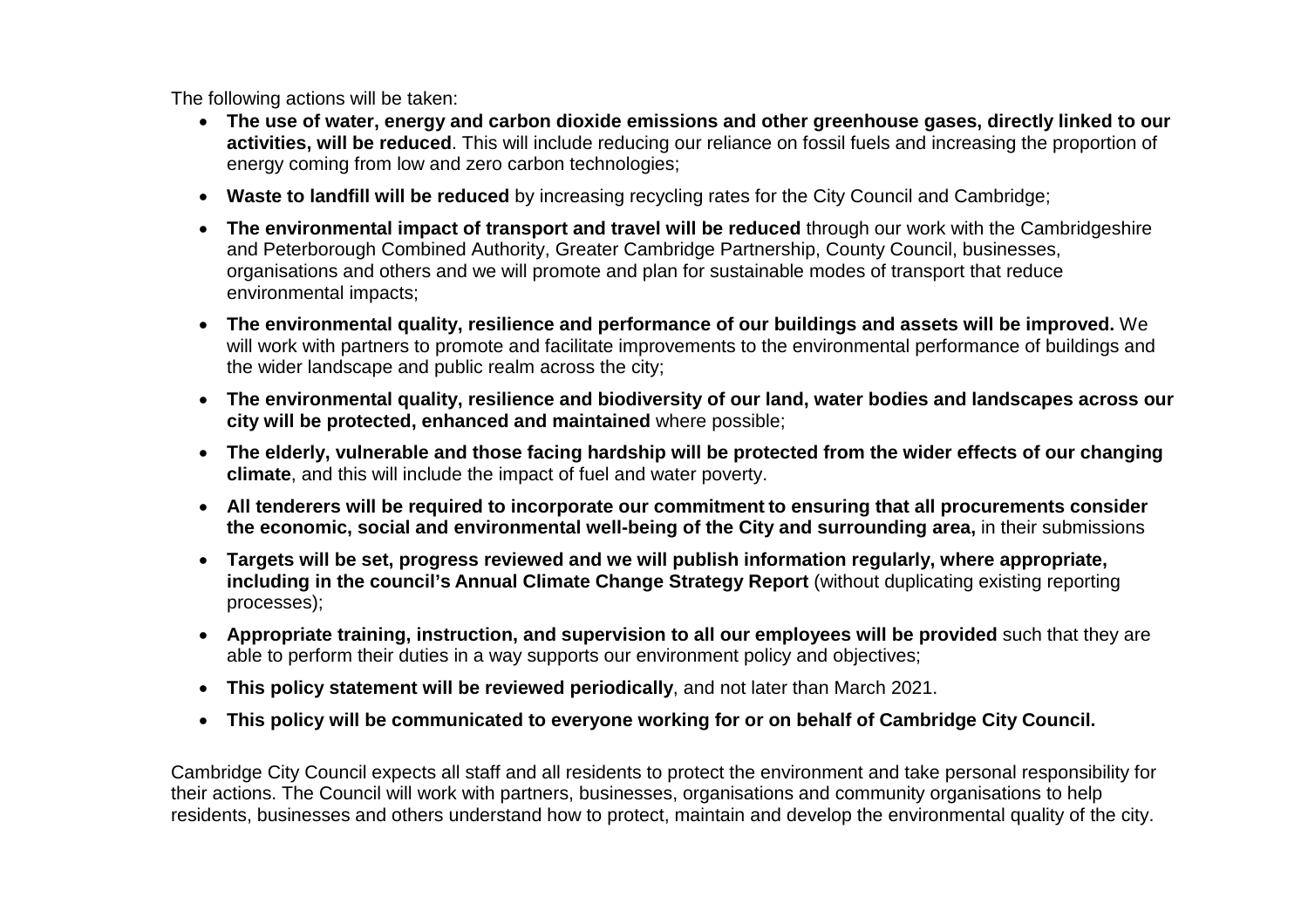The following actions will be taken:

- **The use of water, energy and carbon dioxide emissions and other greenhouse gases, directly linked to our activities, will be reduced**. This will include reducing our reliance on fossil fuels and increasing the proportion of energy coming from low and zero carbon technologies;
- **Waste to landfill will be reduced** by increasing recycling rates for the City Council and Cambridge;
- **The environmental impact of transport and travel will be reduced** through our work with the Cambridgeshire and Peterborough Combined Authority, Greater Cambridge Partnership, County Council, businesses, organisations and others and we will promote and plan for sustainable modes of transport that reduce environmental impacts;
- **The environmental quality, resilience and performance of our buildings and assets will be improved.** We will work with partners to promote and facilitate improvements to the environmental performance of buildings and the wider landscape and public realm across the city;
- **The environmental quality, resilience and biodiversity of our land, water bodies and landscapes across our city will be protected, enhanced and maintained** where possible;
- **The elderly, vulnerable and those facing hardship will be protected from the wider effects of our changing climate**, and this will include the impact of fuel and water poverty.
- **All tenderers will be required to incorporate our commitment to ensuring that all procurements consider the economic, social and environmental well-being of the City and surrounding area,** in their submissions
- **Targets will be set, progress reviewed and we will publish information regularly, where appropriate, including in the council's Annual Climate Change Strategy Report** (without duplicating existing reporting processes);
- **Appropriate training, instruction, and supervision to all our employees will be provided** such that they are able to perform their duties in a way supports our environment policy and objectives;
- **This policy statement will be reviewed periodically**, and not later than March 2021.
- **This policy will be communicated to everyone working for or on behalf of Cambridge City Council.**

Cambridge City Council expects all staff and all residents to protect the environment and take personal responsibility for their actions. The Council will work with partners, businesses, organisations and community organisations to help residents, businesses and others understand how to protect, maintain and develop the environmental quality of the city.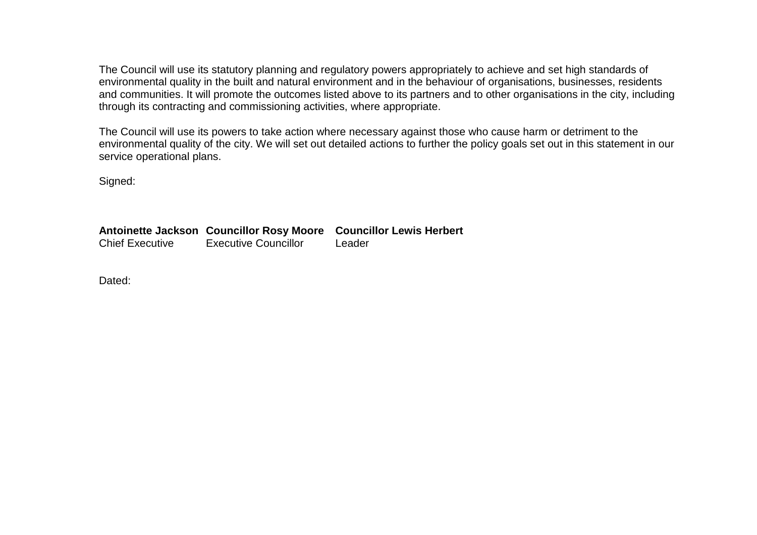The Council will use its statutory planning and regulatory powers appropriately to achieve and set high standards of environmental quality in the built and natural environment and in the behaviour of organisations, businesses, residents and communities. It will promote the outcomes listed above to its partners and to other organisations in the city, including through its contracting and commissioning activities, where appropriate.

The Council will use its powers to take action where necessary against those who cause harm or detriment to the environmental quality of the city. We will set out detailed actions to further the policy goals set out in this statement in our service operational plans.

Signed:

| **Antoinette Jackson** | **Councillor Rosy Moore** | **Councillor Lewis Herbert** |
|---|---|---|
| Chief Executive | Executive Councillor | Leader |

Dated: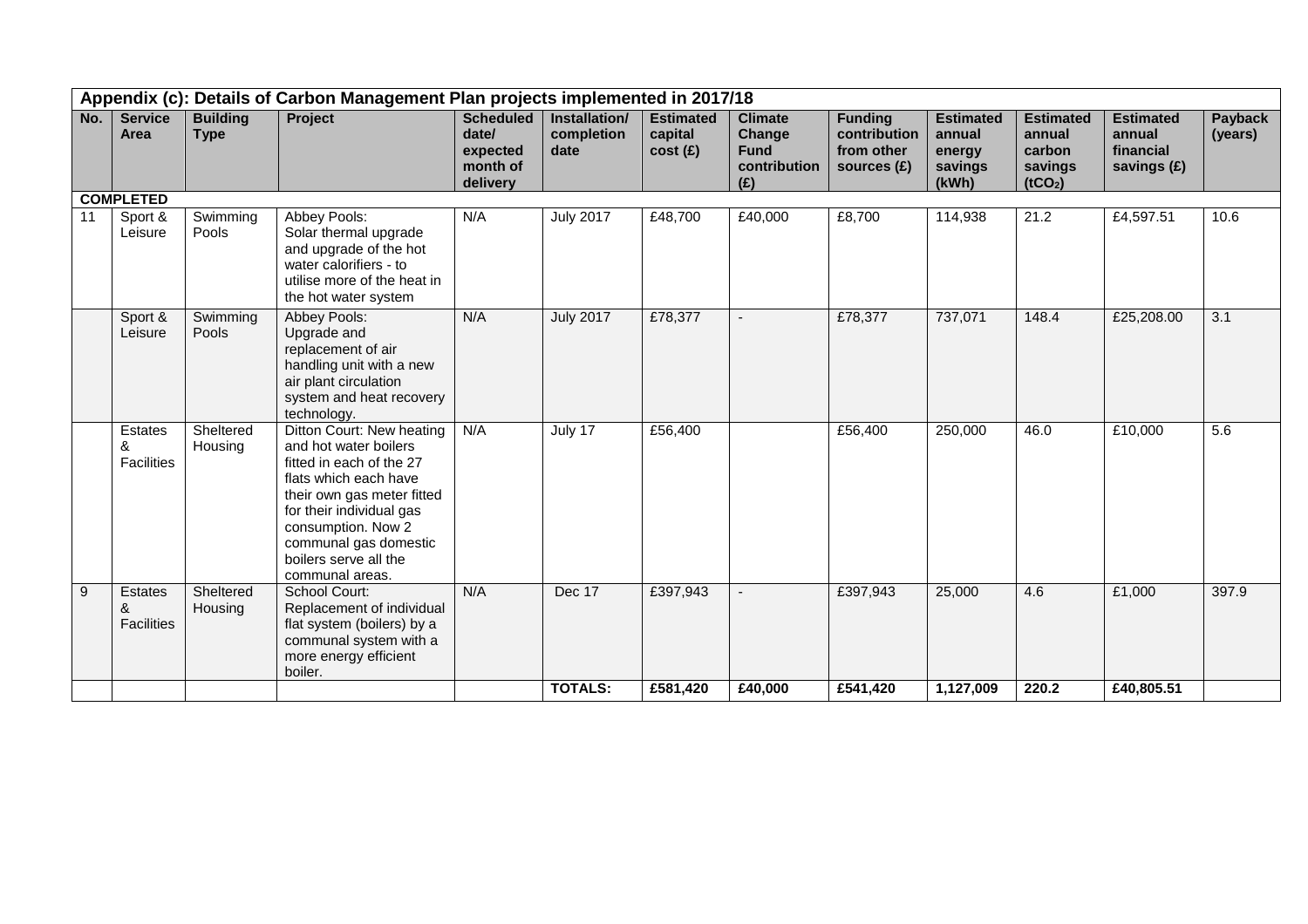| Appendix (c): Details of Carbon Management Plan projects implemented in 2017/18 | | | | | | | | | | | | |
|---|---|---|---|---|---|---|---|---|---|---|---|---|
| **No.** | **Service Area** | **Building Type** | **Project** | **Scheduled date/ expected month of delivery** | **Installation/ completion date** | **Estimated capital cost (£)** | **Climate Change Fund contribution (£)** | **Funding contribution from other sources (£)** | **Estimated annual energy savings (kWh)** | **Estimated annual carbon savings ($tCO_2$)** | **Estimated annual financial savings (£)** | **Payback (years)** |
| **COMPLETED** | | | | | | | | | | | | |
| 11 | Sport & Leisure | Swimming Pools | Abbey Pools: Solar thermal upgrade and upgrade of the hot water calorifiers - to utilise more of the heat in the hot water system | N/A | July 2017 | £48,700 | £40,000 | £8,700 | 114,938 | 21.2 | £4,597.51 | 10.6 |
| | Sport & Leisure | Swimming Pools | Abbey Pools: Upgrade and replacement of air handling unit with a new air plant circulation system and heat recovery technology. | N/A | July 2017 | £78,377 | - | £78,377 | 737,071 | 148.4 | £25,208.00 | 3.1 |
| | Estates & Facilities | Sheltered Housing | Ditton Court: New heating and hot water boilers fitted in each of the 27 flats which each have their own gas meter fitted for their individual gas consumption. Now 2 communal gas domestic boilers serve all the communal areas. | N/A | July 17 | £56,400 | | £56,400 | 250,000 | 46.0 | £10,000 | 5.6 |
| 9 | Estates & Facilities | Sheltered Housing | School Court: Replacement of individual flat system (boilers) by a communal system with a more energy efficient boiler. | N/A | Dec 17 | £397,943 | - | £397,943 | 25,000 | 4.6 | £1,000 | 397.9 |
| | | | | | **TOTALS:** | **£581,420** | **£40,000** | **£541,420** | **1,127,009** | **220.2** | **£40,805.51** | |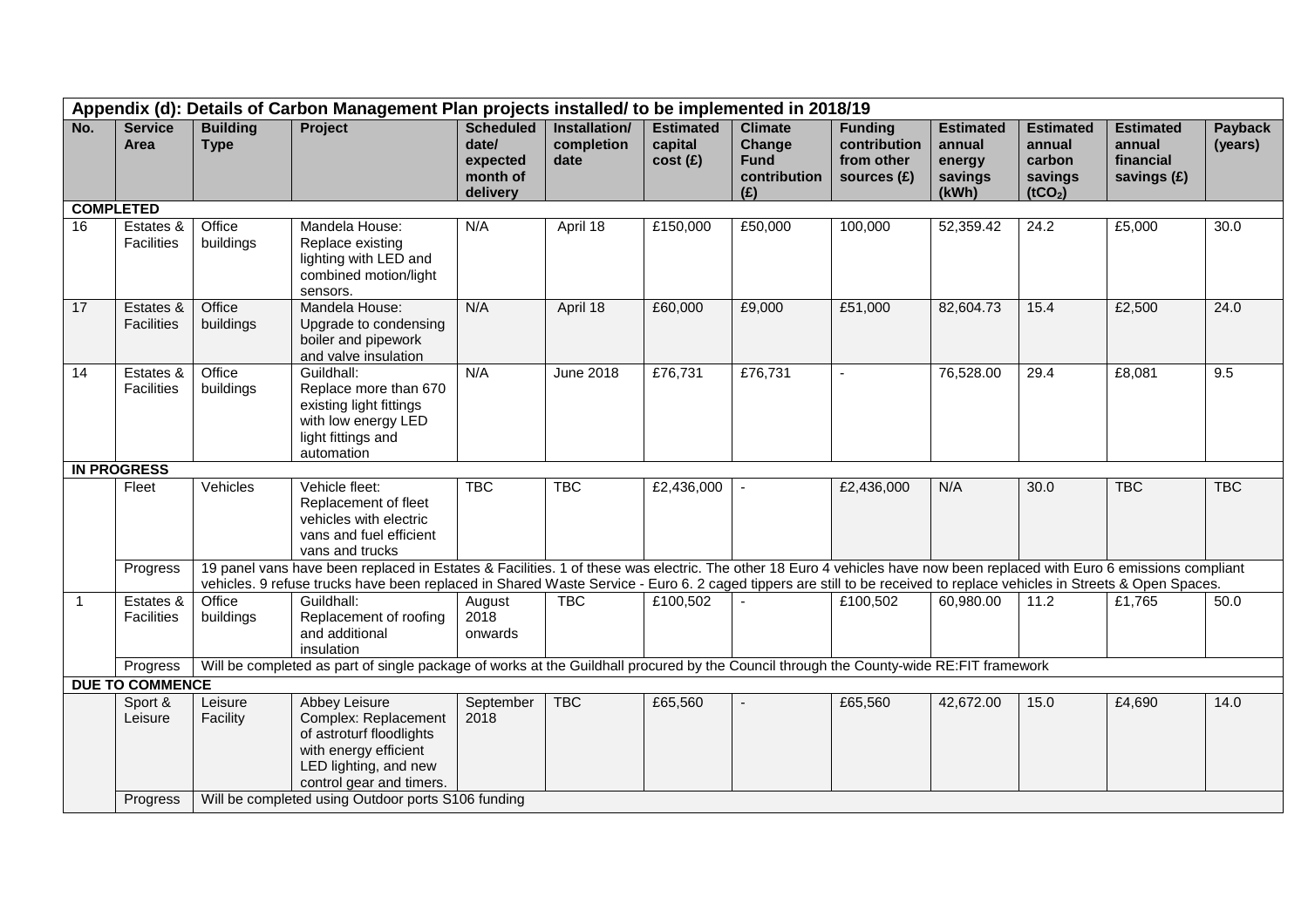| Appendix (d): Details of Carbon Management Plan projects installed/ to be implemented in 2018/19 | | | | | | | | | | | | |
|---|---|---|---|---|---|---|---|---|---|---|---|---|
| **No.** | **Service Area** | **Building Type** | **Project** | **Scheduled date/ expected month of delivery** | **Installation/ completion date** | **Estimated capital cost (£)** | **Climate Change Fund contribution (£)** | **Funding contribution from other sources (£)** | **Estimated annual energy savings (kWh)** | **Estimated annual carbon savings ($tCO_2$)** | **Estimated annual financial savings (£)** | **Payback (years)** |
| **COMPLETED** | | | | | | | | | | | | |
| 16 | Estates & Facilities | Office buildings | Mandela House: Replace existing lighting with LED and combined motion/light sensors. | N/A | April 18 | £150,000 | £50,000 | 100,000 | 52,359.42 | 24.2 | £5,000 | 30.0 |
| 17 | Estates & Facilities | Office buildings | Mandela House: Upgrade to condensing boiler and pipework and valve insulation | N/A | April 18 | £60,000 | £9,000 | £51,000 | 82,604.73 | 15.4 | £2,500 | 24.0 |
| 14 | Estates & Facilities | Office buildings | Guildhall: Replace more than 670 existing light fittings with low energy LED light fittings and automation | N/A | June 2018 | £76,731 | £76,731 | - | 76,528.00 | 29.4 | £8,081 | 9.5 |
| **IN PROGRESS** | | | | | | | | | | | | |
| | Fleet | Vehicles | Vehicle fleet: Replacement of fleet vehicles with electric vans and fuel efficient vans and trucks | TBC | TBC | £2,436,000 | - | £2,436,000 | N/A | 30.0 | TBC | TBC |
| | Progress | 19 panel vans have been replaced in Estates & Facilities. 1 of these was electric. The other 18 Euro 4 vehicles have now been replaced with Euro 6 emissions compliant vehicles. 9 refuse trucks have been replaced in Shared Waste Service - Euro 6. 2 caged tippers are still to be received to replace vehicles in Streets & Open Spaces. | | | | | | | | | | |
| 1 | Estates & Facilities | Office buildings | Guildhall: Replacement of roofing and additional insulation | August 2018 onwards | TBC | £100,502 | - | £100,502 | 60,980.00 | 11.2 | £1,765 | 50.0 |
| | Progress | Will be completed as part of single package of works at the Guildhall procured by the Council through the County-wide RE:FIT framework | | | | | | | | | | |
| **DUE TO COMMENCE** | | | | | | | | | | | | |
| | Sport & Leisure | Leisure Facility | Abbey Leisure Complex: Replacement of astroturf floodlights with energy efficient LED lighting, and new control gear and timers. | September 2018 | TBC | £65,560 | - | £65,560 | 42,672.00 | 15.0 | £4,690 | 14.0 |
| | Progress | Will be completed using Outdoor ports S106 funding | | | | | | | | | | |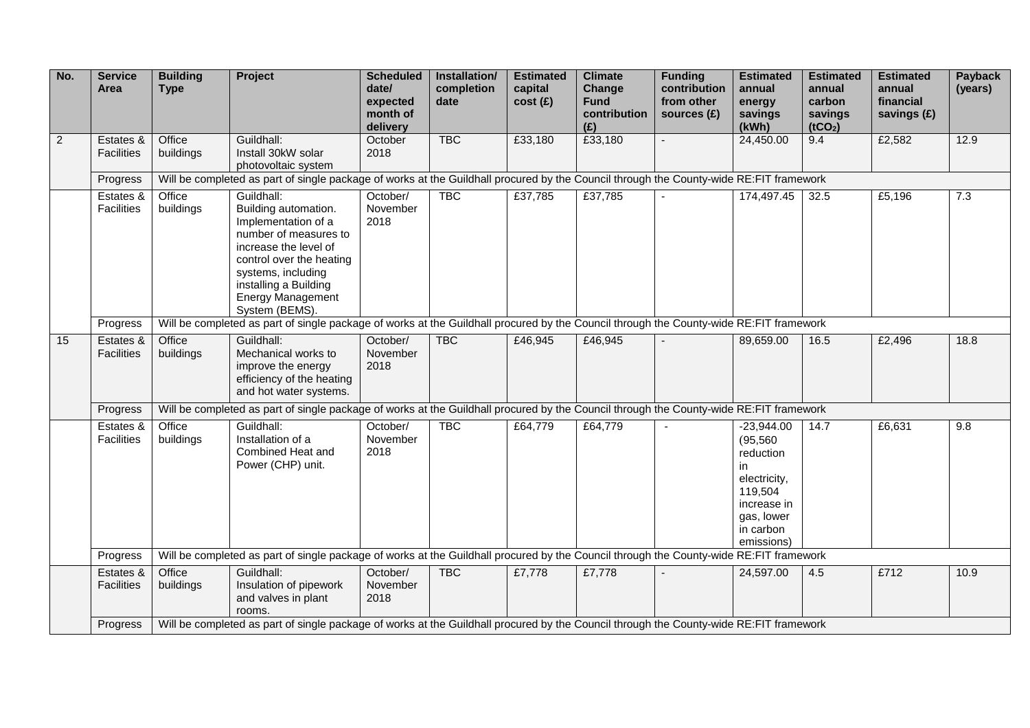| No. | Service Area | Building Type | Project | Scheduled date/ expected month of delivery | Installation/ completion date | Estimated capital cost (£) | Climate Change Fund contribution (£) | Funding contribution from other sources (£) | Estimated annual energy savings (kWh) | Estimated annual carbon savings ($tCO_2$) | Estimated annual financial savings (£) | Payback (years) |
|---|---|---|---|---|---|---|---|---|---|---|---|---|
| 2 | Estates & Facilities | Office buildings | Guildhall: Install 30kW solar photovoltaic system | October 2018 | TBC | £33,180 | £33,180 | - | 24,450.00 | 9.4 | £2,582 | 12.9 |
| | Progress | Will be completed as part of single package of works at the Guildhall procured by the Council through the County-wide RE:FIT framework | | | | | | | | | | |
| | Estates & Facilities | Office buildings | Guildhall: Building automation. Implementation of a number of measures to increase the level of control over the heating systems, including installing a Building Energy Management System (BEMS). | October/ November 2018 | TBC | £37,785 | £37,785 | - | 174,497.45 | 32.5 | £5,196 | 7.3 |
| | Progress | Will be completed as part of single package of works at the Guildhall procured by the Council through the County-wide RE:FIT framework | | | | | | | | | | |
| 15 | Estates & Facilities | Office buildings | Guildhall: Mechanical works to improve the energy efficiency of the heating and hot water systems. | October/ November 2018 | TBC | £46,945 | £46,945 | - | 89,659.00 | 16.5 | £2,496 | 18.8 |
| | Progress | Will be completed as part of single package of works at the Guildhall procured by the Council through the County-wide RE:FIT framework | | | | | | | | | | |
| | Estates & Facilities | Office buildings | Guildhall: Installation of a Combined Heat and Power (CHP) unit. | October/ November 2018 | TBC | £64,779 | £64,779 | - | -23,944.00 (95,560 reduction in electricity, 119,504 increase in gas, lower in carbon emissions) | 14.7 | £6,631 | 9.8 |
| | Progress | Will be completed as part of single package of works at the Guildhall procured by the Council through the County-wide RE:FIT framework | | | | | | | | | | |
| | Estates & Facilities | Office buildings | Guildhall: Insulation of pipework and valves in plant rooms. | October/ November 2018 | TBC | £7,778 | £7,778 | - | 24,597.00 | 4.5 | £712 | 10.9 |
| | Progress | Will be completed as part of single package of works at the Guildhall procured by the Council through the County-wide RE:FIT framework | | | | | | | | | | |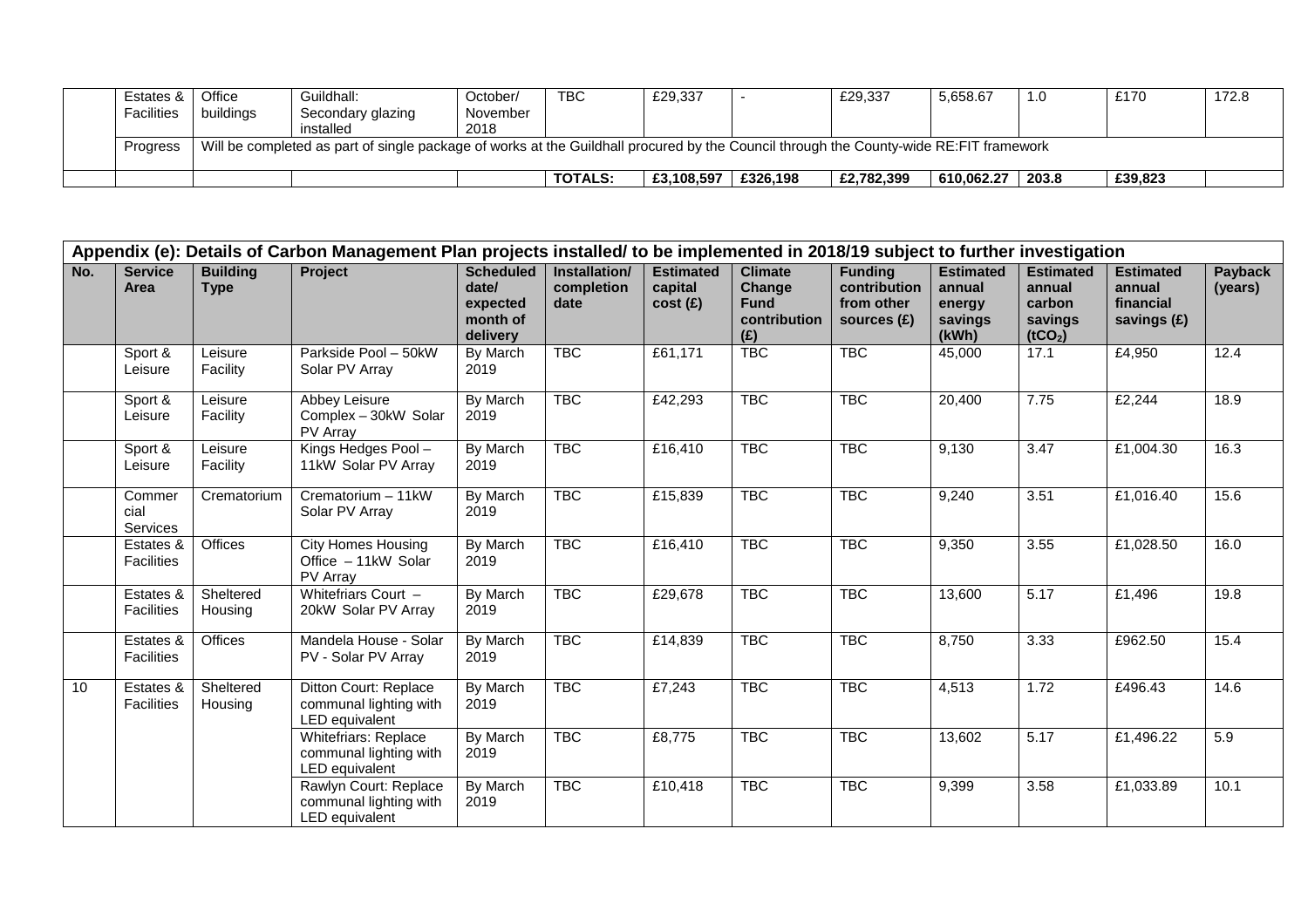| | Estates & Facilities | Office buildings | Guildhall: Secondary glazing installed | October/ November 2018 | TBC | £29,337 | - | £29,337 | 5,658.67 | 1.0 | £170 | 172.8 |
|---|---|---|---|---|---|---|---|---|---|---|---|---|
| | Progress | Will be completed as part of single package of works at the Guildhall procured by the Council through the County-wide RE:FIT framework | | | | | | | | | | |
| | | | | | **TOTALS:** | **£3,108,597** | **£326,198** | **£2,782,399** | **610,062.27** | **203.8** | **£39,823** | |

**Appendix (e): Details of Carbon Management Plan projects installed/ to be implemented in 2018/19 subject to further investigation**

| No. | Service Area | Building Type | Project | Scheduled date/ expected month of delivery | Installation/ completion date | Estimated capital cost (£) | Climate Change Fund contribution (£) | Funding contribution from other sources (£) | Estimated annual energy savings (kWh) | Estimated annual carbon savings ($tCO_2$) | Estimated annual financial savings (£) | Payback (years) |
|---|---|---|---|---|---|---|---|---|---|---|---|---|
| | Sport & Leisure | Leisure Facility | Parkside Pool – 50kW Solar PV Array | By March 2019 | TBC | £61,171 | TBC | TBC | 45,000 | 17.1 | £4,950 | 12.4 |
| | Sport & Leisure | Leisure Facility | Abbey Leisure Complex – 30kW Solar PV Array | By March 2019 | TBC | £42,293 | TBC | TBC | 20,400 | 7.75 | £2,244 | 18.9 |
| | Sport & Leisure | Leisure Facility | Kings Hedges Pool – 11kW Solar PV Array | By March 2019 | TBC | £16,410 | TBC | TBC | 9,130 | 3.47 | £1,004.30 | 16.3 |
| | Commercial Services | Crematorium | Crematorium – 11kW Solar PV Array | By March 2019 | TBC | £15,839 | TBC | TBC | 9,240 | 3.51 | £1,016.40 | 15.6 |
| | Estates & Facilities | Offices | City Homes Housing Office – 11kW Solar PV Array | By March 2019 | TBC | £16,410 | TBC | TBC | 9,350 | 3.55 | £1,028.50 | 16.0 |
| | Estates & Facilities | Sheltered Housing | Whitefriars Court – 20kW Solar PV Array | By March 2019 | TBC | £29,678 | TBC | TBC | 13,600 | 5.17 | £1,496 | 19.8 |
| | Estates & Facilities | Offices | Mandela House - Solar PV - Solar PV Array | By March 2019 | TBC | £14,839 | TBC | TBC | 8,750 | 3.33 | £962.50 | 15.4 |
| 10 | Estates & Facilities | Sheltered Housing | Ditton Court: Replace communal lighting with LED equivalent | By March 2019 | TBC | £7,243 | TBC | TBC | 4,513 | 1.72 | £496.43 | 14.6 |
| | | | Whitefriars: Replace communal lighting with LED equivalent | By March 2019 | TBC | £8,775 | TBC | TBC | 13,602 | 5.17 | £1,496.22 | 5.9 |
| | | | Rawlyn Court: Replace communal lighting with LED equivalent | By March 2019 | TBC | £10,418 | TBC | TBC | 9,399 | 3.58 | £1,033.89 | 10.1 |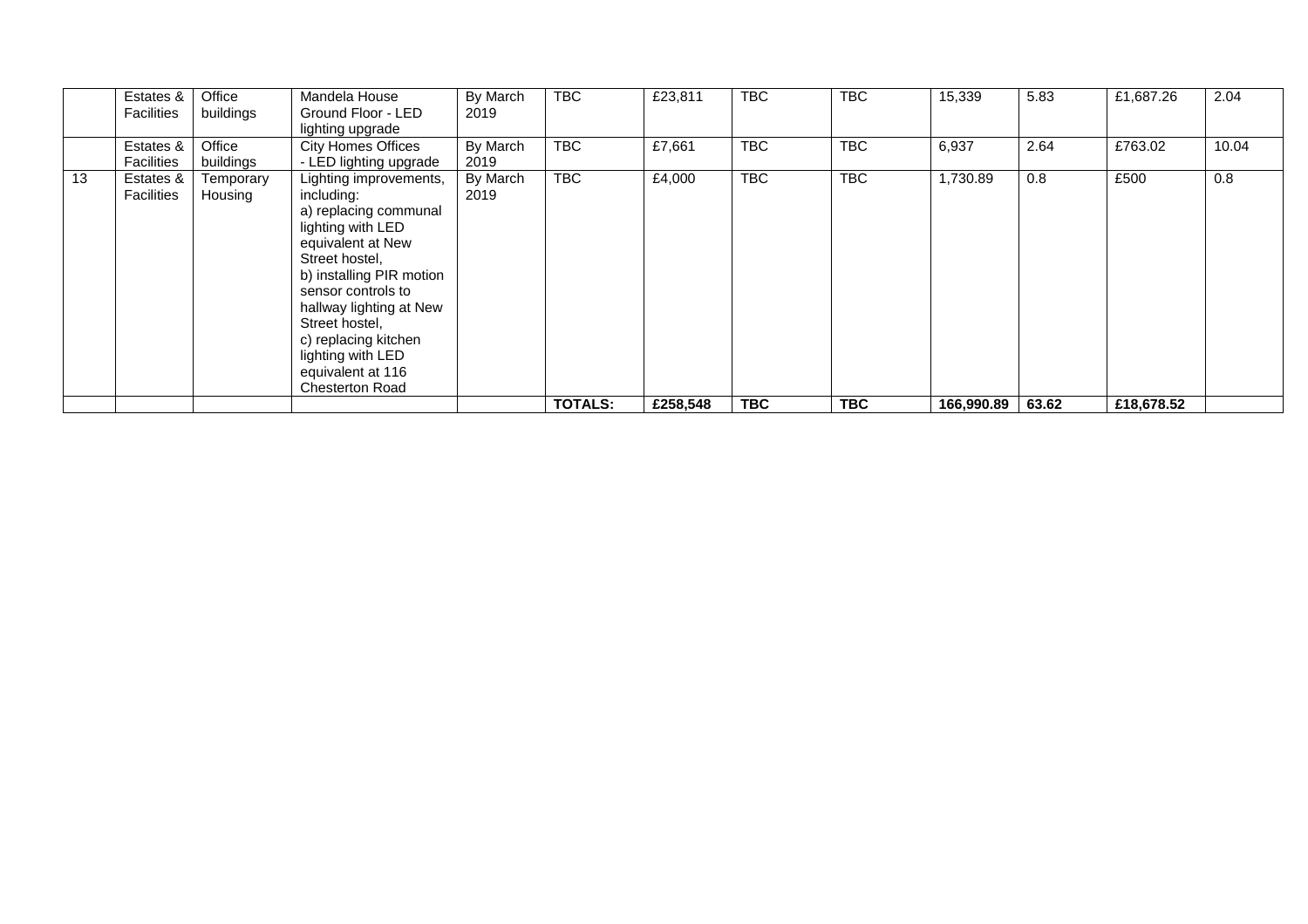| | | | | | | | | | | | | |
|---|---|---|---|---|---|---|---|---|---|---|---|---|
| | Estates & Facilities | Office buildings | Mandela House Ground Floor - LED lighting upgrade | By March 2019 | TBC | £23,811 | TBC | TBC | 15,339 | 5.83 | £1,687.26 | 2.04 |
| | Estates & Facilities | Office buildings | City Homes Offices - LED lighting upgrade | By March 2019 | TBC | £7,661 | TBC | TBC | 6,937 | 2.64 | £763.02 | 10.04 |
| 13 | Estates & Facilities | Temporary Housing | Lighting improvements, including:<br>a) replacing communal lighting with LED equivalent at New Street hostel,<br>b) installing PIR motion sensor controls to hallway lighting at New Street hostel,<br>c) replacing kitchen lighting with LED equivalent at 116 Chesterton Road | By March 2019 | TBC | £4,000 | TBC | TBC | 1,730.89 | 0.8 | £500 | 0.8 |
| | | | | | **TOTALS:** | **£258,548** | **TBC** | **TBC** | **166,990.89** | **63.62** | **£18,678.52** | |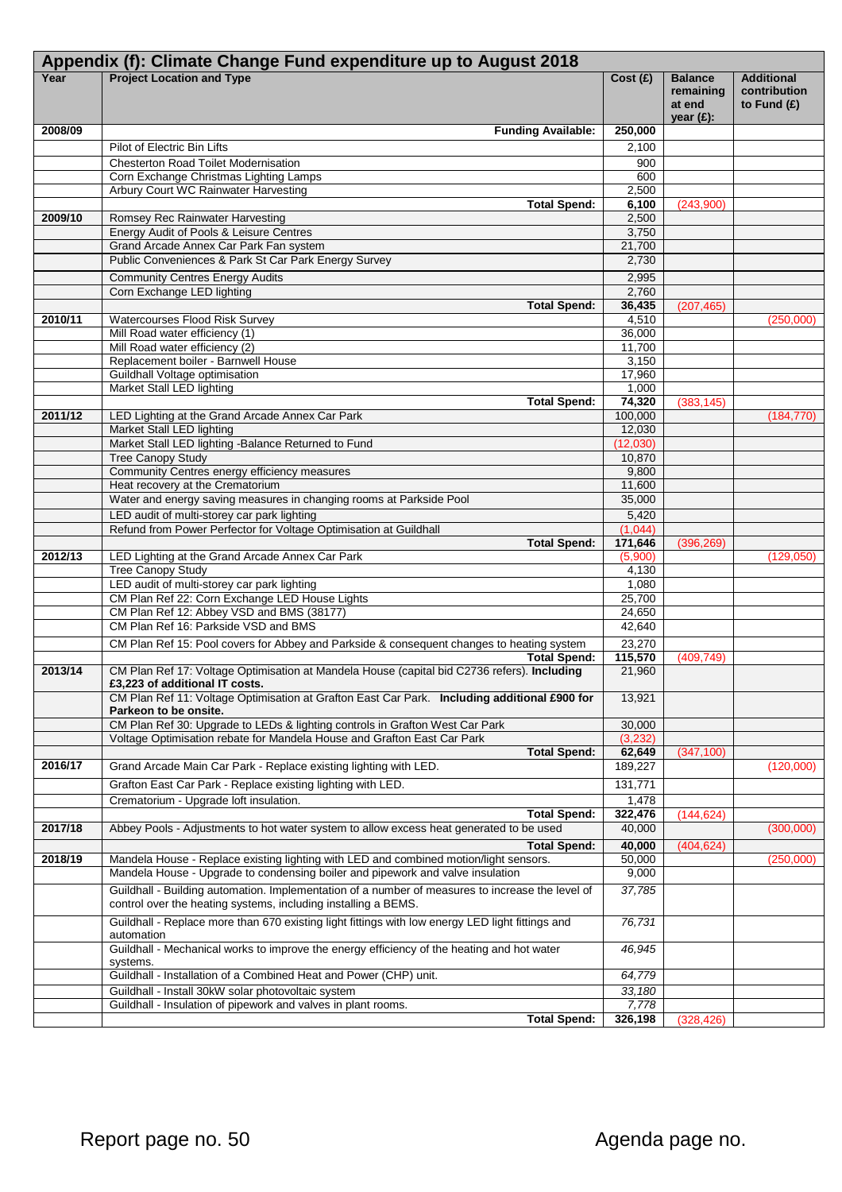## Appendix (f): Climate Change Fund expenditure up to August 2018

| Year | Project Location and Type | Cost (£) | Balance remaining at end year (£): | Additional contribution to Fund (£) |
|---|---|---|---|---|
| 2008/09 | **Funding Available:** | **250,000** | | |
| | Pilot of Electric Bin Lifts | 2,100 | | |
| | Chesterton Road Toilet Modernisation | 900 | | |
| | Corn Exchange Christmas Lighting Lamps | 600 | | |
| | Arbury Court WC Rainwater Harvesting | 2,500 | | |
| | **Total Spend:** | **6,100** | (243,900) | |
| 2009/10 | Romsey Rec Rainwater Harvesting | 2,500 | | |
| | Energy Audit of Pools & Leisure Centres | 3,750 | | |
| | Grand Arcade Annex Car Park Fan system | 21,700 | | |
| | Public Conveniences & Park St Car Park Energy Survey | 2,730 | | |
| | Community Centres Energy Audits | 2,995 | | |
| | Corn Exchange LED lighting | 2,760 | | |
| | **Total Spend:** | **36,435** | (207,465) | |
| 2010/11 | Watercourses Flood Risk Survey | 4,510 | | (250,000) |
| | Mill Road water efficiency (1) | 36,000 | | |
| | Mill Road water efficiency (2) | 11,700 | | |
| | Replacement boiler - Barnwell House | 3,150 | | |
| | Guildhall Voltage optimisation | 17,960 | | |
| | Market Stall LED lighting | 1,000 | | |
| | **Total Spend:** | **74,320** | (383,145) | |
| 2011/12 | LED Lighting at the Grand Arcade Annex Car Park | 100,000 | | (184,770) |
| | Market Stall LED lighting | 12,030 | | |
| | Market Stall LED lighting -Balance Returned to Fund | (12,030) | | |
| | Tree Canopy Study | 10,870 | | |
| | Community Centres energy efficiency measures | 9,800 | | |
| | Heat recovery at the Crematorium | 11,600 | | |
| | Water and energy saving measures in changing rooms at Parkside Pool | 35,000 | | |
| | LED audit of multi-storey car park lighting | 5,420 | | |
| | Refund from Power Perfector for Voltage Optimisation at Guildhall | (1,044) | | |
| | **Total Spend:** | **171,646** | (396,269) | |
| 2012/13 | LED Lighting at the Grand Arcade Annex Car Park | (5,900) | | (129,050) |
| | Tree Canopy Study | 4,130 | | |
| | LED audit of multi-storey car park lighting | 1,080 | | |
| | CM Plan Ref 22: Corn Exchange LED House Lights | 25,700 | | |
| | CM Plan Ref 12: Abbey VSD and BMS (38177) | 24,650 | | |
| | CM Plan Ref 16: Parkside VSD and BMS | 42,640 | | |
| | CM Plan Ref 15: Pool covers for Abbey and Parkside & consequent changes to heating system | 23,270 | | |
| | **Total Spend:** | **115,570** | (409,749) | |
| 2013/14 | CM Plan Ref 17: Voltage Optimisation at Mandela House (capital bid C2736 refers). **Including £3,223 of additional IT costs.** | 21,960 | | |
| | CM Plan Ref 11: Voltage Optimisation at Grafton East Car Park. **Including additional £900 for Parkeon to be onsite.** | 13,921 | | |
| | CM Plan Ref 30: Upgrade to LEDs & lighting controls in Grafton West Car Park | 30,000 | | |
| | Voltage Optimisation rebate for Mandela House and Grafton East Car Park | (3,232) | | |
| | **Total Spend:** | **62,649** | (347,100) | |
| 2016/17 | Grand Arcade Main Car Park - Replace existing lighting with LED. | 189,227 | | (120,000) |
| | Grafton East Car Park - Replace existing lighting with LED. | 131,771 | | |
| | Crematorium - Upgrade loft insulation. | 1,478 | | |
| | **Total Spend:** | **322,476** | (144,624) | |
| 2017/18 | Abbey Pools - Adjustments to hot water system to allow excess heat generated to be used | 40,000 | | (300,000) |
| | **Total Spend:** | **40,000** | (404,624) | |
| 2018/19 | Mandela House - Replace existing lighting with LED and combined motion/light sensors. | 50,000 | | (250,000) |
| | Mandela House - Upgrade to condensing boiler and pipework and valve insulation | 9,000 | | |
| | Guildhall - Building automation. Implementation of a number of measures to increase the level of control over the heating systems, including installing a BEMS. | *37,785* | | |
| | Guildhall - Replace more than 670 existing light fittings with low energy LED light fittings and automation | *76,731* | | |
| | Guildhall - Mechanical works to improve the energy efficiency of the heating and hot water systems. | *46,945* | | |
| | Guildhall - Installation of a Combined Heat and Power (CHP) unit. | *64,779* | | |
| | Guildhall - Install 30kW solar photovoltaic system | *33,180* | | |
| | Guildhall - Insulation of pipework and valves in plant rooms. | *7,778* | | |
| | **Total Spend:** | **326,198** | (328,426) | |